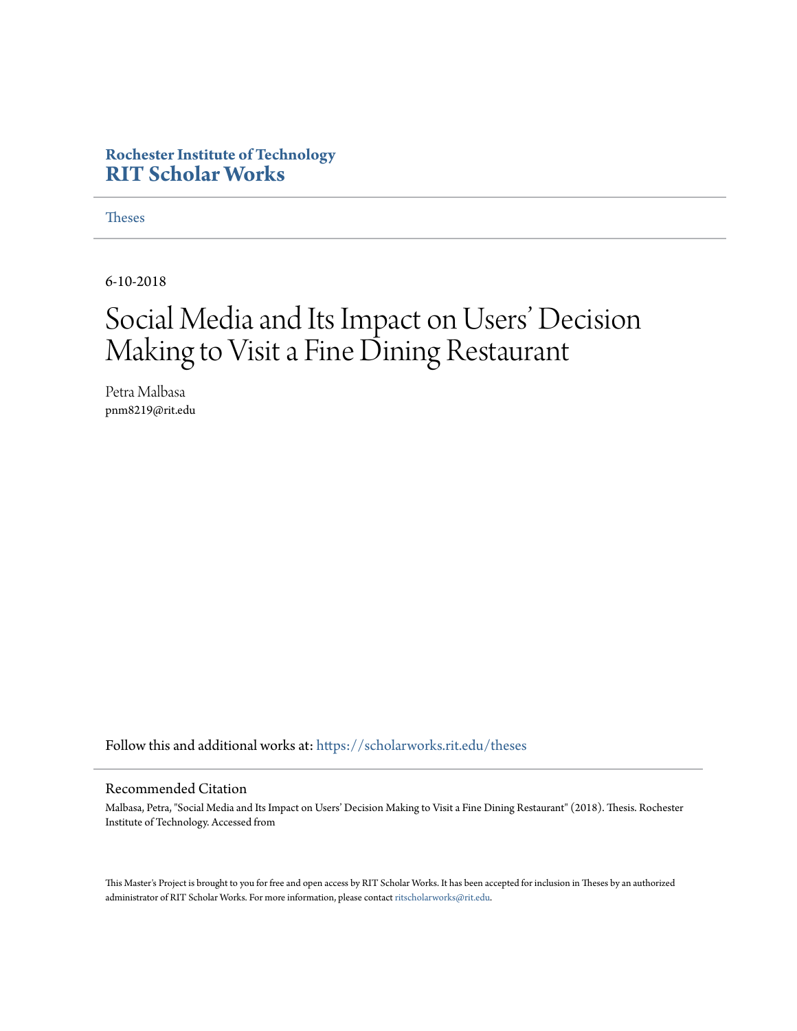Rochester Institute of Technology

**RIT Scholar Works**

Theses

6-10-2018

# Social Media and Its Impact on Users' Decision Making to Visit a Fine Dining Restaurant

Petra Malbasa
pnm8219@rit.edu

Follow this and additional works at: https://scholarworks.rit.edu/theses

## Recommended Citation

Malbasa, Petra, "Social Media and Its Impact on Users' Decision Making to Visit a Fine Dining Restaurant" (2018). Thesis. Rochester Institute of Technology. Accessed from

This Master's Project is brought to you for free and open access by RIT Scholar Works. It has been accepted for inclusion in Theses by an authorized administrator of RIT Scholar Works. For more information, please contact ritscholarworks@rit.edu.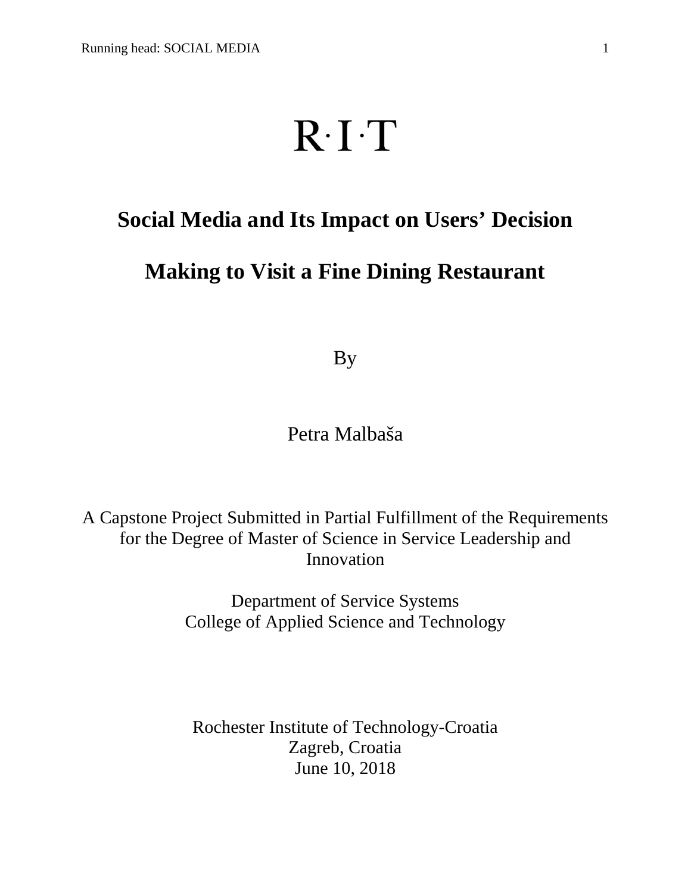R·I·T

# Social Media and Its Impact on Users' Decision Making to Visit a Fine Dining Restaurant

By

Petra Malbaša

A Capstone Project Submitted in Partial Fulfillment of the Requirements for the Degree of Master of Science in Service Leadership and Innovation

Department of Service Systems
College of Applied Science and Technology

Rochester Institute of Technology-Croatia
Zagreb, Croatia
June 10, 2018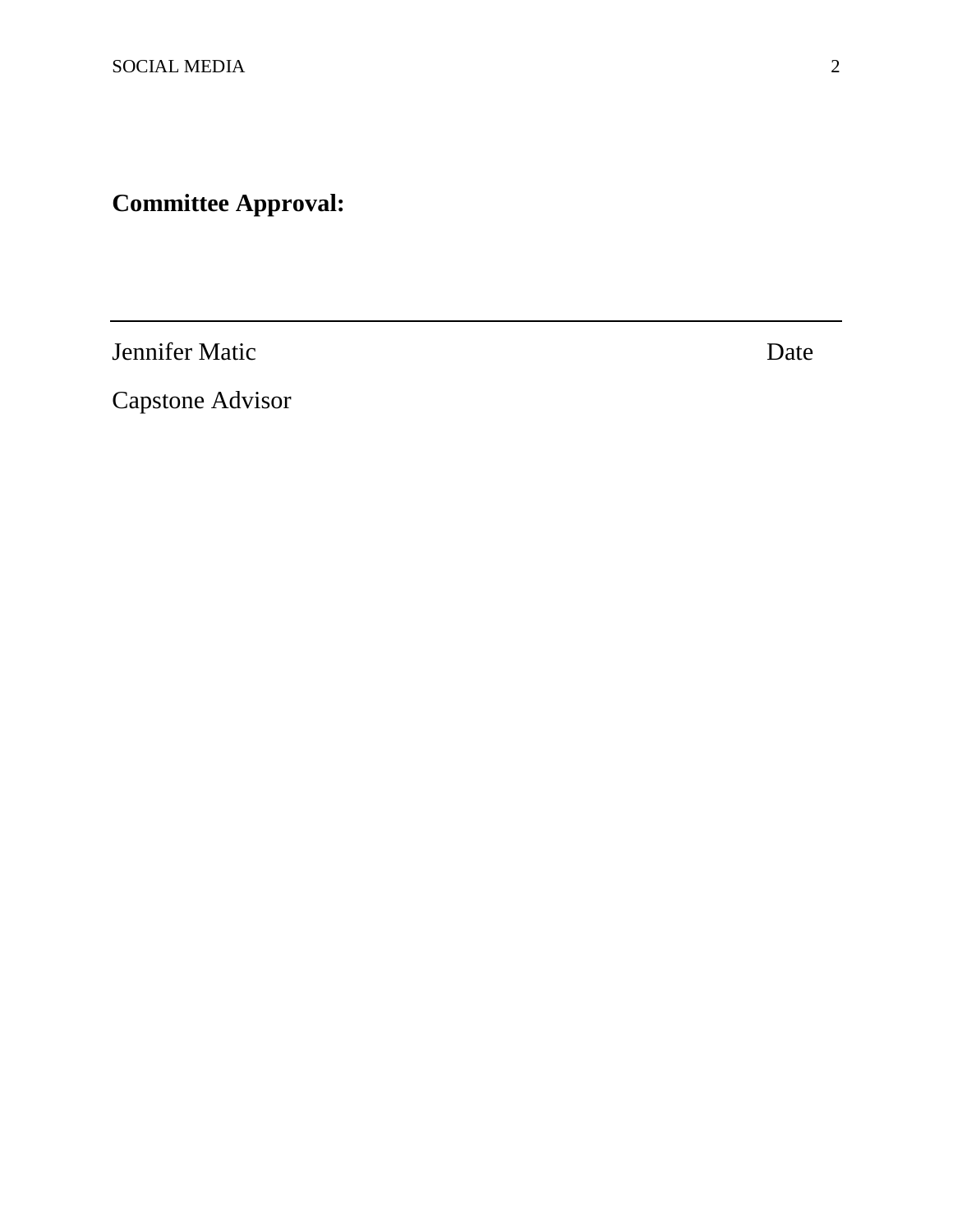**Committee Approval:**

---

Jennifer Matic                                                                                    Date

Capstone Advisor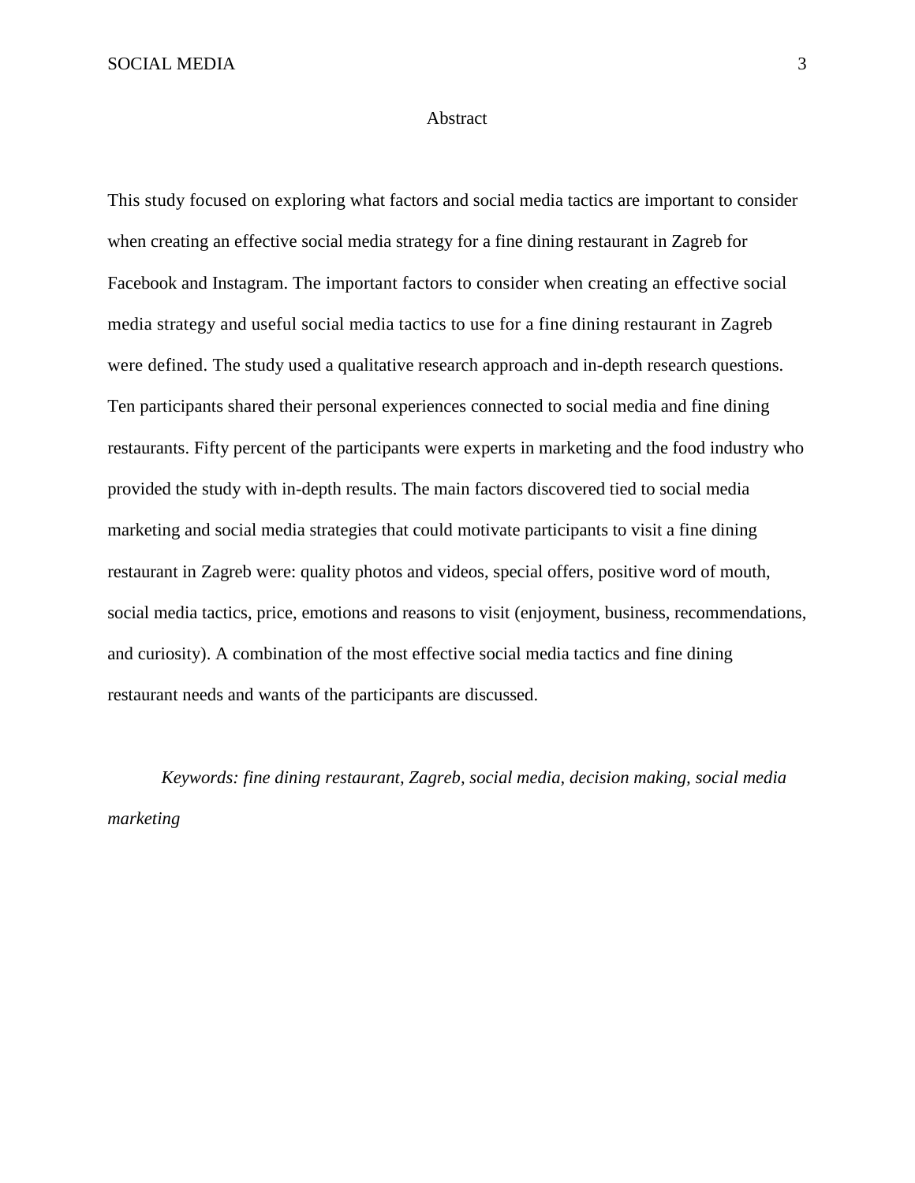# Abstract

This study focused on exploring what factors and social media tactics are important to consider when creating an effective social media strategy for a fine dining restaurant in Zagreb for Facebook and Instagram. The important factors to consider when creating an effective social media strategy and useful social media tactics to use for a fine dining restaurant in Zagreb were defined. The study used a qualitative research approach and in-depth research questions. Ten participants shared their personal experiences connected to social media and fine dining restaurants. Fifty percent of the participants were experts in marketing and the food industry who provided the study with in-depth results. The main factors discovered tied to social media marketing and social media strategies that could motivate participants to visit a fine dining restaurant in Zagreb were: quality photos and videos, special offers, positive word of mouth, social media tactics, price, emotions and reasons to visit (enjoyment, business, recommendations, and curiosity). A combination of the most effective social media tactics and fine dining restaurant needs and wants of the participants are discussed.

*Keywords: fine dining restaurant, Zagreb, social media, decision making, social media marketing*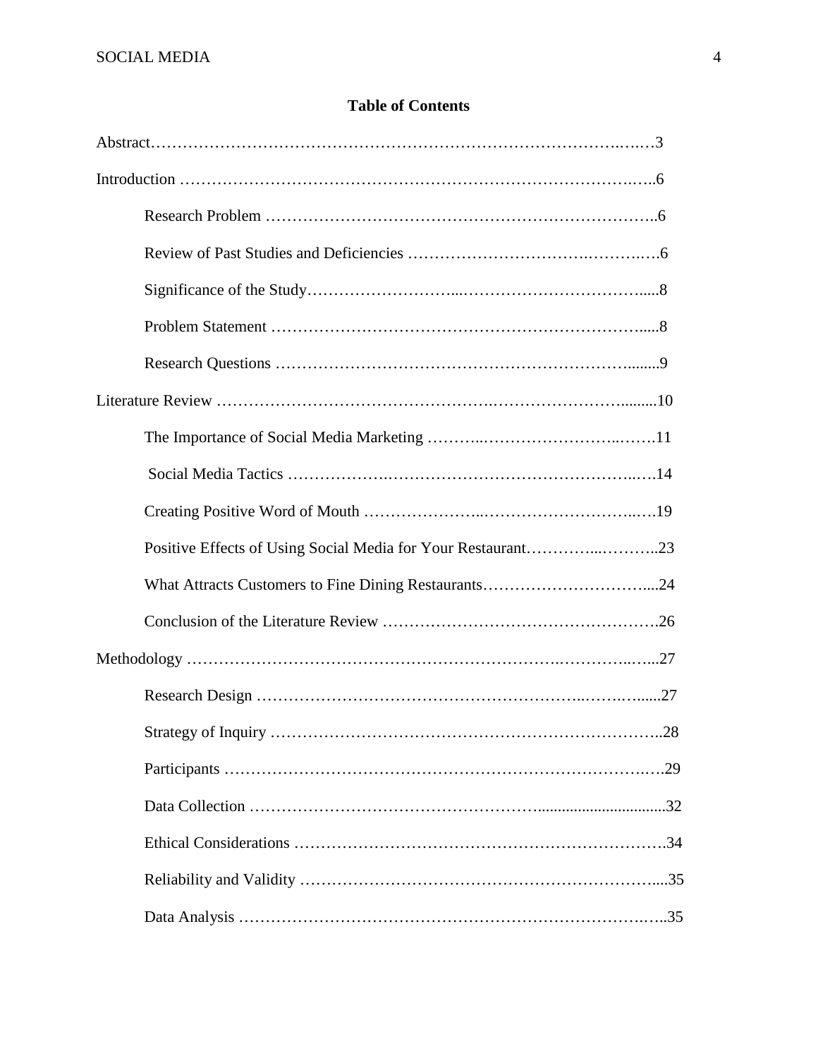## Table of Contents

Abstract……………………………………………………………………………….….3

Introduction ……………………………………………………………………….…..6

- Research Problem ………………………………………………………………..6
- Review of Past Studies and Deficiencies …………………………….……….….6
- Significance of the Study………………………...……………………………......8
- Problem Statement …………………………………………………………….....8
- Research Questions …………………………………………………………........9

Literature Review ………………………………………….…………………….........10

- The Importance of Social Media Marketing ………..……………………..…….11
- Social Media Tactics ……………….…………………………………………..…14
- Creating Positive Word of Mouth …………………..…………………………..…19
- Positive Effects of Using Social Media for Your Restaurant…………...………..23
- What Attracts Customers to Fine Dining Restaurants…………………………....24
- Conclusion of the Literature Review ………………………………………….26

Methodology …………………………………………………….…………..…...27

- Research Design ………………………………………………..…….…......27
- Strategy of Inquiry ………………………………………………………………..28
- Participants ……………………………………………………………………..…29
- Data Collection ………………………………………………................................32
- Ethical Considerations …………………………………………………………….34
- Reliability and Validity …………………………………………………………....35
- Data Analysis ………………………………………………………………….…..35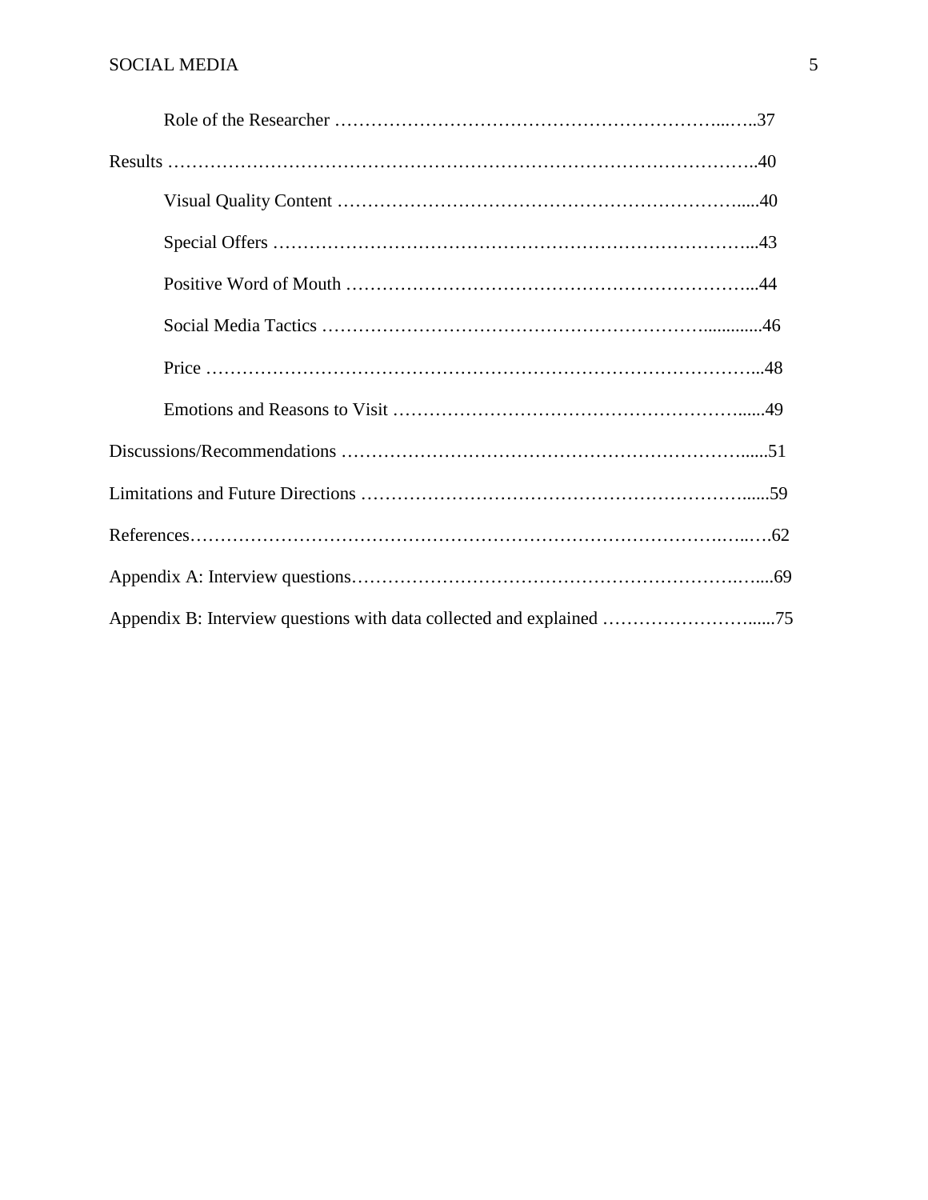Role of the Researcher ……………………………………………………………...…..37

Results ……………………………………………………………………………………..40

Visual Quality Content ……………………………………………………………......40

Special Offers ……………………………………………………………………………...43

Positive Word of Mouth …………………………………………………………...44

Social Media Tactics ……………………………………………………….............46

Price ………………………………………………………………………………...48

Emotions and Reasons to Visit ………………………………………………….......49

Discussions/Recommendations …………………………………………………………......51

Limitations and Future Directions ……………………………………………………......59

References……………………………………………………………………………….….…62

Appendix A: Interview questions…………………………………………………………….…....69

Appendix B: Interview questions with data collected and explained ……………………......75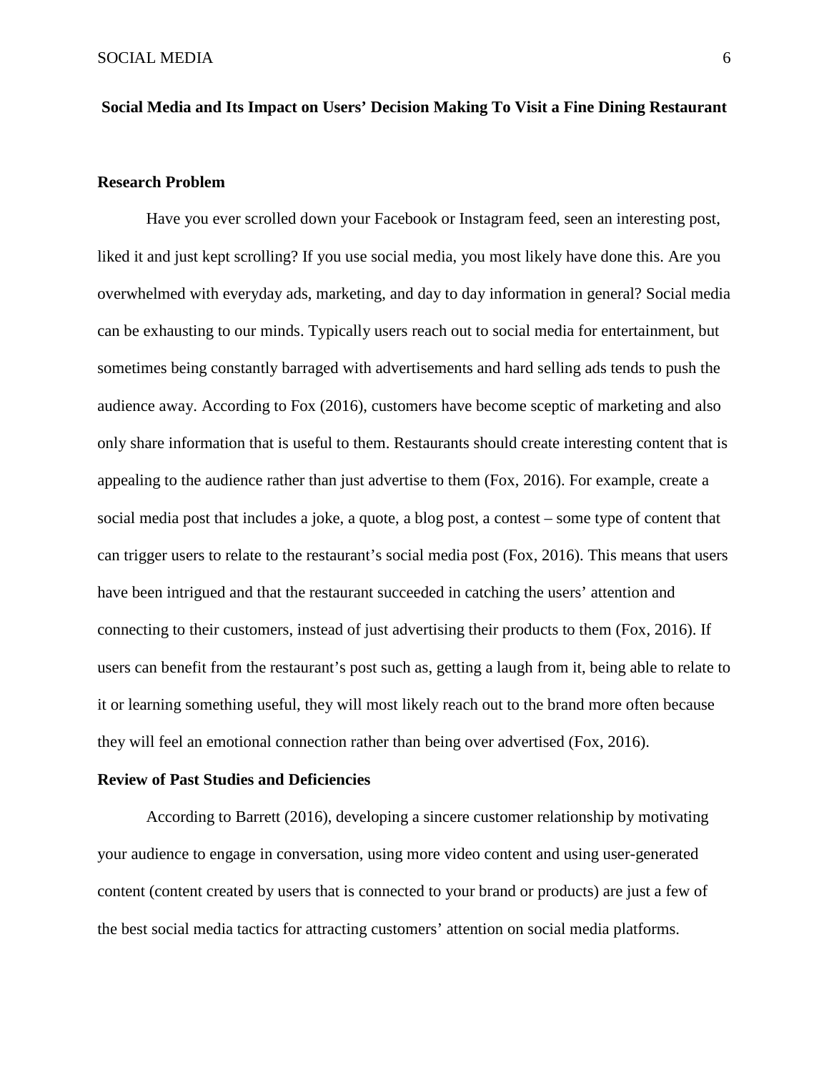## Social Media and Its Impact on Users' Decision Making To Visit a Fine Dining Restaurant

### Research Problem

Have you ever scrolled down your Facebook or Instagram feed, seen an interesting post, liked it and just kept scrolling? If you use social media, you most likely have done this. Are you overwhelmed with everyday ads, marketing, and day to day information in general? Social media can be exhausting to our minds. Typically users reach out to social media for entertainment, but sometimes being constantly barraged with advertisements and hard selling ads tends to push the audience away. According to Fox (2016), customers have become sceptic of marketing and also only share information that is useful to them. Restaurants should create interesting content that is appealing to the audience rather than just advertise to them (Fox, 2016). For example, create a social media post that includes a joke, a quote, a blog post, a contest – some type of content that can trigger users to relate to the restaurant's social media post (Fox, 2016). This means that users have been intrigued and that the restaurant succeeded in catching the users' attention and connecting to their customers, instead of just advertising their products to them (Fox, 2016). If users can benefit from the restaurant's post such as, getting a laugh from it, being able to relate to it or learning something useful, they will most likely reach out to the brand more often because they will feel an emotional connection rather than being over advertised (Fox, 2016).

### Review of Past Studies and Deficiencies

According to Barrett (2016), developing a sincere customer relationship by motivating your audience to engage in conversation, using more video content and using user-generated content (content created by users that is connected to your brand or products) are just a few of the best social media tactics for attracting customers' attention on social media platforms.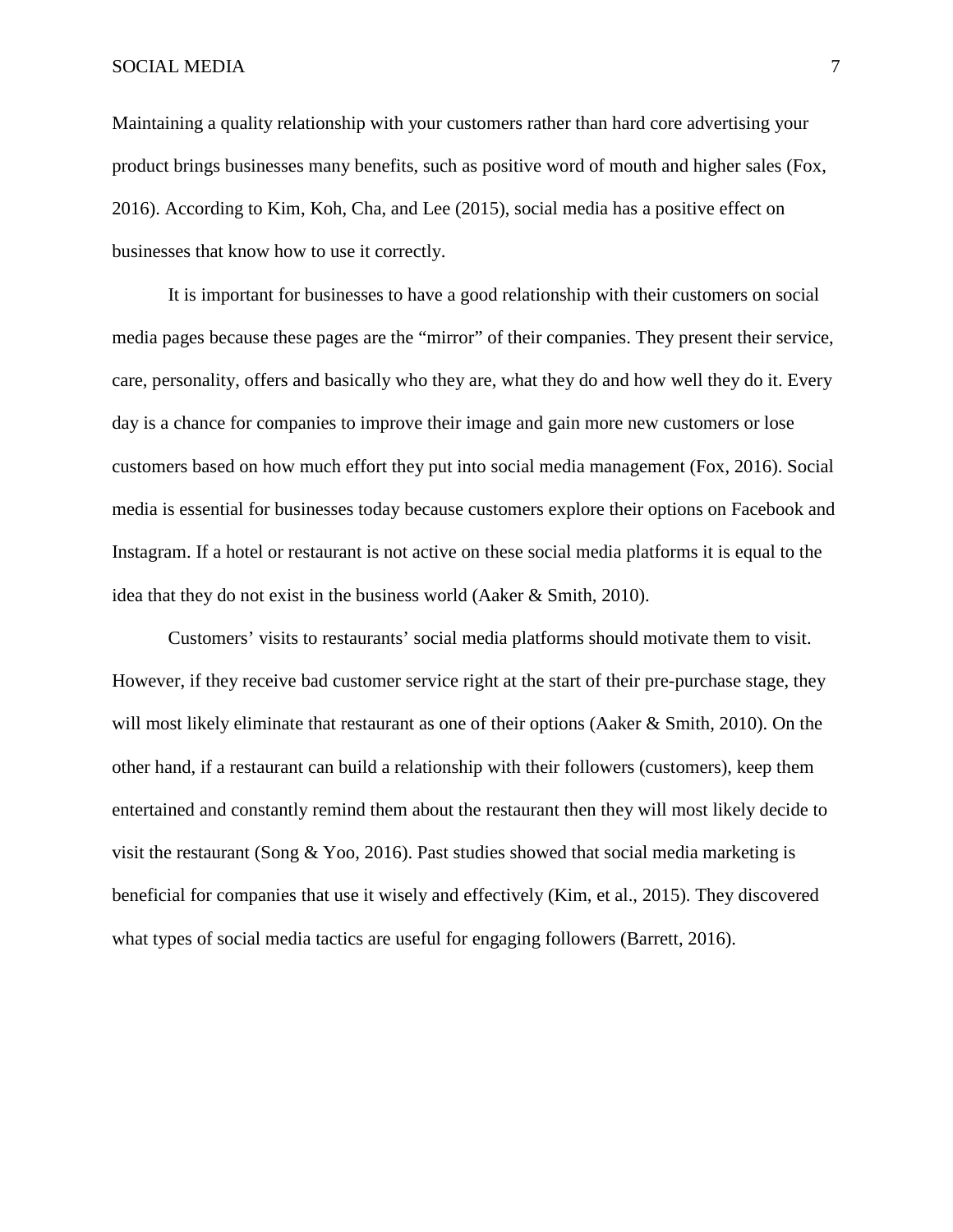Maintaining a quality relationship with your customers rather than hard core advertising your product brings businesses many benefits, such as positive word of mouth and higher sales (Fox, 2016). According to Kim, Koh, Cha, and Lee (2015), social media has a positive effect on businesses that know how to use it correctly.

It is important for businesses to have a good relationship with their customers on social media pages because these pages are the "mirror" of their companies. They present their service, care, personality, offers and basically who they are, what they do and how well they do it. Every day is a chance for companies to improve their image and gain more new customers or lose customers based on how much effort they put into social media management (Fox, 2016). Social media is essential for businesses today because customers explore their options on Facebook and Instagram. If a hotel or restaurant is not active on these social media platforms it is equal to the idea that they do not exist in the business world (Aaker & Smith, 2010).

Customers' visits to restaurants' social media platforms should motivate them to visit. However, if they receive bad customer service right at the start of their pre-purchase stage, they will most likely eliminate that restaurant as one of their options (Aaker & Smith, 2010). On the other hand, if a restaurant can build a relationship with their followers (customers), keep them entertained and constantly remind them about the restaurant then they will most likely decide to visit the restaurant (Song & Yoo, 2016). Past studies showed that social media marketing is beneficial for companies that use it wisely and effectively (Kim, et al., 2015). They discovered what types of social media tactics are useful for engaging followers (Barrett, 2016).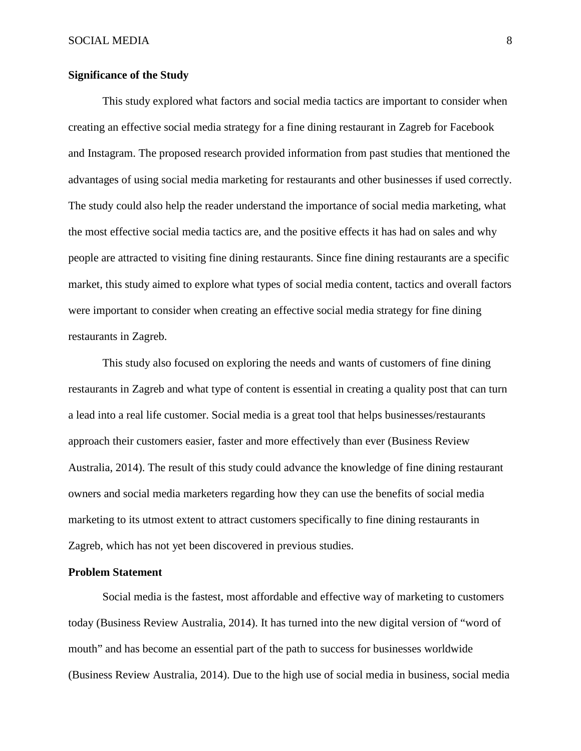**Significance of the Study**

This study explored what factors and social media tactics are important to consider when creating an effective social media strategy for a fine dining restaurant in Zagreb for Facebook and Instagram. The proposed research provided information from past studies that mentioned the advantages of using social media marketing for restaurants and other businesses if used correctly. The study could also help the reader understand the importance of social media marketing, what the most effective social media tactics are, and the positive effects it has had on sales and why people are attracted to visiting fine dining restaurants. Since fine dining restaurants are a specific market, this study aimed to explore what types of social media content, tactics and overall factors were important to consider when creating an effective social media strategy for fine dining restaurants in Zagreb.

This study also focused on exploring the needs and wants of customers of fine dining restaurants in Zagreb and what type of content is essential in creating a quality post that can turn a lead into a real life customer. Social media is a great tool that helps businesses/restaurants approach their customers easier, faster and more effectively than ever (Business Review Australia, 2014). The result of this study could advance the knowledge of fine dining restaurant owners and social media marketers regarding how they can use the benefits of social media marketing to its utmost extent to attract customers specifically to fine dining restaurants in Zagreb, which has not yet been discovered in previous studies.

**Problem Statement**

Social media is the fastest, most affordable and effective way of marketing to customers today (Business Review Australia, 2014). It has turned into the new digital version of "word of mouth" and has become an essential part of the path to success for businesses worldwide (Business Review Australia, 2014). Due to the high use of social media in business, social media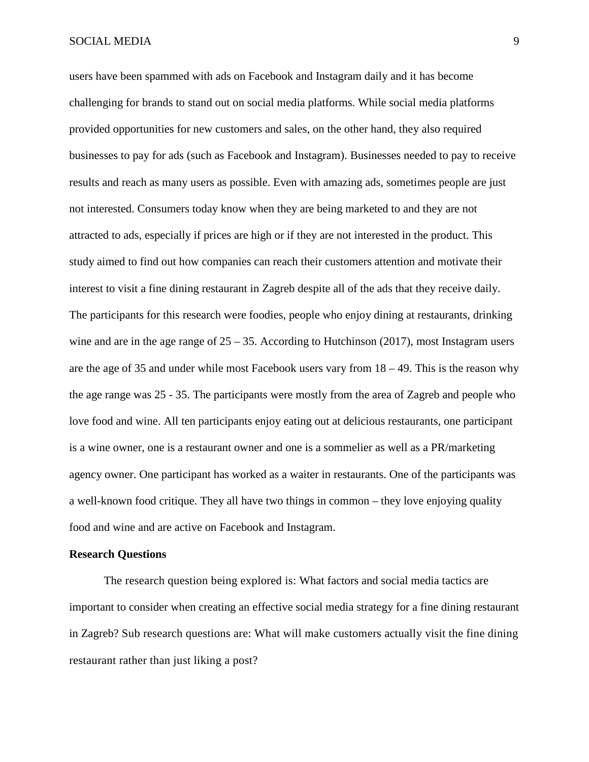users have been spammed with ads on Facebook and Instagram daily and it has become challenging for brands to stand out on social media platforms. While social media platforms provided opportunities for new customers and sales, on the other hand, they also required businesses to pay for ads (such as Facebook and Instagram). Businesses needed to pay to receive results and reach as many users as possible. Even with amazing ads, sometimes people are just not interested. Consumers today know when they are being marketed to and they are not attracted to ads, especially if prices are high or if they are not interested in the product. This study aimed to find out how companies can reach their customers attention and motivate their interest to visit a fine dining restaurant in Zagreb despite all of the ads that they receive daily. The participants for this research were foodies, people who enjoy dining at restaurants, drinking wine and are in the age range of 25 – 35. According to Hutchinson (2017), most Instagram users are the age of 35 and under while most Facebook users vary from 18 – 49. This is the reason why the age range was 25 - 35. The participants were mostly from the area of Zagreb and people who love food and wine. All ten participants enjoy eating out at delicious restaurants, one participant is a wine owner, one is a restaurant owner and one is a sommelier as well as a PR/marketing agency owner. One participant has worked as a waiter in restaurants. One of the participants was a well-known food critique. They all have two things in common – they love enjoying quality food and wine and are active on Facebook and Instagram.

**Research Questions**

The research question being explored is: What factors and social media tactics are important to consider when creating an effective social media strategy for a fine dining restaurant in Zagreb? Sub research questions are: What will make customers actually visit the fine dining restaurant rather than just liking a post?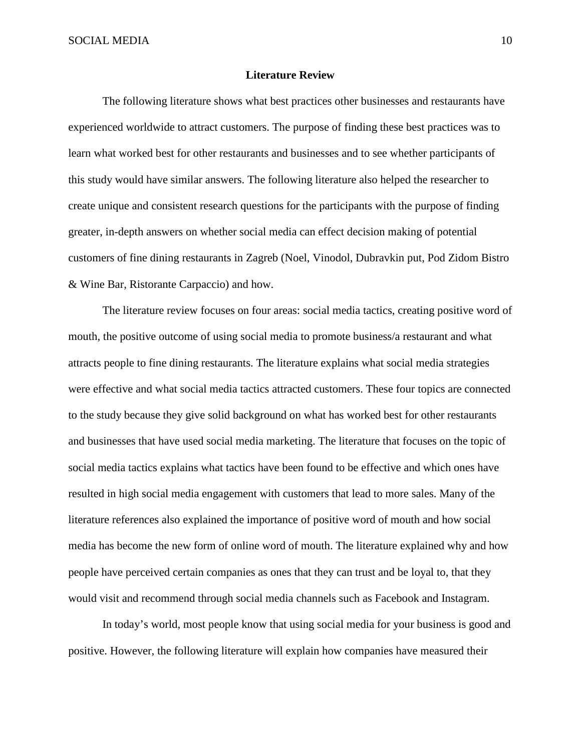## Literature Review

The following literature shows what best practices other businesses and restaurants have experienced worldwide to attract customers. The purpose of finding these best practices was to learn what worked best for other restaurants and businesses and to see whether participants of this study would have similar answers. The following literature also helped the researcher to create unique and consistent research questions for the participants with the purpose of finding greater, in-depth answers on whether social media can effect decision making of potential customers of fine dining restaurants in Zagreb (Noel, Vinodol, Dubravkin put, Pod Zidom Bistro & Wine Bar, Ristorante Carpaccio) and how.

The literature review focuses on four areas: social media tactics, creating positive word of mouth, the positive outcome of using social media to promote business/a restaurant and what attracts people to fine dining restaurants. The literature explains what social media strategies were effective and what social media tactics attracted customers. These four topics are connected to the study because they give solid background on what has worked best for other restaurants and businesses that have used social media marketing. The literature that focuses on the topic of social media tactics explains what tactics have been found to be effective and which ones have resulted in high social media engagement with customers that lead to more sales. Many of the literature references also explained the importance of positive word of mouth and how social media has become the new form of online word of mouth. The literature explained why and how people have perceived certain companies as ones that they can trust and be loyal to, that they would visit and recommend through social media channels such as Facebook and Instagram.

In today's world, most people know that using social media for your business is good and positive. However, the following literature will explain how companies have measured their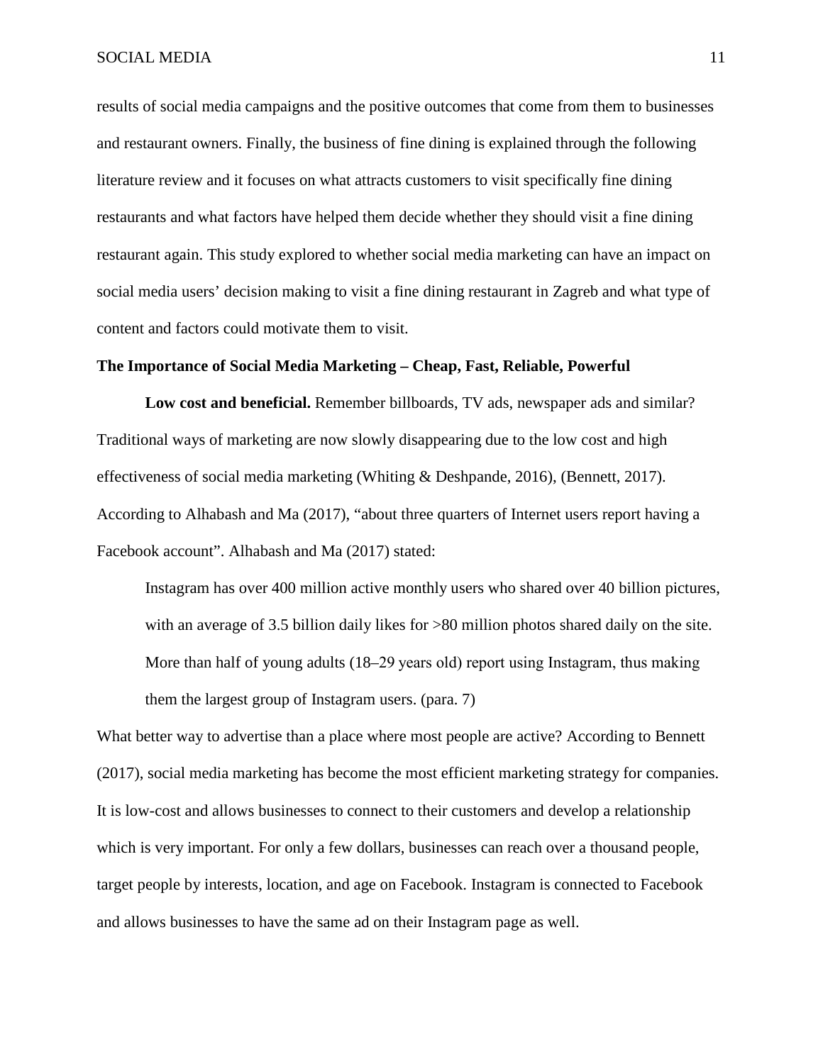results of social media campaigns and the positive outcomes that come from them to businesses and restaurant owners. Finally, the business of fine dining is explained through the following literature review and it focuses on what attracts customers to visit specifically fine dining restaurants and what factors have helped them decide whether they should visit a fine dining restaurant again. This study explored to whether social media marketing can have an impact on social media users' decision making to visit a fine dining restaurant in Zagreb and what type of content and factors could motivate them to visit.

## The Importance of Social Media Marketing – Cheap, Fast, Reliable, Powerful

**Low cost and beneficial.** Remember billboards, TV ads, newspaper ads and similar? Traditional ways of marketing are now slowly disappearing due to the low cost and high effectiveness of social media marketing (Whiting & Deshpande, 2016), (Bennett, 2017). According to Alhabash and Ma (2017), "about three quarters of Internet users report having a Facebook account". Alhabash and Ma (2017) stated:

> Instagram has over 400 million active monthly users who shared over 40 billion pictures, with an average of 3.5 billion daily likes for >80 million photos shared daily on the site. More than half of young adults (18–29 years old) report using Instagram, thus making them the largest group of Instagram users. (para. 7)

What better way to advertise than a place where most people are active? According to Bennett (2017), social media marketing has become the most efficient marketing strategy for companies. It is low-cost and allows businesses to connect to their customers and develop a relationship which is very important. For only a few dollars, businesses can reach over a thousand people, target people by interests, location, and age on Facebook. Instagram is connected to Facebook and allows businesses to have the same ad on their Instagram page as well.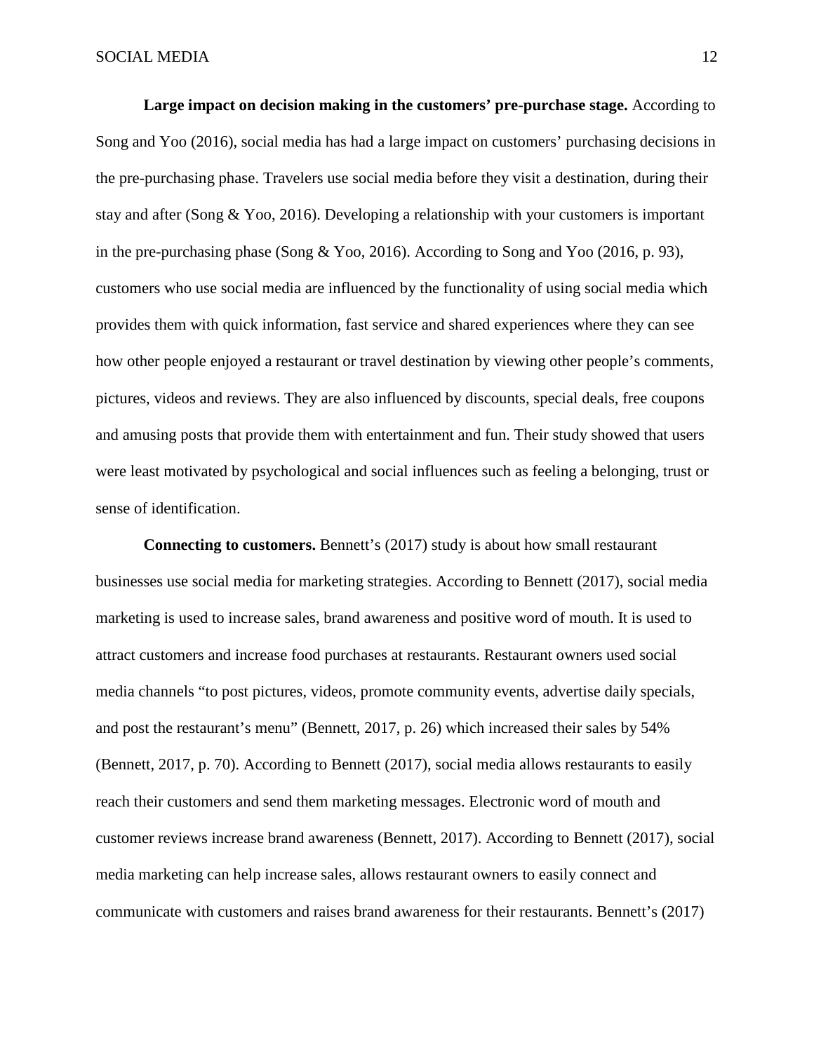**Large impact on decision making in the customers' pre-purchase stage.** According to Song and Yoo (2016), social media has had a large impact on customers' purchasing decisions in the pre-purchasing phase. Travelers use social media before they visit a destination, during their stay and after (Song & Yoo, 2016). Developing a relationship with your customers is important in the pre-purchasing phase (Song & Yoo, 2016). According to Song and Yoo (2016, p. 93), customers who use social media are influenced by the functionality of using social media which provides them with quick information, fast service and shared experiences where they can see how other people enjoyed a restaurant or travel destination by viewing other people's comments, pictures, videos and reviews. They are also influenced by discounts, special deals, free coupons and amusing posts that provide them with entertainment and fun. Their study showed that users were least motivated by psychological and social influences such as feeling a belonging, trust or sense of identification.

**Connecting to customers.** Bennett's (2017) study is about how small restaurant businesses use social media for marketing strategies. According to Bennett (2017), social media marketing is used to increase sales, brand awareness and positive word of mouth. It is used to attract customers and increase food purchases at restaurants. Restaurant owners used social media channels "to post pictures, videos, promote community events, advertise daily specials, and post the restaurant's menu" (Bennett, 2017, p. 26) which increased their sales by 54% (Bennett, 2017, p. 70). According to Bennett (2017), social media allows restaurants to easily reach their customers and send them marketing messages. Electronic word of mouth and customer reviews increase brand awareness (Bennett, 2017). According to Bennett (2017), social media marketing can help increase sales, allows restaurant owners to easily connect and communicate with customers and raises brand awareness for their restaurants. Bennett's (2017)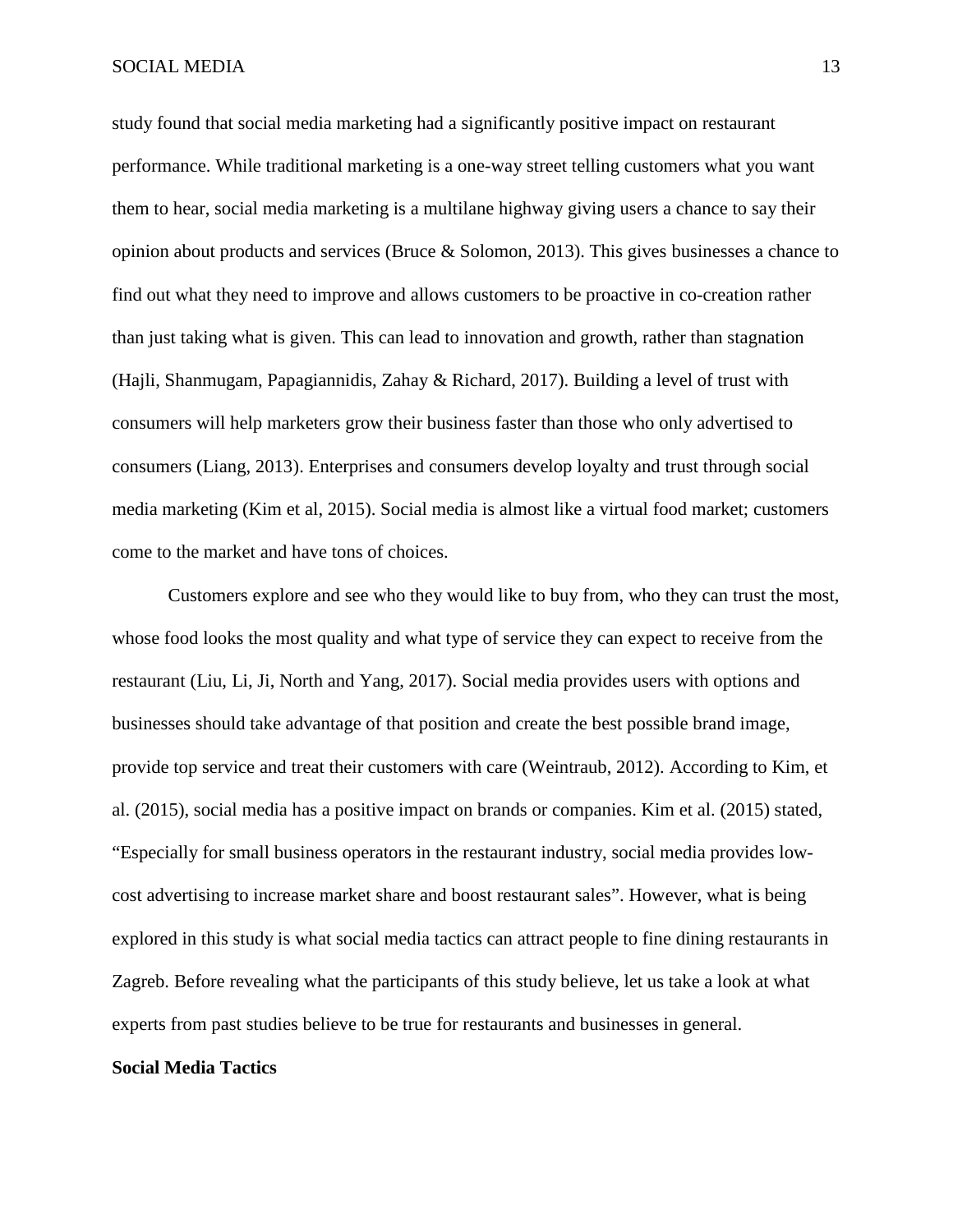study found that social media marketing had a significantly positive impact on restaurant performance. While traditional marketing is a one-way street telling customers what you want them to hear, social media marketing is a multilane highway giving users a chance to say their opinion about products and services (Bruce & Solomon, 2013). This gives businesses a chance to find out what they need to improve and allows customers to be proactive in co-creation rather than just taking what is given. This can lead to innovation and growth, rather than stagnation (Hajli, Shanmugam, Papagiannidis, Zahay & Richard, 2017). Building a level of trust with consumers will help marketers grow their business faster than those who only advertised to consumers (Liang, 2013). Enterprises and consumers develop loyalty and trust through social media marketing (Kim et al, 2015). Social media is almost like a virtual food market; customers come to the market and have tons of choices.

Customers explore and see who they would like to buy from, who they can trust the most, whose food looks the most quality and what type of service they can expect to receive from the restaurant (Liu, Li, Ji, North and Yang, 2017). Social media provides users with options and businesses should take advantage of that position and create the best possible brand image, provide top service and treat their customers with care (Weintraub, 2012). According to Kim, et al. (2015), social media has a positive impact on brands or companies. Kim et al. (2015) stated, "Especially for small business operators in the restaurant industry, social media provides low-cost advertising to increase market share and boost restaurant sales". However, what is being explored in this study is what social media tactics can attract people to fine dining restaurants in Zagreb. Before revealing what the participants of this study believe, let us take a look at what experts from past studies believe to be true for restaurants and businesses in general.

**Social Media Tactics**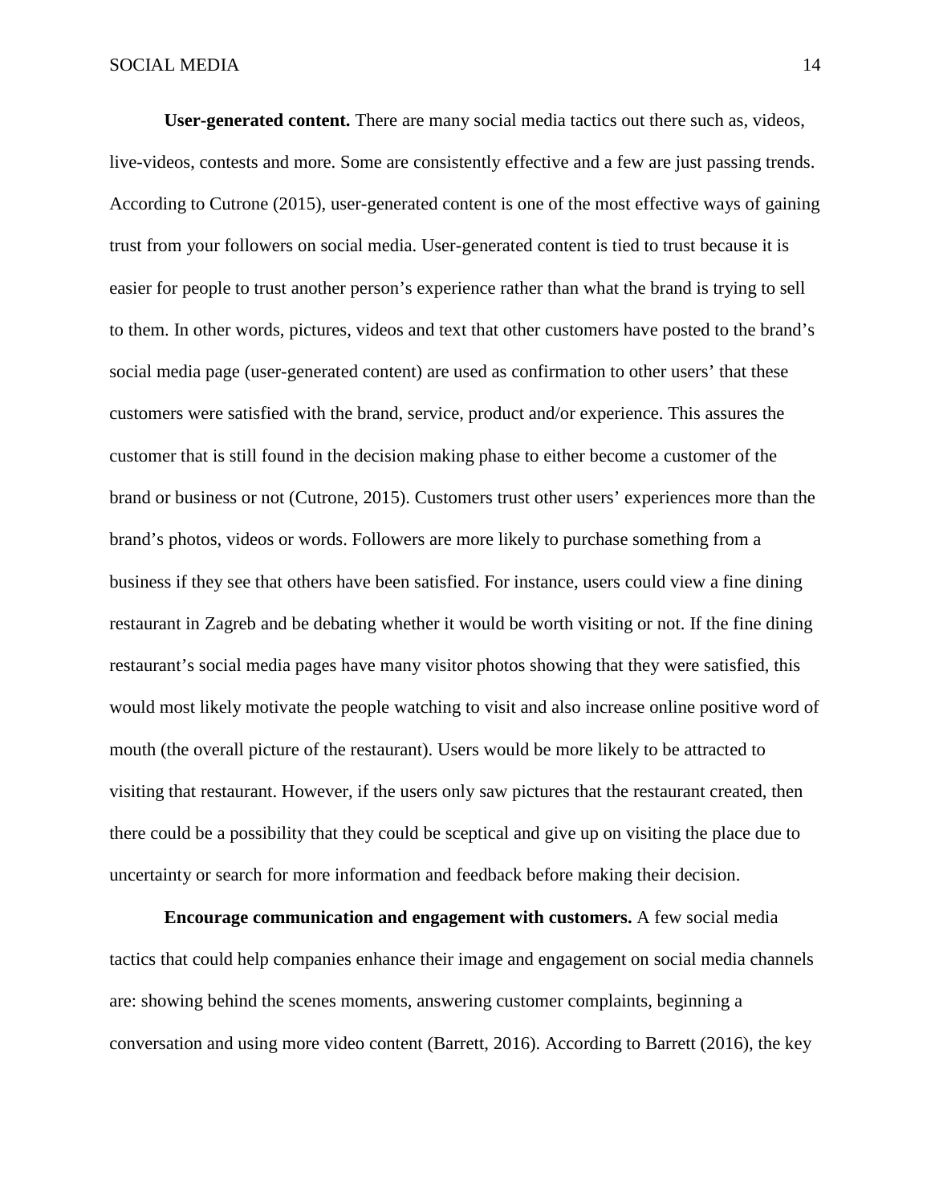**User-generated content.** There are many social media tactics out there such as, videos, live-videos, contests and more. Some are consistently effective and a few are just passing trends. According to Cutrone (2015), user-generated content is one of the most effective ways of gaining trust from your followers on social media. User-generated content is tied to trust because it is easier for people to trust another person's experience rather than what the brand is trying to sell to them. In other words, pictures, videos and text that other customers have posted to the brand's social media page (user-generated content) are used as confirmation to other users' that these customers were satisfied with the brand, service, product and/or experience. This assures the customer that is still found in the decision making phase to either become a customer of the brand or business or not (Cutrone, 2015). Customers trust other users' experiences more than the brand's photos, videos or words. Followers are more likely to purchase something from a business if they see that others have been satisfied. For instance, users could view a fine dining restaurant in Zagreb and be debating whether it would be worth visiting or not. If the fine dining restaurant's social media pages have many visitor photos showing that they were satisfied, this would most likely motivate the people watching to visit and also increase online positive word of mouth (the overall picture of the restaurant). Users would be more likely to be attracted to visiting that restaurant. However, if the users only saw pictures that the restaurant created, then there could be a possibility that they could be sceptical and give up on visiting the place due to uncertainty or search for more information and feedback before making their decision.

**Encourage communication and engagement with customers.** A few social media tactics that could help companies enhance their image and engagement on social media channels are: showing behind the scenes moments, answering customer complaints, beginning a conversation and using more video content (Barrett, 2016). According to Barrett (2016), the key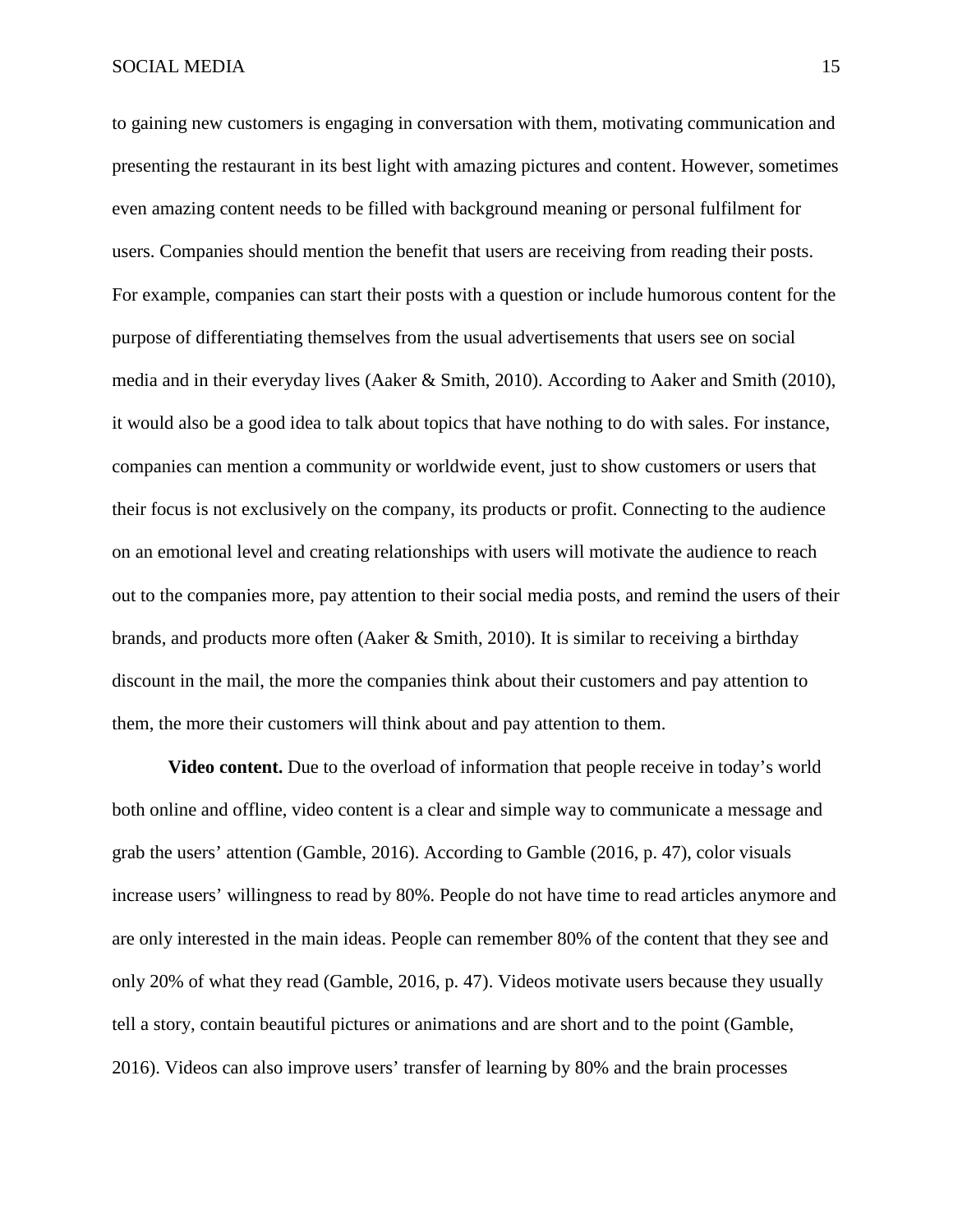to gaining new customers is engaging in conversation with them, motivating communication and presenting the restaurant in its best light with amazing pictures and content. However, sometimes even amazing content needs to be filled with background meaning or personal fulfilment for users. Companies should mention the benefit that users are receiving from reading their posts. For example, companies can start their posts with a question or include humorous content for the purpose of differentiating themselves from the usual advertisements that users see on social media and in their everyday lives (Aaker & Smith, 2010). According to Aaker and Smith (2010), it would also be a good idea to talk about topics that have nothing to do with sales. For instance, companies can mention a community or worldwide event, just to show customers or users that their focus is not exclusively on the company, its products or profit. Connecting to the audience on an emotional level and creating relationships with users will motivate the audience to reach out to the companies more, pay attention to their social media posts, and remind the users of their brands, and products more often (Aaker & Smith, 2010). It is similar to receiving a birthday discount in the mail, the more the companies think about their customers and pay attention to them, the more their customers will think about and pay attention to them.

**Video content.** Due to the overload of information that people receive in today's world both online and offline, video content is a clear and simple way to communicate a message and grab the users' attention (Gamble, 2016). According to Gamble (2016, p. 47), color visuals increase users' willingness to read by 80%. People do not have time to read articles anymore and are only interested in the main ideas. People can remember 80% of the content that they see and only 20% of what they read (Gamble, 2016, p. 47). Videos motivate users because they usually tell a story, contain beautiful pictures or animations and are short and to the point (Gamble, 2016). Videos can also improve users' transfer of learning by 80% and the brain processes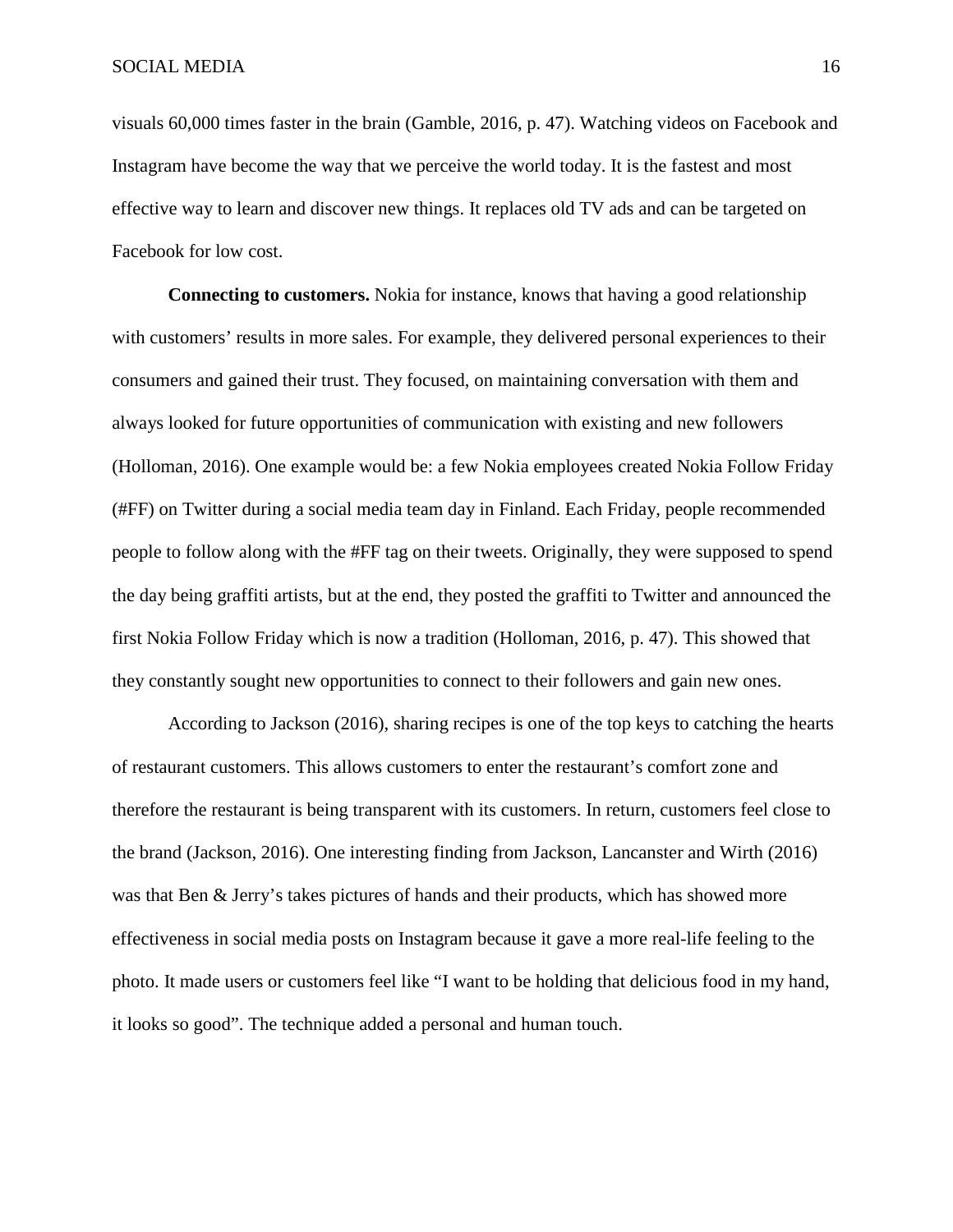visuals 60,000 times faster in the brain (Gamble, 2016, p. 47). Watching videos on Facebook and Instagram have become the way that we perceive the world today. It is the fastest and most effective way to learn and discover new things. It replaces old TV ads and can be targeted on Facebook for low cost.

**Connecting to customers.** Nokia for instance, knows that having a good relationship with customers' results in more sales. For example, they delivered personal experiences to their consumers and gained their trust. They focused, on maintaining conversation with them and always looked for future opportunities of communication with existing and new followers (Holloman, 2016). One example would be: a few Nokia employees created Nokia Follow Friday (#FF) on Twitter during a social media team day in Finland. Each Friday, people recommended people to follow along with the #FF tag on their tweets. Originally, they were supposed to spend the day being graffiti artists, but at the end, they posted the graffiti to Twitter and announced the first Nokia Follow Friday which is now a tradition (Holloman, 2016, p. 47). This showed that they constantly sought new opportunities to connect to their followers and gain new ones.

According to Jackson (2016), sharing recipes is one of the top keys to catching the hearts of restaurant customers. This allows customers to enter the restaurant's comfort zone and therefore the restaurant is being transparent with its customers. In return, customers feel close to the brand (Jackson, 2016). One interesting finding from Jackson, Lancanster and Wirth (2016) was that Ben & Jerry's takes pictures of hands and their products, which has showed more effectiveness in social media posts on Instagram because it gave a more real-life feeling to the photo. It made users or customers feel like "I want to be holding that delicious food in my hand, it looks so good". The technique added a personal and human touch.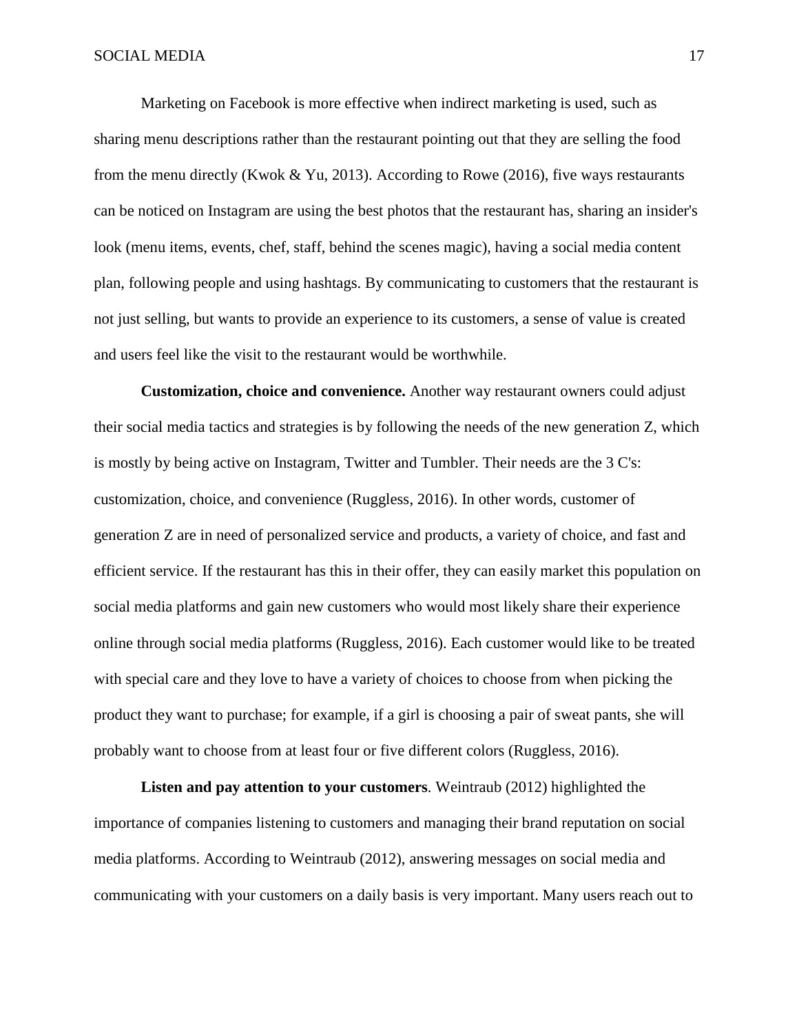Marketing on Facebook is more effective when indirect marketing is used, such as sharing menu descriptions rather than the restaurant pointing out that they are selling the food from the menu directly (Kwok & Yu, 2013). According to Rowe (2016), five ways restaurants can be noticed on Instagram are using the best photos that the restaurant has, sharing an insider's look (menu items, events, chef, staff, behind the scenes magic), having a social media content plan, following people and using hashtags. By communicating to customers that the restaurant is not just selling, but wants to provide an experience to its customers, a sense of value is created and users feel like the visit to the restaurant would be worthwhile.

**Customization, choice and convenience.** Another way restaurant owners could adjust their social media tactics and strategies is by following the needs of the new generation Z, which is mostly by being active on Instagram, Twitter and Tumbler. Their needs are the 3 C's: customization, choice, and convenience (Ruggless, 2016). In other words, customer of generation Z are in need of personalized service and products, a variety of choice, and fast and efficient service. If the restaurant has this in their offer, they can easily market this population on social media platforms and gain new customers who would most likely share their experience online through social media platforms (Ruggless, 2016). Each customer would like to be treated with special care and they love to have a variety of choices to choose from when picking the product they want to purchase; for example, if a girl is choosing a pair of sweat pants, she will probably want to choose from at least four or five different colors (Ruggless, 2016).

**Listen and pay attention to your customers**. Weintraub (2012) highlighted the importance of companies listening to customers and managing their brand reputation on social media platforms. According to Weintraub (2012), answering messages on social media and communicating with your customers on a daily basis is very important. Many users reach out to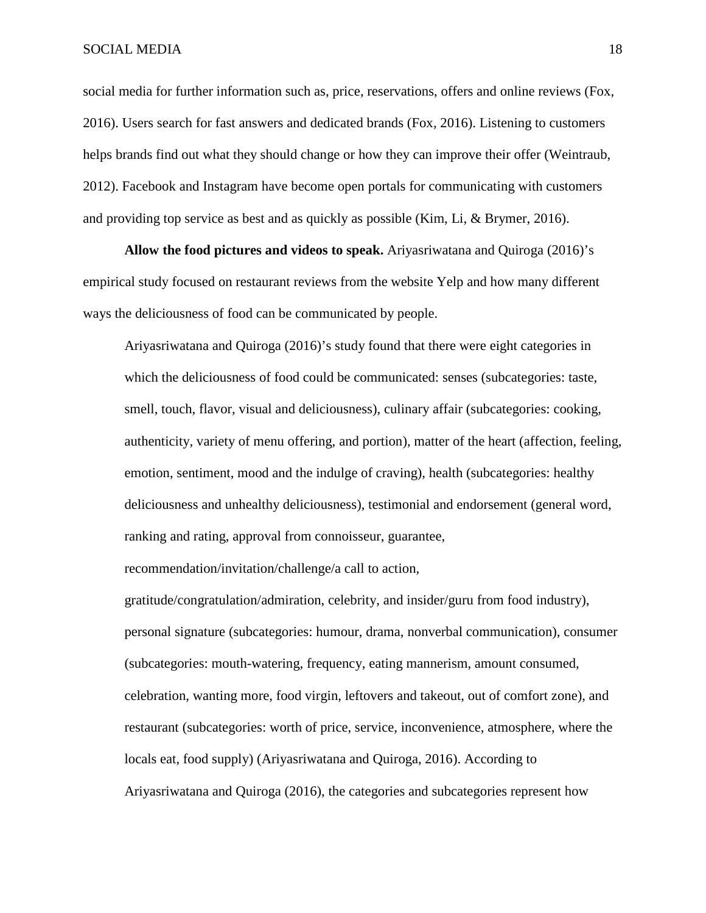social media for further information such as, price, reservations, offers and online reviews (Fox, 2016). Users search for fast answers and dedicated brands (Fox, 2016). Listening to customers helps brands find out what they should change or how they can improve their offer (Weintraub, 2012). Facebook and Instagram have become open portals for communicating with customers and providing top service as best and as quickly as possible (Kim, Li, & Brymer, 2016).

**Allow the food pictures and videos to speak.** Ariyasriwatana and Quiroga (2016)'s empirical study focused on restaurant reviews from the website Yelp and how many different ways the deliciousness of food can be communicated by people.

> Ariyasriwatana and Quiroga (2016)'s study found that there were eight categories in which the deliciousness of food could be communicated: senses (subcategories: taste, smell, touch, flavor, visual and deliciousness), culinary affair (subcategories: cooking, authenticity, variety of menu offering, and portion), matter of the heart (affection, feeling, emotion, sentiment, mood and the indulge of craving), health (subcategories: healthy deliciousness and unhealthy deliciousness), testimonial and endorsement (general word, ranking and rating, approval from connoisseur, guarantee, recommendation/invitation/challenge/a call to action, gratitude/congratulation/admiration, celebrity, and insider/guru from food industry), personal signature (subcategories: humour, drama, nonverbal communication), consumer (subcategories: mouth-watering, frequency, eating mannerism, amount consumed, celebration, wanting more, food virgin, leftovers and takeout, out of comfort zone), and restaurant (subcategories: worth of price, service, inconvenience, atmosphere, where the locals eat, food supply) (Ariyasriwatana and Quiroga, 2016). According to Ariyasriwatana and Quiroga (2016), the categories and subcategories represent how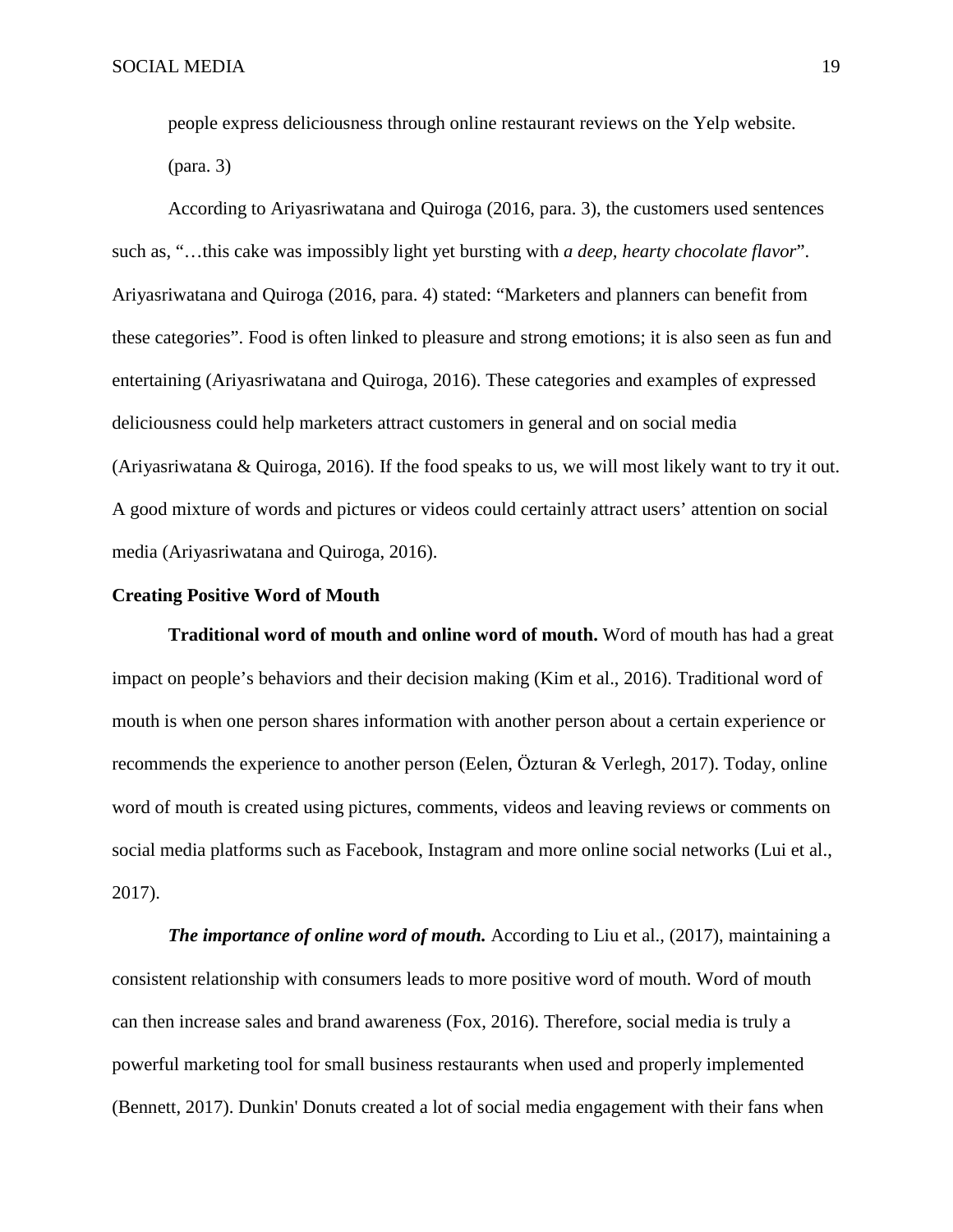people express deliciousness through online restaurant reviews on the Yelp website. (para. 3)

According to Ariyasriwatana and Quiroga (2016, para. 3), the customers used sentences such as, "…this cake was impossibly light yet bursting with *a deep, hearty chocolate flavor*". Ariyasriwatana and Quiroga (2016, para. 4) stated: "Marketers and planners can benefit from these categories". Food is often linked to pleasure and strong emotions; it is also seen as fun and entertaining (Ariyasriwatana and Quiroga, 2016). These categories and examples of expressed deliciousness could help marketers attract customers in general and on social media (Ariyasriwatana & Quiroga, 2016). If the food speaks to us, we will most likely want to try it out. A good mixture of words and pictures or videos could certainly attract users' attention on social media (Ariyasriwatana and Quiroga, 2016).

## Creating Positive Word of Mouth

**Traditional word of mouth and online word of mouth.** Word of mouth has had a great impact on people's behaviors and their decision making (Kim et al., 2016). Traditional word of mouth is when one person shares information with another person about a certain experience or recommends the experience to another person (Eelen, Özturan & Verlegh, 2017). Today, online word of mouth is created using pictures, comments, videos and leaving reviews or comments on social media platforms such as Facebook, Instagram and more online social networks (Lui et al., 2017).

***The importance of online word of mouth.*** According to Liu et al., (2017), maintaining a consistent relationship with consumers leads to more positive word of mouth. Word of mouth can then increase sales and brand awareness (Fox, 2016). Therefore, social media is truly a powerful marketing tool for small business restaurants when used and properly implemented (Bennett, 2017). Dunkin' Donuts created a lot of social media engagement with their fans when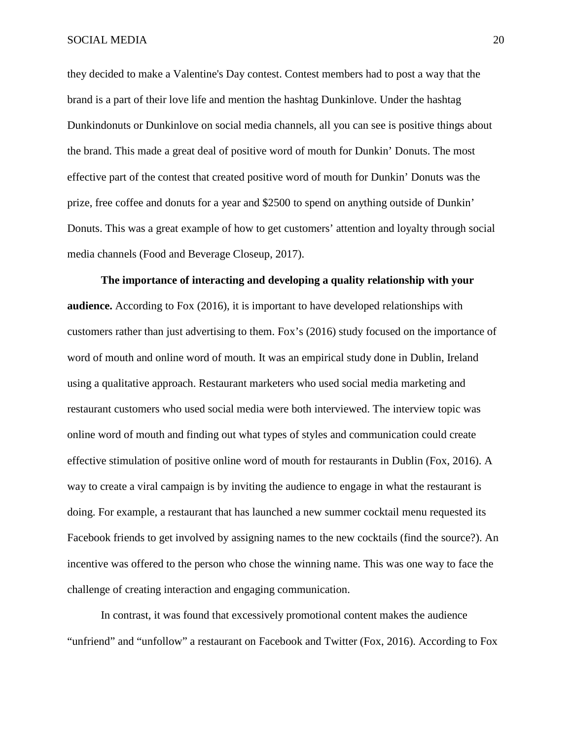they decided to make a Valentine's Day contest. Contest members had to post a way that the brand is a part of their love life and mention the hashtag Dunkinlove. Under the hashtag Dunkindonuts or Dunkinlove on social media channels, all you can see is positive things about the brand. This made a great deal of positive word of mouth for Dunkin' Donuts. The most effective part of the contest that created positive word of mouth for Dunkin' Donuts was the prize, free coffee and donuts for a year and $2500 to spend on anything outside of Dunkin' Donuts. This was a great example of how to get customers' attention and loyalty through social media channels (Food and Beverage Closeup, 2017).

**The importance of interacting and developing a quality relationship with your audience.** According to Fox (2016), it is important to have developed relationships with customers rather than just advertising to them. Fox's (2016) study focused on the importance of word of mouth and online word of mouth. It was an empirical study done in Dublin, Ireland using a qualitative approach. Restaurant marketers who used social media marketing and restaurant customers who used social media were both interviewed. The interview topic was online word of mouth and finding out what types of styles and communication could create effective stimulation of positive online word of mouth for restaurants in Dublin (Fox, 2016). A way to create a viral campaign is by inviting the audience to engage in what the restaurant is doing. For example, a restaurant that has launched a new summer cocktail menu requested its Facebook friends to get involved by assigning names to the new cocktails (find the source?). An incentive was offered to the person who chose the winning name. This was one way to face the challenge of creating interaction and engaging communication.

In contrast, it was found that excessively promotional content makes the audience "unfriend" and "unfollow" a restaurant on Facebook and Twitter (Fox, 2016). According to Fox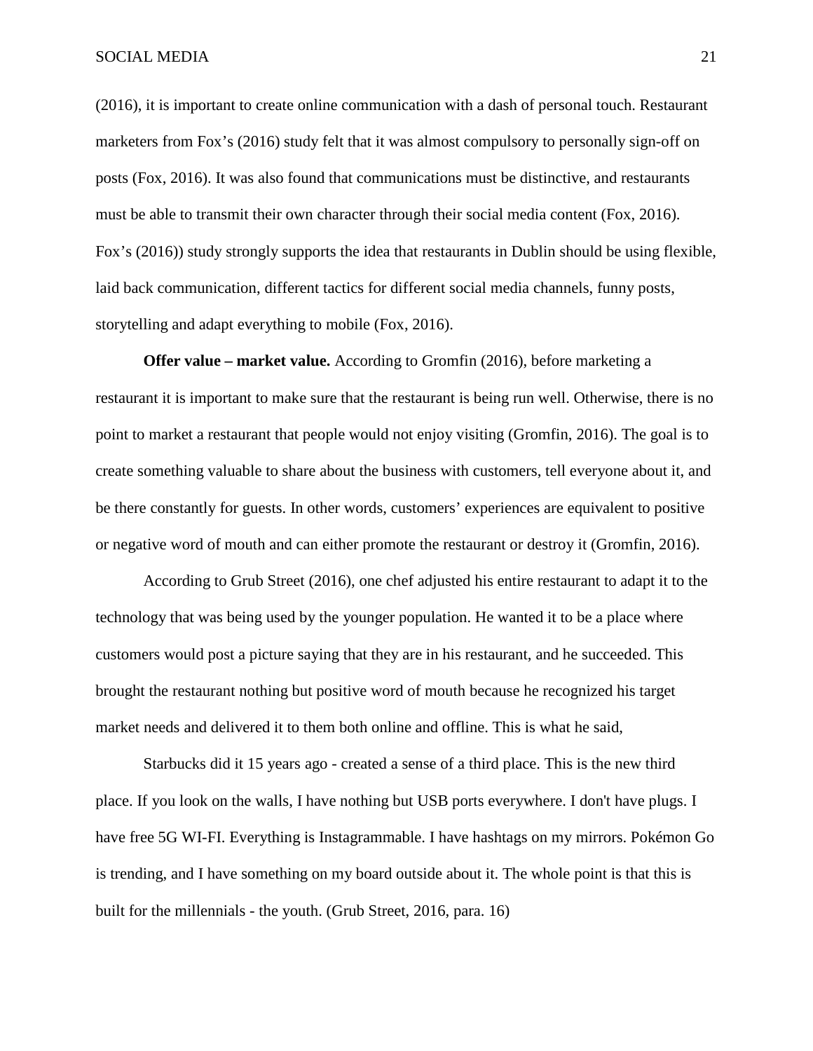(2016), it is important to create online communication with a dash of personal touch. Restaurant marketers from Fox's (2016) study felt that it was almost compulsory to personally sign-off on posts (Fox, 2016). It was also found that communications must be distinctive, and restaurants must be able to transmit their own character through their social media content (Fox, 2016). Fox's (2016)) study strongly supports the idea that restaurants in Dublin should be using flexible, laid back communication, different tactics for different social media channels, funny posts, storytelling and adapt everything to mobile (Fox, 2016).

**Offer value – market value.** According to Gromfin (2016), before marketing a restaurant it is important to make sure that the restaurant is being run well. Otherwise, there is no point to market a restaurant that people would not enjoy visiting (Gromfin, 2016). The goal is to create something valuable to share about the business with customers, tell everyone about it, and be there constantly for guests. In other words, customers' experiences are equivalent to positive or negative word of mouth and can either promote the restaurant or destroy it (Gromfin, 2016).

According to Grub Street (2016), one chef adjusted his entire restaurant to adapt it to the technology that was being used by the younger population. He wanted it to be a place where customers would post a picture saying that they are in his restaurant, and he succeeded. This brought the restaurant nothing but positive word of mouth because he recognized his target market needs and delivered it to them both online and offline. This is what he said,

> Starbucks did it 15 years ago - created a sense of a third place. This is the new third place. If you look on the walls, I have nothing but USB ports everywhere. I don't have plugs. I have free 5G WI-FI. Everything is Instagrammable. I have hashtags on my mirrors. Pokémon Go is trending, and I have something on my board outside about it. The whole point is that this is built for the millennials - the youth. (Grub Street, 2016, para. 16)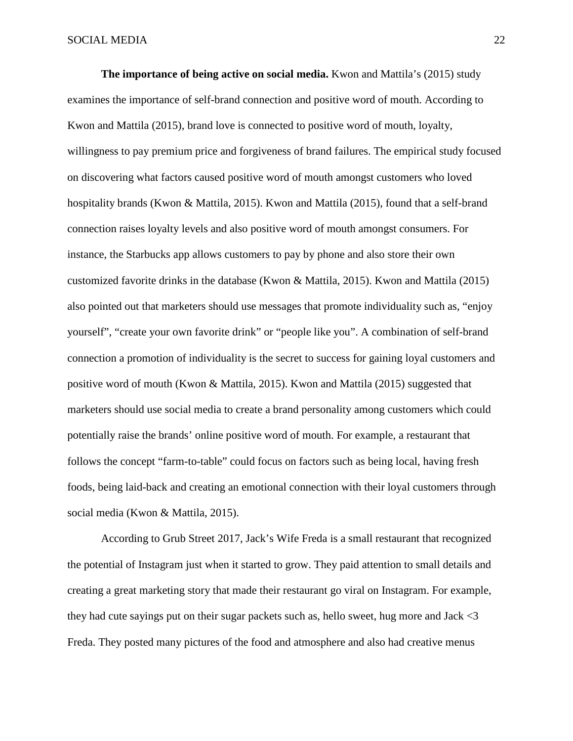**The importance of being active on social media.** Kwon and Mattila's (2015) study examines the importance of self-brand connection and positive word of mouth. According to Kwon and Mattila (2015), brand love is connected to positive word of mouth, loyalty, willingness to pay premium price and forgiveness of brand failures. The empirical study focused on discovering what factors caused positive word of mouth amongst customers who loved hospitality brands (Kwon & Mattila, 2015). Kwon and Mattila (2015), found that a self-brand connection raises loyalty levels and also positive word of mouth amongst consumers. For instance, the Starbucks app allows customers to pay by phone and also store their own customized favorite drinks in the database (Kwon & Mattila, 2015). Kwon and Mattila (2015) also pointed out that marketers should use messages that promote individuality such as, "enjoy yourself", "create your own favorite drink" or "people like you". A combination of self-brand connection a promotion of individuality is the secret to success for gaining loyal customers and positive word of mouth (Kwon & Mattila, 2015). Kwon and Mattila (2015) suggested that marketers should use social media to create a brand personality among customers which could potentially raise the brands' online positive word of mouth. For example, a restaurant that follows the concept "farm-to-table" could focus on factors such as being local, having fresh foods, being laid-back and creating an emotional connection with their loyal customers through social media (Kwon & Mattila, 2015).

According to Grub Street 2017, Jack's Wife Freda is a small restaurant that recognized the potential of Instagram just when it started to grow. They paid attention to small details and creating a great marketing story that made their restaurant go viral on Instagram. For example, they had cute sayings put on their sugar packets such as, hello sweet, hug more and Jack <3 Freda. They posted many pictures of the food and atmosphere and also had creative menus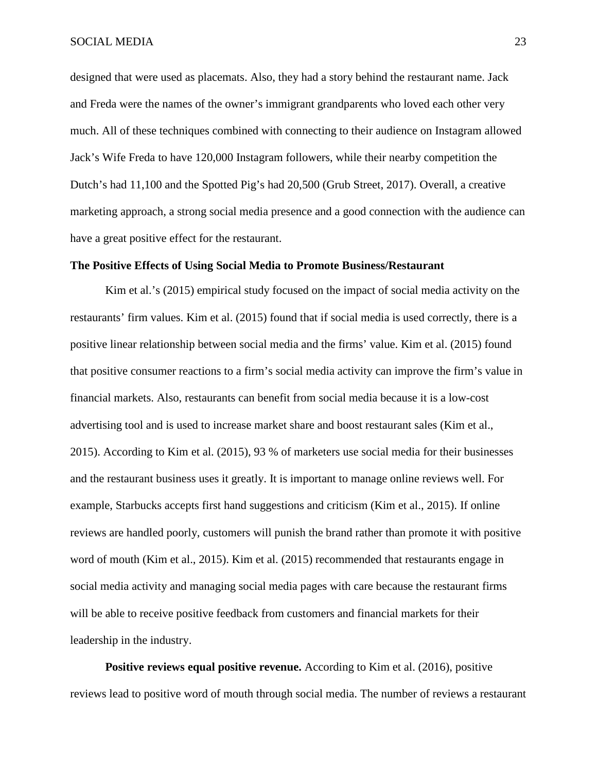designed that were used as placemats. Also, they had a story behind the restaurant name. Jack and Freda were the names of the owner's immigrant grandparents who loved each other very much. All of these techniques combined with connecting to their audience on Instagram allowed Jack's Wife Freda to have 120,000 Instagram followers, while their nearby competition the Dutch's had 11,100 and the Spotted Pig's had 20,500 (Grub Street, 2017). Overall, a creative marketing approach, a strong social media presence and a good connection with the audience can have a great positive effect for the restaurant.

**The Positive Effects of Using Social Media to Promote Business/Restaurant**

Kim et al.'s (2015) empirical study focused on the impact of social media activity on the restaurants' firm values. Kim et al. (2015) found that if social media is used correctly, there is a positive linear relationship between social media and the firms' value. Kim et al. (2015) found that positive consumer reactions to a firm's social media activity can improve the firm's value in financial markets. Also, restaurants can benefit from social media because it is a low-cost advertising tool and is used to increase market share and boost restaurant sales (Kim et al., 2015). According to Kim et al. (2015), 93 % of marketers use social media for their businesses and the restaurant business uses it greatly. It is important to manage online reviews well. For example, Starbucks accepts first hand suggestions and criticism (Kim et al., 2015). If online reviews are handled poorly, customers will punish the brand rather than promote it with positive word of mouth (Kim et al., 2015). Kim et al. (2015) recommended that restaurants engage in social media activity and managing social media pages with care because the restaurant firms will be able to receive positive feedback from customers and financial markets for their leadership in the industry.

**Positive reviews equal positive revenue.** According to Kim et al. (2016), positive reviews lead to positive word of mouth through social media. The number of reviews a restaurant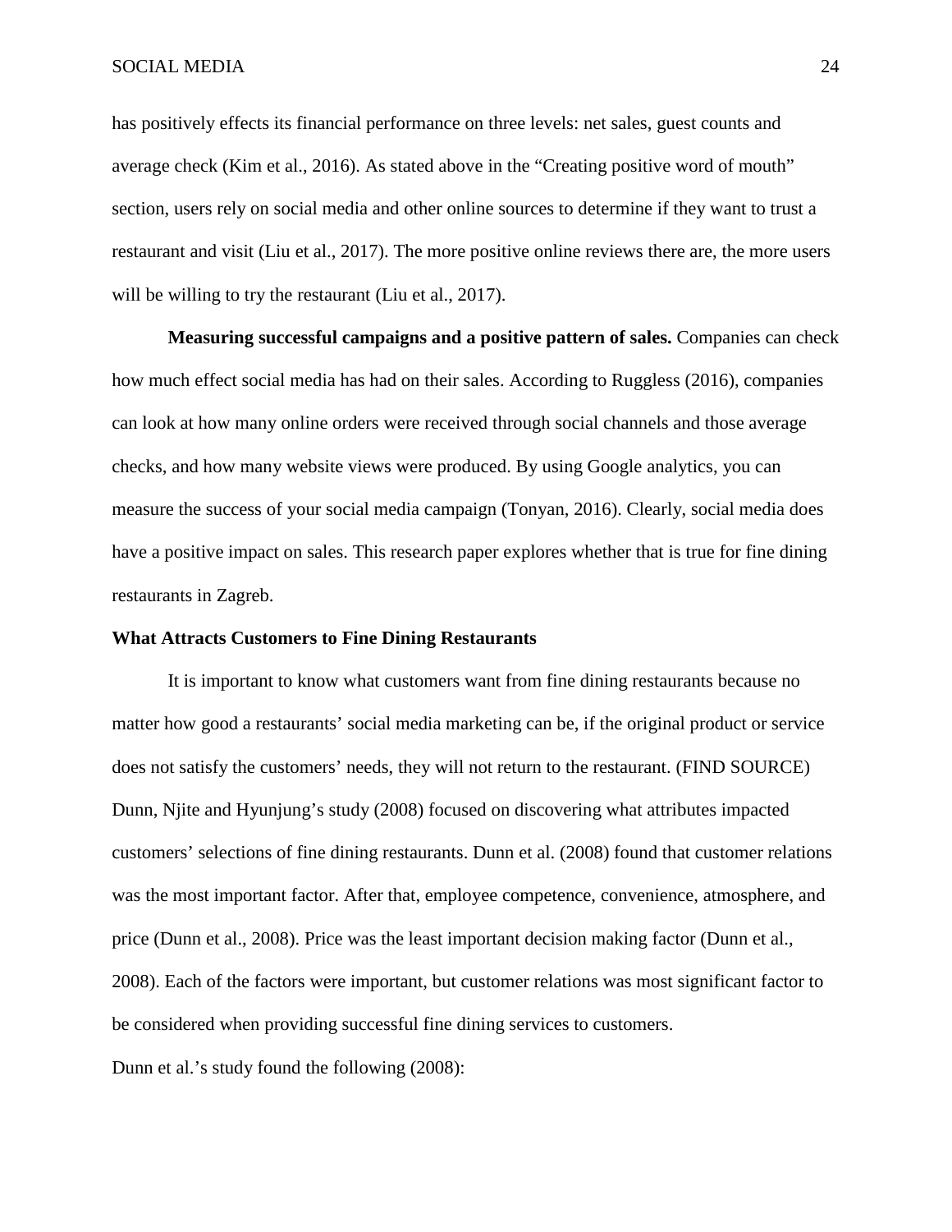has positively effects its financial performance on three levels: net sales, guest counts and average check (Kim et al., 2016). As stated above in the "Creating positive word of mouth" section, users rely on social media and other online sources to determine if they want to trust a restaurant and visit (Liu et al., 2017). The more positive online reviews there are, the more users will be willing to try the restaurant (Liu et al., 2017).

**Measuring successful campaigns and a positive pattern of sales.** Companies can check how much effect social media has had on their sales. According to Ruggless (2016), companies can look at how many online orders were received through social channels and those average checks, and how many website views were produced. By using Google analytics, you can measure the success of your social media campaign (Tonyan, 2016). Clearly, social media does have a positive impact on sales. This research paper explores whether that is true for fine dining restaurants in Zagreb.

## What Attracts Customers to Fine Dining Restaurants

It is important to know what customers want from fine dining restaurants because no matter how good a restaurants' social media marketing can be, if the original product or service does not satisfy the customers' needs, they will not return to the restaurant. (FIND SOURCE) Dunn, Njite and Hyunjung's study (2008) focused on discovering what attributes impacted customers' selections of fine dining restaurants. Dunn et al. (2008) found that customer relations was the most important factor. After that, employee competence, convenience, atmosphere, and price (Dunn et al., 2008). Price was the least important decision making factor (Dunn et al., 2008). Each of the factors were important, but customer relations was most significant factor to be considered when providing successful fine dining services to customers.

Dunn et al.'s study found the following (2008):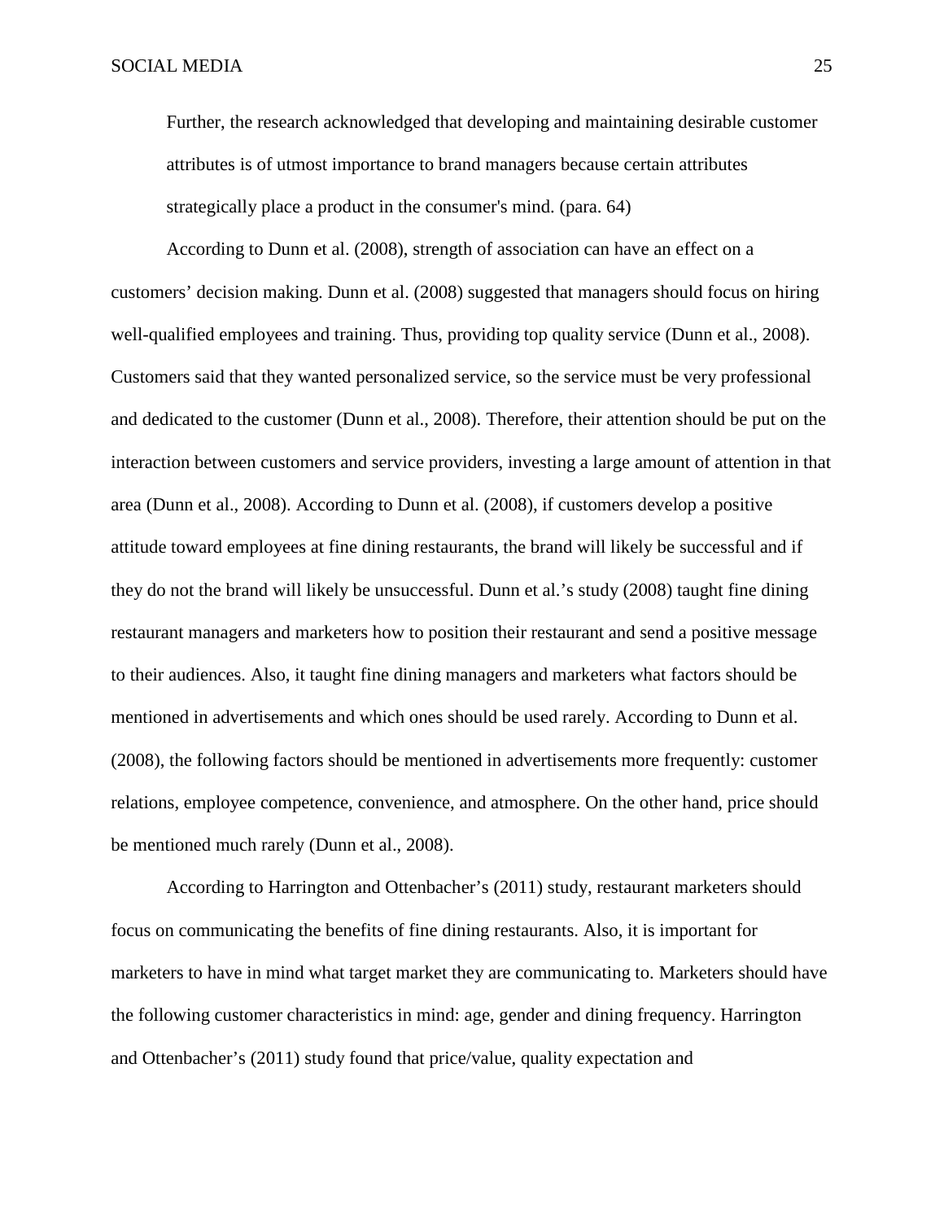> Further, the research acknowledged that developing and maintaining desirable customer attributes is of utmost importance to brand managers because certain attributes strategically place a product in the consumer's mind. (para. 64)

According to Dunn et al. (2008), strength of association can have an effect on a customers' decision making. Dunn et al. (2008) suggested that managers should focus on hiring well-qualified employees and training. Thus, providing top quality service (Dunn et al., 2008). Customers said that they wanted personalized service, so the service must be very professional and dedicated to the customer (Dunn et al., 2008). Therefore, their attention should be put on the interaction between customers and service providers, investing a large amount of attention in that area (Dunn et al., 2008). According to Dunn et al. (2008), if customers develop a positive attitude toward employees at fine dining restaurants, the brand will likely be successful and if they do not the brand will likely be unsuccessful. Dunn et al.'s study (2008) taught fine dining restaurant managers and marketers how to position their restaurant and send a positive message to their audiences. Also, it taught fine dining managers and marketers what factors should be mentioned in advertisements and which ones should be used rarely. According to Dunn et al. (2008), the following factors should be mentioned in advertisements more frequently: customer relations, employee competence, convenience, and atmosphere. On the other hand, price should be mentioned much rarely (Dunn et al., 2008).

According to Harrington and Ottenbacher's (2011) study, restaurant marketers should focus on communicating the benefits of fine dining restaurants. Also, it is important for marketers to have in mind what target market they are communicating to. Marketers should have the following customer characteristics in mind: age, gender and dining frequency. Harrington and Ottenbacher's (2011) study found that price/value, quality expectation and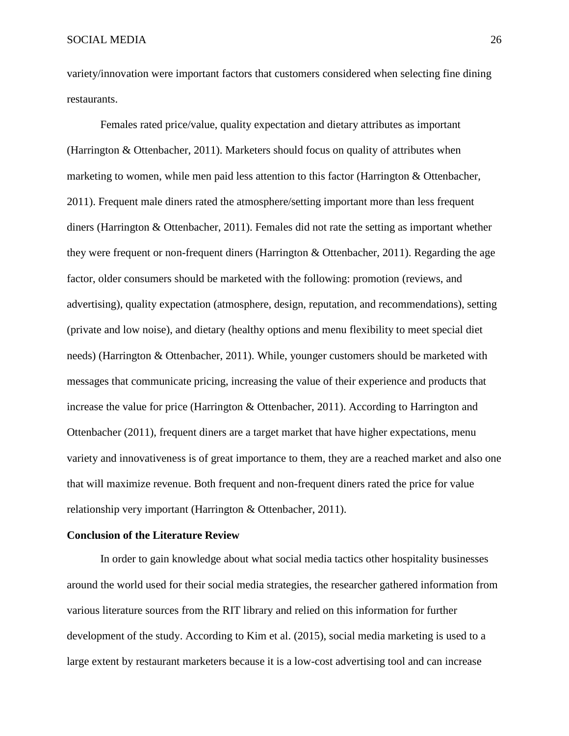variety/innovation were important factors that customers considered when selecting fine dining restaurants.

Females rated price/value, quality expectation and dietary attributes as important (Harrington & Ottenbacher, 2011). Marketers should focus on quality of attributes when marketing to women, while men paid less attention to this factor (Harrington & Ottenbacher, 2011). Frequent male diners rated the atmosphere/setting important more than less frequent diners (Harrington & Ottenbacher, 2011). Females did not rate the setting as important whether they were frequent or non-frequent diners (Harrington & Ottenbacher, 2011). Regarding the age factor, older consumers should be marketed with the following: promotion (reviews, and advertising), quality expectation (atmosphere, design, reputation, and recommendations), setting (private and low noise), and dietary (healthy options and menu flexibility to meet special diet needs) (Harrington & Ottenbacher, 2011). While, younger customers should be marketed with messages that communicate pricing, increasing the value of their experience and products that increase the value for price (Harrington & Ottenbacher, 2011). According to Harrington and Ottenbacher (2011), frequent diners are a target market that have higher expectations, menu variety and innovativeness is of great importance to them, they are a reached market and also one that will maximize revenue. Both frequent and non-frequent diners rated the price for value relationship very important (Harrington & Ottenbacher, 2011).

**Conclusion of the Literature Review**

In order to gain knowledge about what social media tactics other hospitality businesses around the world used for their social media strategies, the researcher gathered information from various literature sources from the RIT library and relied on this information for further development of the study. According to Kim et al. (2015), social media marketing is used to a large extent by restaurant marketers because it is a low-cost advertising tool and can increase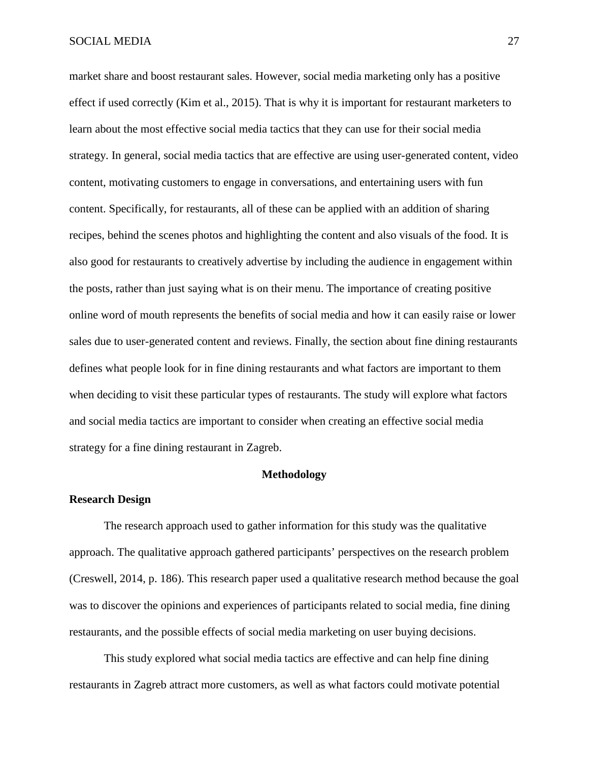market share and boost restaurant sales. However, social media marketing only has a positive effect if used correctly (Kim et al., 2015). That is why it is important for restaurant marketers to learn about the most effective social media tactics that they can use for their social media strategy. In general, social media tactics that are effective are using user-generated content, video content, motivating customers to engage in conversations, and entertaining users with fun content. Specifically, for restaurants, all of these can be applied with an addition of sharing recipes, behind the scenes photos and highlighting the content and also visuals of the food. It is also good for restaurants to creatively advertise by including the audience in engagement within the posts, rather than just saying what is on their menu. The importance of creating positive online word of mouth represents the benefits of social media and how it can easily raise or lower sales due to user-generated content and reviews. Finally, the section about fine dining restaurants defines what people look for in fine dining restaurants and what factors are important to them when deciding to visit these particular types of restaurants. The study will explore what factors and social media tactics are important to consider when creating an effective social media strategy for a fine dining restaurant in Zagreb.

## Methodology

### Research Design

The research approach used to gather information for this study was the qualitative approach. The qualitative approach gathered participants' perspectives on the research problem (Creswell, 2014, p. 186). This research paper used a qualitative research method because the goal was to discover the opinions and experiences of participants related to social media, fine dining restaurants, and the possible effects of social media marketing on user buying decisions.

This study explored what social media tactics are effective and can help fine dining restaurants in Zagreb attract more customers, as well as what factors could motivate potential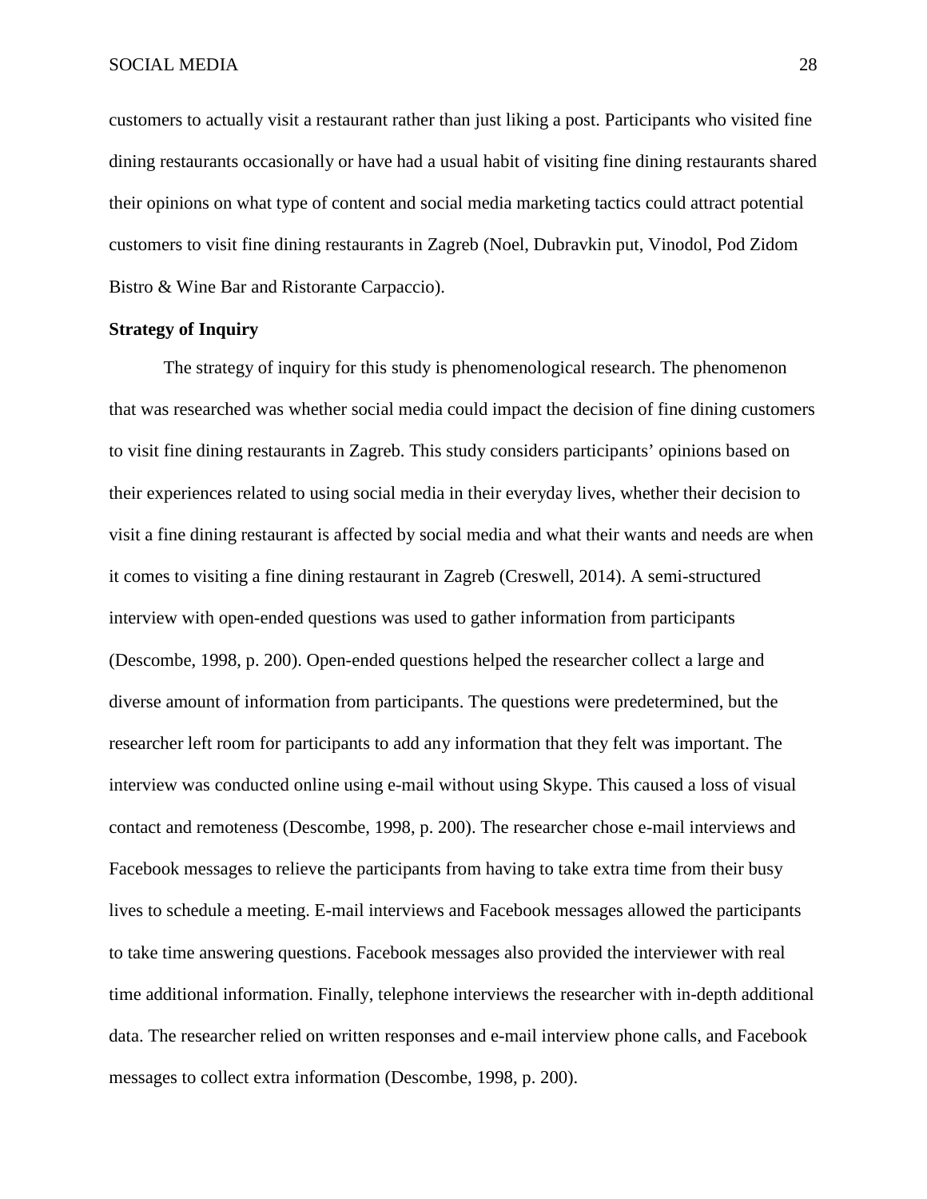customers to actually visit a restaurant rather than just liking a post. Participants who visited fine dining restaurants occasionally or have had a usual habit of visiting fine dining restaurants shared their opinions on what type of content and social media marketing tactics could attract potential customers to visit fine dining restaurants in Zagreb (Noel, Dubravkin put, Vinodol, Pod Zidom Bistro & Wine Bar and Ristorante Carpaccio).

**Strategy of Inquiry**

The strategy of inquiry for this study is phenomenological research. The phenomenon that was researched was whether social media could impact the decision of fine dining customers to visit fine dining restaurants in Zagreb. This study considers participants' opinions based on their experiences related to using social media in their everyday lives, whether their decision to visit a fine dining restaurant is affected by social media and what their wants and needs are when it comes to visiting a fine dining restaurant in Zagreb (Creswell, 2014). A semi-structured interview with open-ended questions was used to gather information from participants (Descombe, 1998, p. 200). Open-ended questions helped the researcher collect a large and diverse amount of information from participants. The questions were predetermined, but the researcher left room for participants to add any information that they felt was important. The interview was conducted online using e-mail without using Skype. This caused a loss of visual contact and remoteness (Descombe, 1998, p. 200). The researcher chose e-mail interviews and Facebook messages to relieve the participants from having to take extra time from their busy lives to schedule a meeting. E-mail interviews and Facebook messages allowed the participants to take time answering questions. Facebook messages also provided the interviewer with real time additional information. Finally, telephone interviews the researcher with in-depth additional data. The researcher relied on written responses and e-mail interview phone calls, and Facebook messages to collect extra information (Descombe, 1998, p. 200).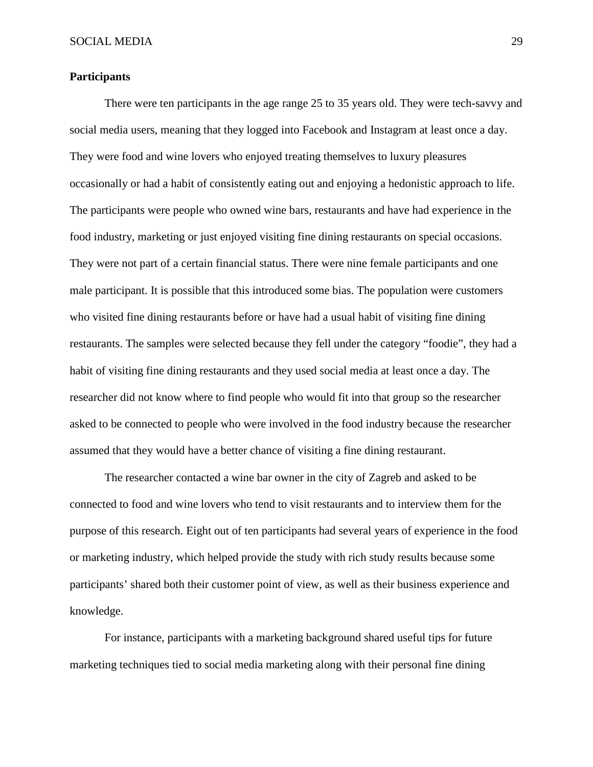## Participants

There were ten participants in the age range 25 to 35 years old. They were tech-savvy and social media users, meaning that they logged into Facebook and Instagram at least once a day. They were food and wine lovers who enjoyed treating themselves to luxury pleasures occasionally or had a habit of consistently eating out and enjoying a hedonistic approach to life. The participants were people who owned wine bars, restaurants and have had experience in the food industry, marketing or just enjoyed visiting fine dining restaurants on special occasions. They were not part of a certain financial status. There were nine female participants and one male participant. It is possible that this introduced some bias. The population were customers who visited fine dining restaurants before or have had a usual habit of visiting fine dining restaurants. The samples were selected because they fell under the category "foodie", they had a habit of visiting fine dining restaurants and they used social media at least once a day. The researcher did not know where to find people who would fit into that group so the researcher asked to be connected to people who were involved in the food industry because the researcher assumed that they would have a better chance of visiting a fine dining restaurant.

The researcher contacted a wine bar owner in the city of Zagreb and asked to be connected to food and wine lovers who tend to visit restaurants and to interview them for the purpose of this research. Eight out of ten participants had several years of experience in the food or marketing industry, which helped provide the study with rich study results because some participants' shared both their customer point of view, as well as their business experience and knowledge.

For instance, participants with a marketing background shared useful tips for future marketing techniques tied to social media marketing along with their personal fine dining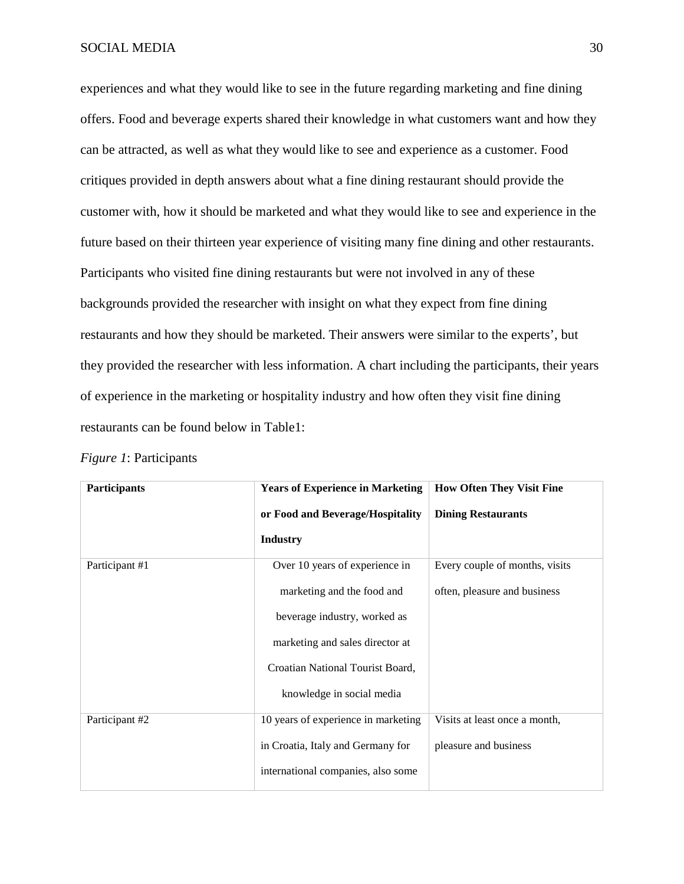experiences and what they would like to see in the future regarding marketing and fine dining offers. Food and beverage experts shared their knowledge in what customers want and how they can be attracted, as well as what they would like to see and experience as a customer. Food critiques provided in depth answers about what a fine dining restaurant should provide the customer with, how it should be marketed and what they would like to see and experience in the future based on their thirteen year experience of visiting many fine dining and other restaurants. Participants who visited fine dining restaurants but were not involved in any of these backgrounds provided the researcher with insight on what they expect from fine dining restaurants and how they should be marketed. Their answers were similar to the experts', but they provided the researcher with less information. A chart including the participants, their years of experience in the marketing or hospitality industry and how often they visit fine dining restaurants can be found below in Table1:

*Figure 1*: Participants

| **Participants** | **Years of Experience in Marketing or Food and Beverage/Hospitality Industry** | **How Often They Visit Fine Dining Restaurants** |
|---|---|---|
| Participant #1 | Over 10 years of experience in marketing and the food and beverage industry, worked as marketing and sales director at Croatian National Tourist Board, knowledge in social media | Every couple of months, visits often, pleasure and business |
| Participant #2 | 10 years of experience in marketing in Croatia, Italy and Germany for international companies, also some | Visits at least once a month, pleasure and business |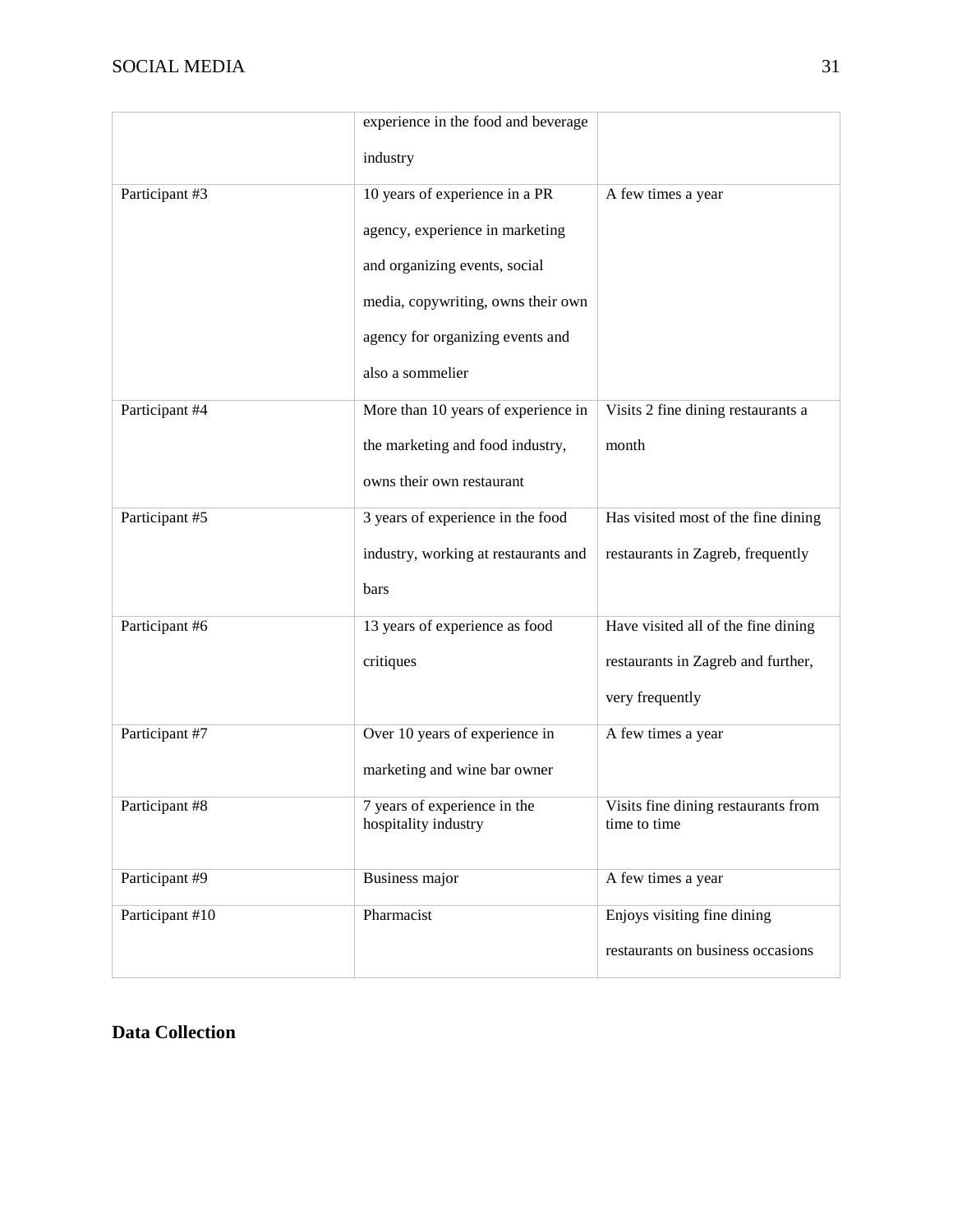| | | |
|---|---|---|
| | experience in the food and beverage industry | |
| Participant #3 | 10 years of experience in a PR agency, experience in marketing and organizing events, social media, copywriting, owns their own agency for organizing events and also a sommelier | A few times a year |
| Participant #4 | More than 10 years of experience in the marketing and food industry, owns their own restaurant | Visits 2 fine dining restaurants a month |
| Participant #5 | 3 years of experience in the food industry, working at restaurants and bars | Has visited most of the fine dining restaurants in Zagreb, frequently |
| Participant #6 | 13 years of experience as food critiques | Have visited all of the fine dining restaurants in Zagreb and further, very frequently |
| Participant #7 | Over 10 years of experience in marketing and wine bar owner | A few times a year |
| Participant #8 | 7 years of experience in the hospitality industry | Visits fine dining restaurants from time to time |
| Participant #9 | Business major | A few times a year |
| Participant #10 | Pharmacist | Enjoys visiting fine dining restaurants on business occasions |

## Data Collection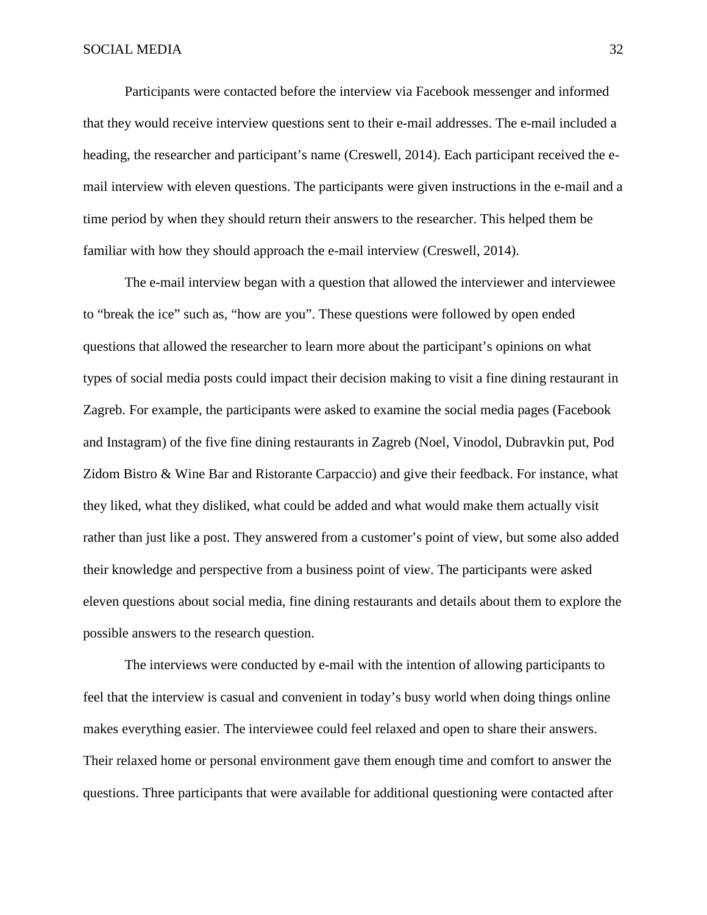Participants were contacted before the interview via Facebook messenger and informed that they would receive interview questions sent to their e-mail addresses. The e-mail included a heading, the researcher and participant's name (Creswell, 2014). Each participant received the e-mail interview with eleven questions. The participants were given instructions in the e-mail and a time period by when they should return their answers to the researcher. This helped them be familiar with how they should approach the e-mail interview (Creswell, 2014).

The e-mail interview began with a question that allowed the interviewer and interviewee to "break the ice" such as, "how are you". These questions were followed by open ended questions that allowed the researcher to learn more about the participant's opinions on what types of social media posts could impact their decision making to visit a fine dining restaurant in Zagreb. For example, the participants were asked to examine the social media pages (Facebook and Instagram) of the five fine dining restaurants in Zagreb (Noel, Vinodol, Dubravkin put, Pod Zidom Bistro & Wine Bar and Ristorante Carpaccio) and give their feedback. For instance, what they liked, what they disliked, what could be added and what would make them actually visit rather than just like a post. They answered from a customer's point of view, but some also added their knowledge and perspective from a business point of view. The participants were asked eleven questions about social media, fine dining restaurants and details about them to explore the possible answers to the research question.

The interviews were conducted by e-mail with the intention of allowing participants to feel that the interview is casual and convenient in today's busy world when doing things online makes everything easier. The interviewee could feel relaxed and open to share their answers. Their relaxed home or personal environment gave them enough time and comfort to answer the questions. Three participants that were available for additional questioning were contacted after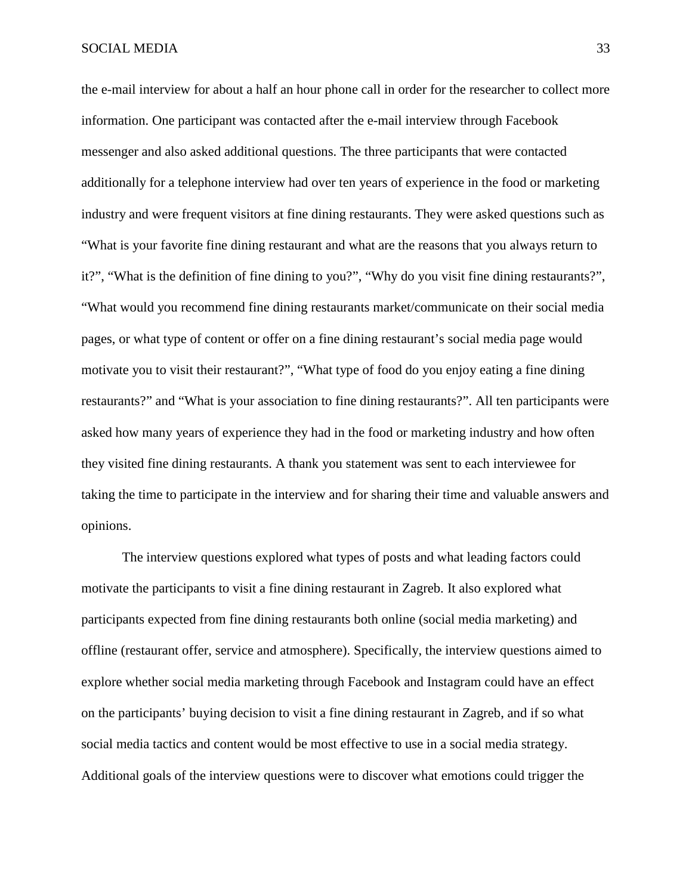the e-mail interview for about a half an hour phone call in order for the researcher to collect more information. One participant was contacted after the e-mail interview through Facebook messenger and also asked additional questions. The three participants that were contacted additionally for a telephone interview had over ten years of experience in the food or marketing industry and were frequent visitors at fine dining restaurants. They were asked questions such as "What is your favorite fine dining restaurant and what are the reasons that you always return to it?", "What is the definition of fine dining to you?", "Why do you visit fine dining restaurants?", "What would you recommend fine dining restaurants market/communicate on their social media pages, or what type of content or offer on a fine dining restaurant's social media page would motivate you to visit their restaurant?", "What type of food do you enjoy eating a fine dining restaurants?" and "What is your association to fine dining restaurants?". All ten participants were asked how many years of experience they had in the food or marketing industry and how often they visited fine dining restaurants. A thank you statement was sent to each interviewee for taking the time to participate in the interview and for sharing their time and valuable answers and opinions.

The interview questions explored what types of posts and what leading factors could motivate the participants to visit a fine dining restaurant in Zagreb. It also explored what participants expected from fine dining restaurants both online (social media marketing) and offline (restaurant offer, service and atmosphere). Specifically, the interview questions aimed to explore whether social media marketing through Facebook and Instagram could have an effect on the participants' buying decision to visit a fine dining restaurant in Zagreb, and if so what social media tactics and content would be most effective to use in a social media strategy. Additional goals of the interview questions were to discover what emotions could trigger the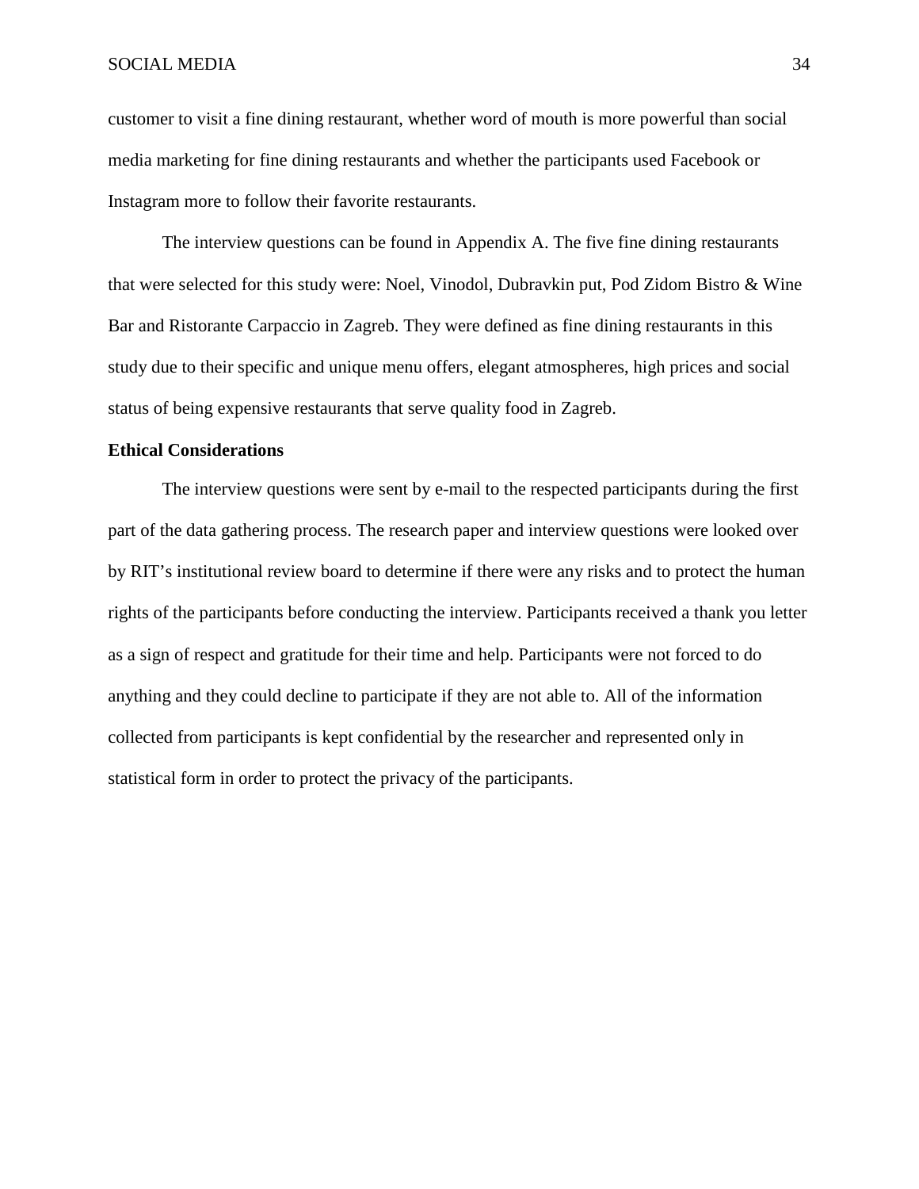customer to visit a fine dining restaurant, whether word of mouth is more powerful than social media marketing for fine dining restaurants and whether the participants used Facebook or Instagram more to follow their favorite restaurants.

The interview questions can be found in Appendix A. The five fine dining restaurants that were selected for this study were: Noel, Vinodol, Dubravkin put, Pod Zidom Bistro & Wine Bar and Ristorante Carpaccio in Zagreb. They were defined as fine dining restaurants in this study due to their specific and unique menu offers, elegant atmospheres, high prices and social status of being expensive restaurants that serve quality food in Zagreb.

**Ethical Considerations**

The interview questions were sent by e-mail to the respected participants during the first part of the data gathering process. The research paper and interview questions were looked over by RIT's institutional review board to determine if there were any risks and to protect the human rights of the participants before conducting the interview. Participants received a thank you letter as a sign of respect and gratitude for their time and help. Participants were not forced to do anything and they could decline to participate if they are not able to. All of the information collected from participants is kept confidential by the researcher and represented only in statistical form in order to protect the privacy of the participants.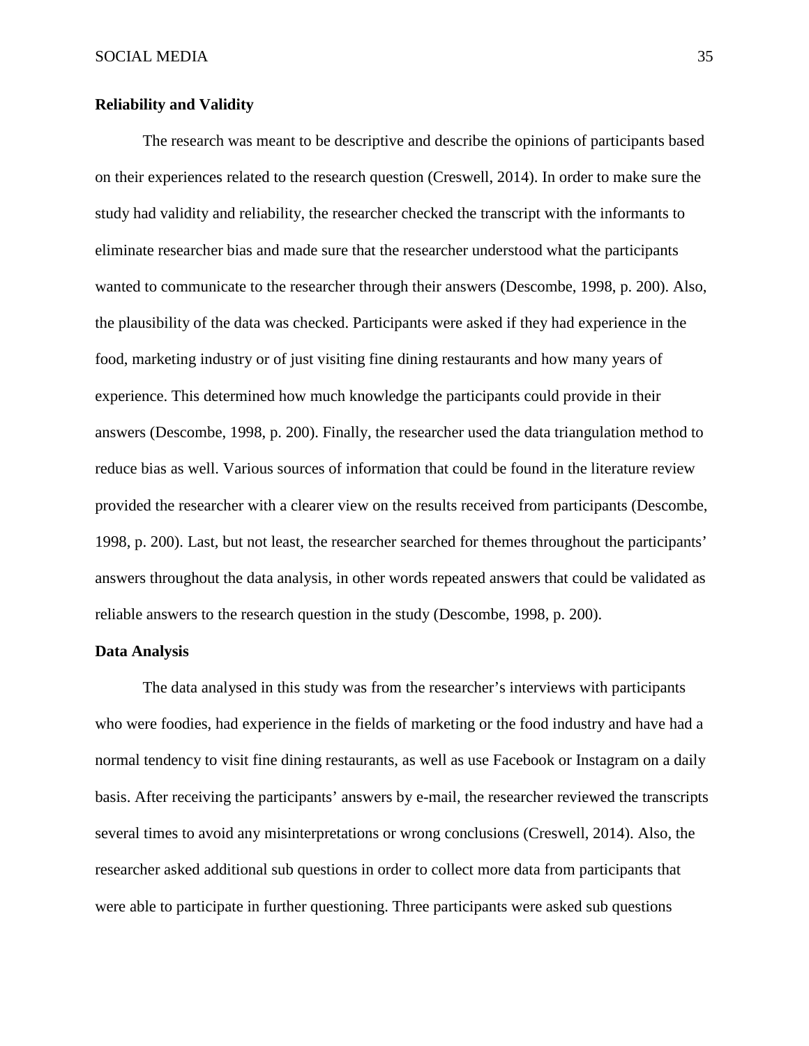## Reliability and Validity

The research was meant to be descriptive and describe the opinions of participants based on their experiences related to the research question (Creswell, 2014). In order to make sure the study had validity and reliability, the researcher checked the transcript with the informants to eliminate researcher bias and made sure that the researcher understood what the participants wanted to communicate to the researcher through their answers (Descombe, 1998, p. 200). Also, the plausibility of the data was checked. Participants were asked if they had experience in the food, marketing industry or of just visiting fine dining restaurants and how many years of experience. This determined how much knowledge the participants could provide in their answers (Descombe, 1998, p. 200). Finally, the researcher used the data triangulation method to reduce bias as well. Various sources of information that could be found in the literature review provided the researcher with a clearer view on the results received from participants (Descombe, 1998, p. 200). Last, but not least, the researcher searched for themes throughout the participants' answers throughout the data analysis, in other words repeated answers that could be validated as reliable answers to the research question in the study (Descombe, 1998, p. 200).

## Data Analysis

The data analysed in this study was from the researcher's interviews with participants who were foodies, had experience in the fields of marketing or the food industry and have had a normal tendency to visit fine dining restaurants, as well as use Facebook or Instagram on a daily basis. After receiving the participants' answers by e-mail, the researcher reviewed the transcripts several times to avoid any misinterpretations or wrong conclusions (Creswell, 2014). Also, the researcher asked additional sub questions in order to collect more data from participants that were able to participate in further questioning. Three participants were asked sub questions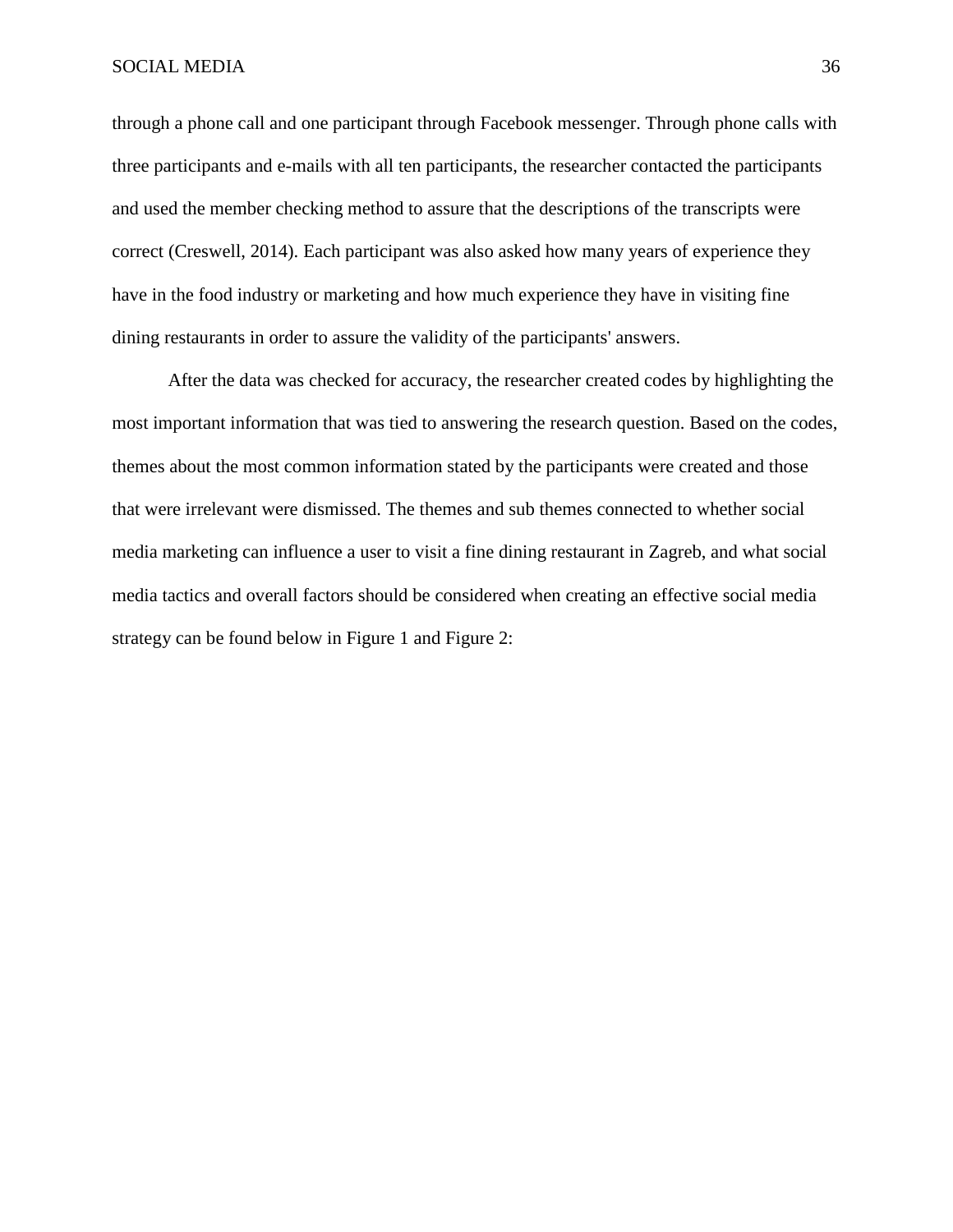through a phone call and one participant through Facebook messenger. Through phone calls with three participants and e-mails with all ten participants, the researcher contacted the participants and used the member checking method to assure that the descriptions of the transcripts were correct (Creswell, 2014). Each participant was also asked how many years of experience they have in the food industry or marketing and how much experience they have in visiting fine dining restaurants in order to assure the validity of the participants' answers.

After the data was checked for accuracy, the researcher created codes by highlighting the most important information that was tied to answering the research question. Based on the codes, themes about the most common information stated by the participants were created and those that were irrelevant were dismissed. The themes and sub themes connected to whether social media marketing can influence a user to visit a fine dining restaurant in Zagreb, and what social media tactics and overall factors should be considered when creating an effective social media strategy can be found below in Figure 1 and Figure 2: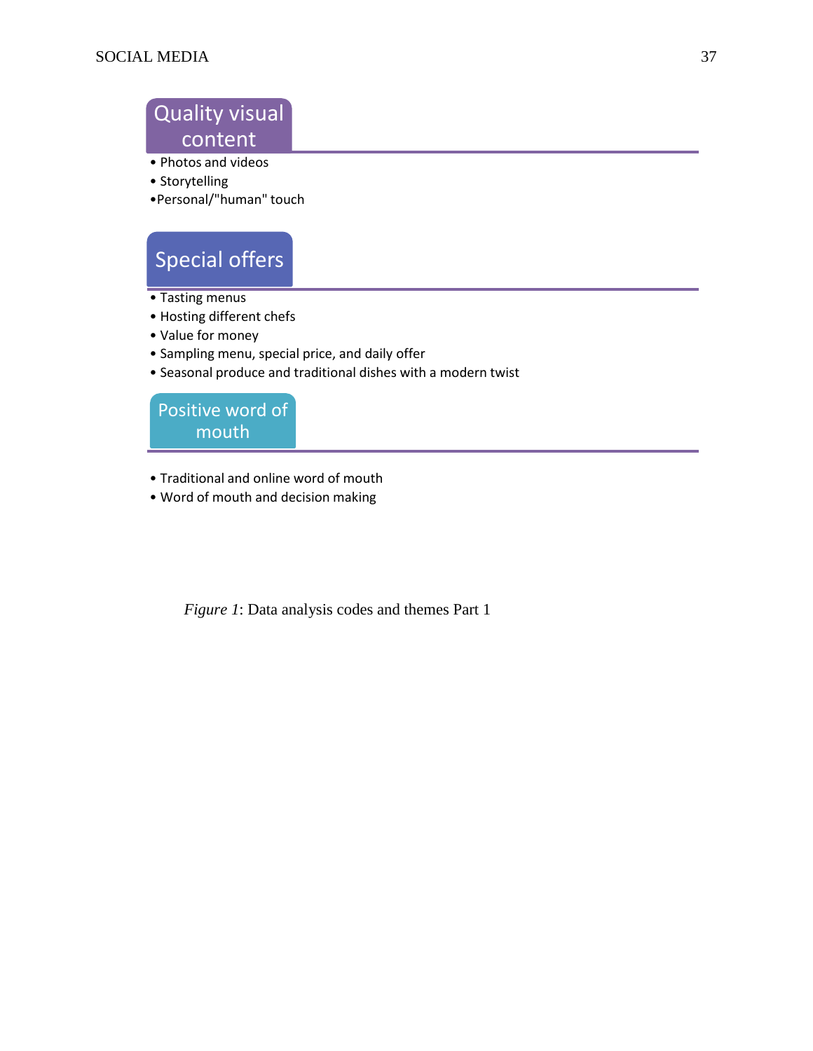**Quality visual content**

- Photos and videos
- Storytelling
- Personal/"human" touch

**Special offers**

- Tasting menus
- Hosting different chefs
- Value for money
- Sampling menu, special price, and daily offer
- Seasonal produce and traditional dishes with a modern twist

**Positive word of mouth**

- Traditional and online word of mouth
- Word of mouth and decision making

*Figure 1*: Data analysis codes and themes Part 1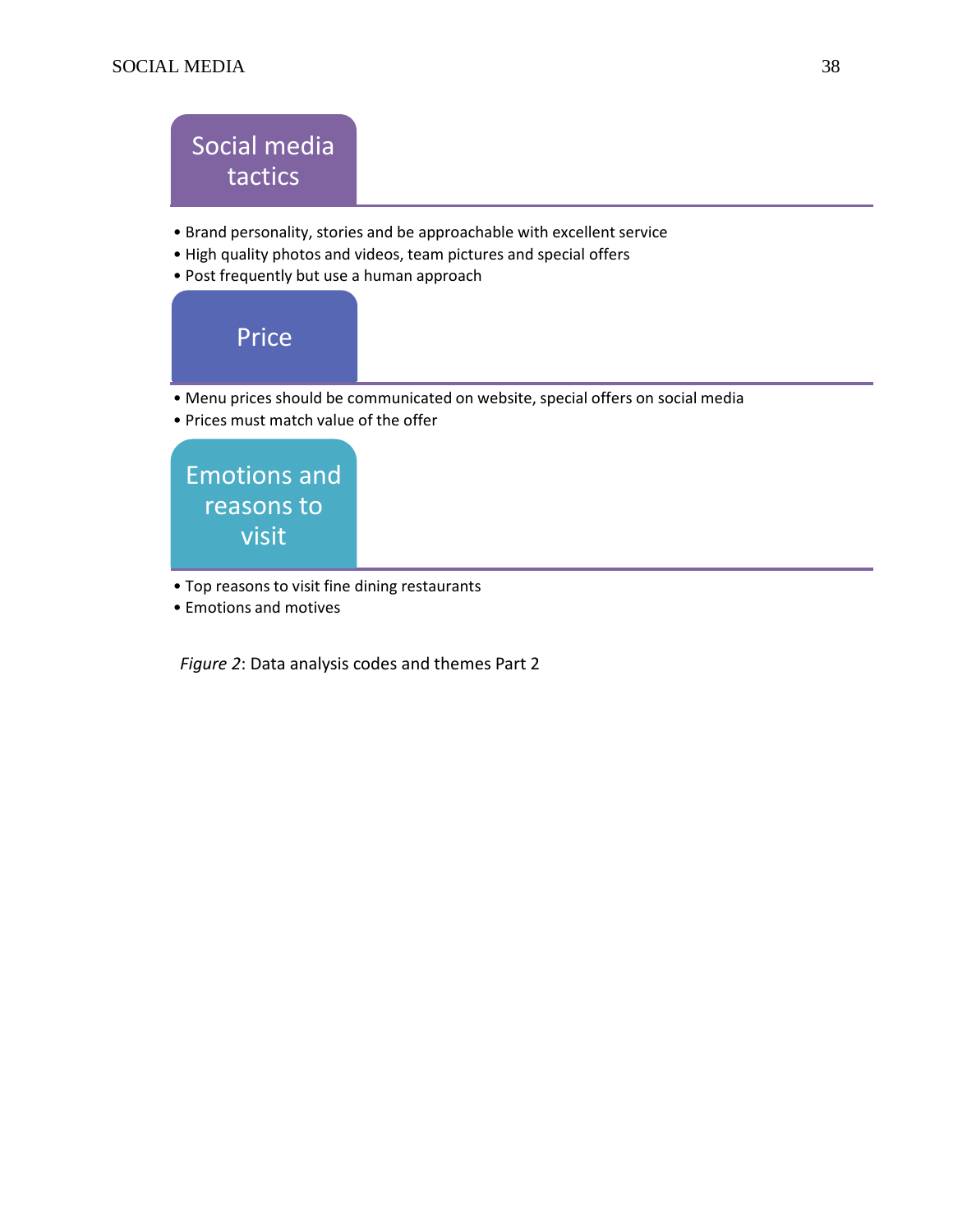**Social media tactics**

- Brand personality, stories and be approachable with excellent service
- High quality photos and videos, team pictures and special offers
- Post frequently but use a human approach

**Price**

- Menu prices should be communicated on website, special offers on social media
- Prices must match value of the offer

**Emotions and reasons to visit**

- Top reasons to visit fine dining restaurants
- Emotions and motives

*Figure 2*: Data analysis codes and themes Part 2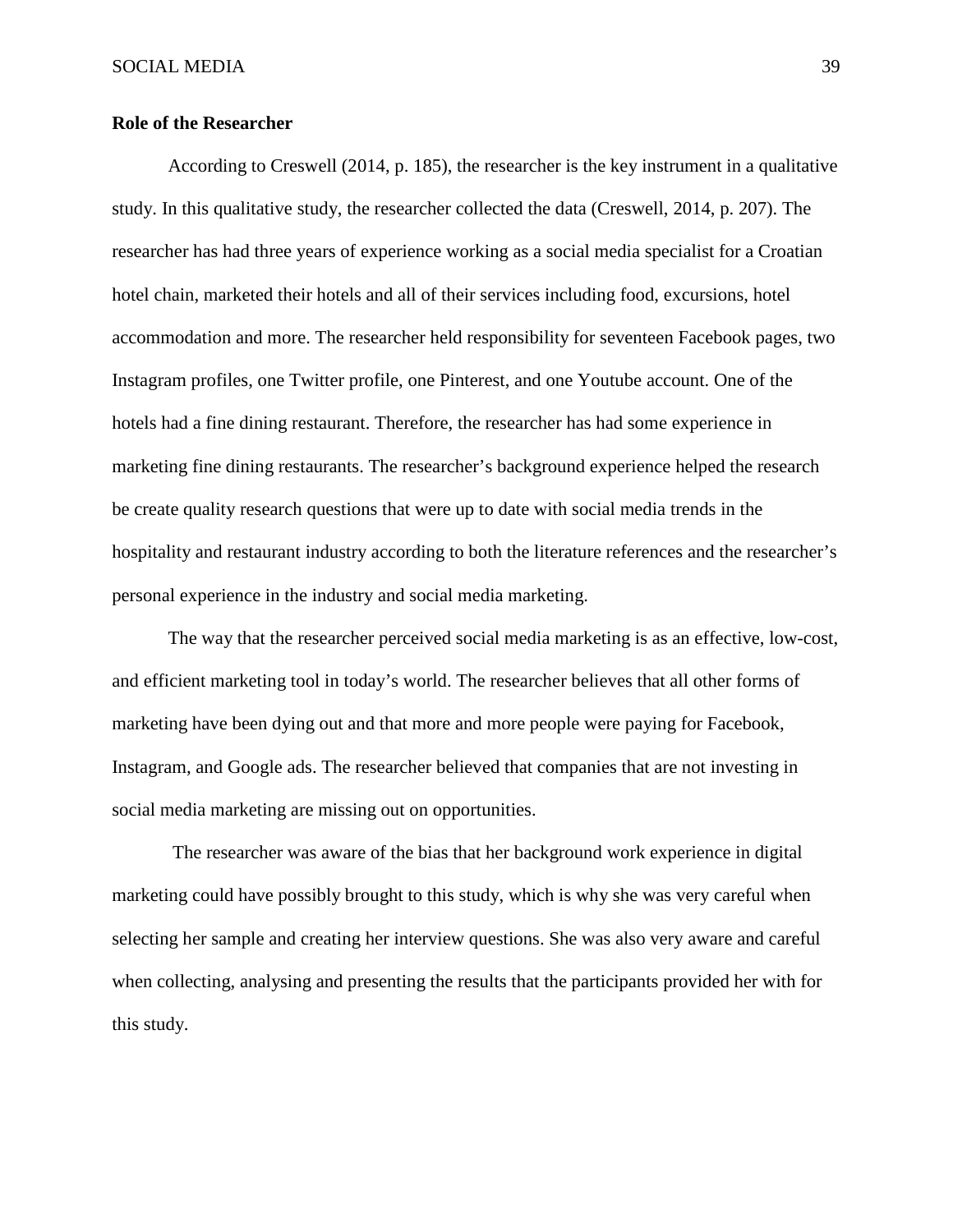**Role of the Researcher**

According to Creswell (2014, p. 185), the researcher is the key instrument in a qualitative study. In this qualitative study, the researcher collected the data (Creswell, 2014, p. 207). The researcher has had three years of experience working as a social media specialist for a Croatian hotel chain, marketed their hotels and all of their services including food, excursions, hotel accommodation and more. The researcher held responsibility for seventeen Facebook pages, two Instagram profiles, one Twitter profile, one Pinterest, and one Youtube account. One of the hotels had a fine dining restaurant. Therefore, the researcher has had some experience in marketing fine dining restaurants. The researcher's background experience helped the research be create quality research questions that were up to date with social media trends in the hospitality and restaurant industry according to both the literature references and the researcher's personal experience in the industry and social media marketing.

The way that the researcher perceived social media marketing is as an effective, low-cost, and efficient marketing tool in today's world. The researcher believes that all other forms of marketing have been dying out and that more and more people were paying for Facebook, Instagram, and Google ads. The researcher believed that companies that are not investing in social media marketing are missing out on opportunities.

The researcher was aware of the bias that her background work experience in digital marketing could have possibly brought to this study, which is why she was very careful when selecting her sample and creating her interview questions. She was also very aware and careful when collecting, analysing and presenting the results that the participants provided her with for this study.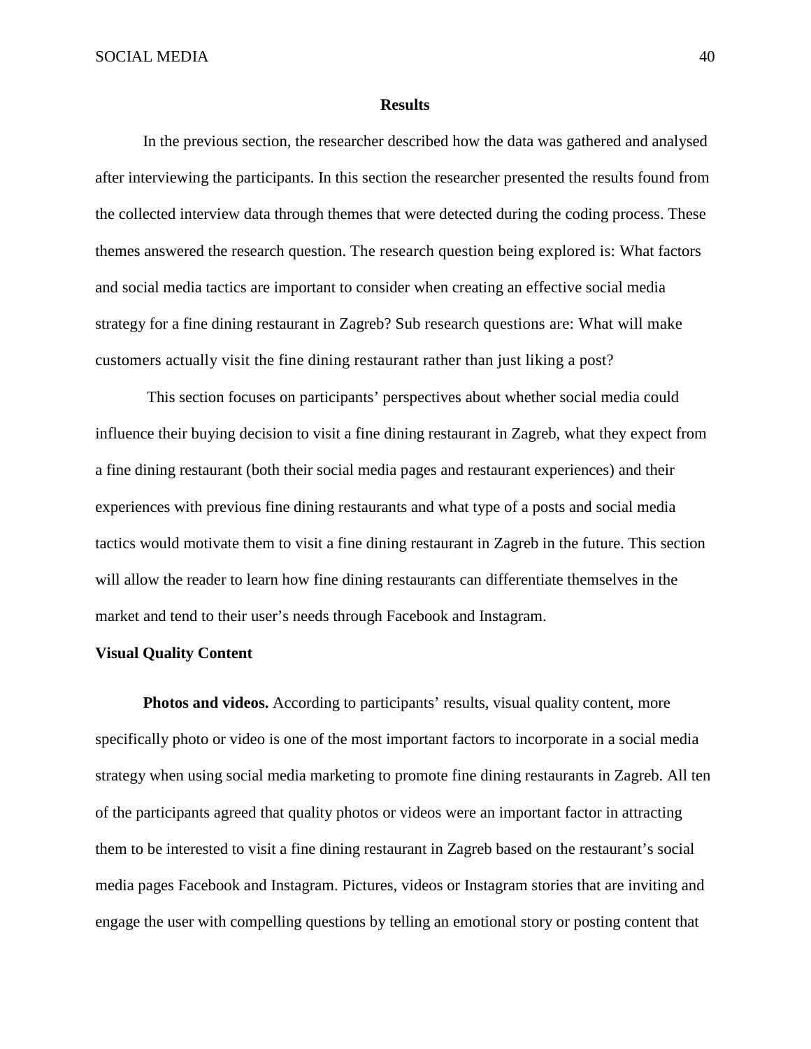## Results

In the previous section, the researcher described how the data was gathered and analysed after interviewing the participants. In this section the researcher presented the results found from the collected interview data through themes that were detected during the coding process. These themes answered the research question. The research question being explored is: What factors and social media tactics are important to consider when creating an effective social media strategy for a fine dining restaurant in Zagreb? Sub research questions are: What will make customers actually visit the fine dining restaurant rather than just liking a post?

This section focuses on participants' perspectives about whether social media could influence their buying decision to visit a fine dining restaurant in Zagreb, what they expect from a fine dining restaurant (both their social media pages and restaurant experiences) and their experiences with previous fine dining restaurants and what type of a posts and social media tactics would motivate them to visit a fine dining restaurant in Zagreb in the future. This section will allow the reader to learn how fine dining restaurants can differentiate themselves in the market and tend to their user's needs through Facebook and Instagram.

### Visual Quality Content

**Photos and videos.** According to participants' results, visual quality content, more specifically photo or video is one of the most important factors to incorporate in a social media strategy when using social media marketing to promote fine dining restaurants in Zagreb. All ten of the participants agreed that quality photos or videos were an important factor in attracting them to be interested to visit a fine dining restaurant in Zagreb based on the restaurant's social media pages Facebook and Instagram. Pictures, videos or Instagram stories that are inviting and engage the user with compelling questions by telling an emotional story or posting content that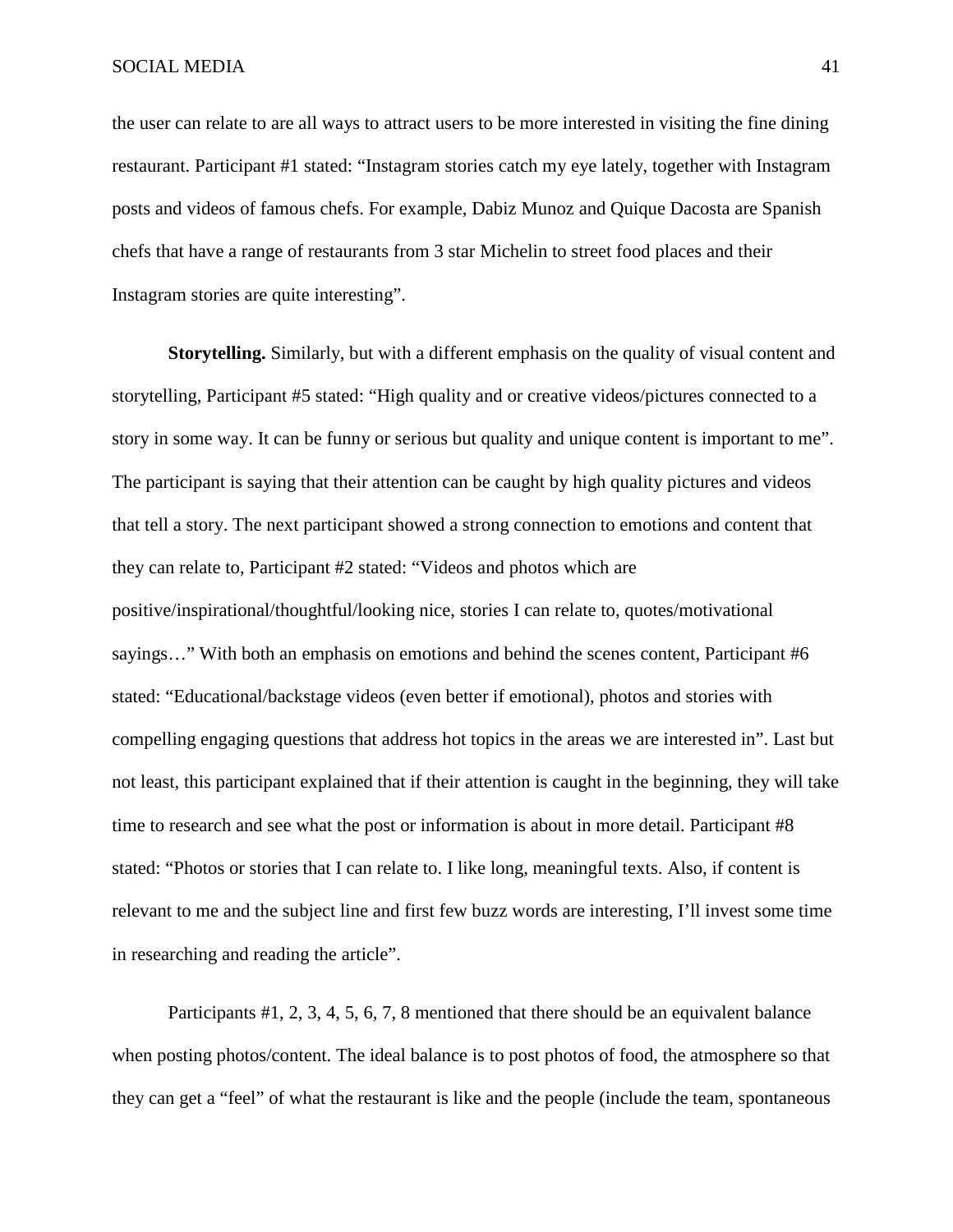the user can relate to are all ways to attract users to be more interested in visiting the fine dining restaurant. Participant #1 stated: "Instagram stories catch my eye lately, together with Instagram posts and videos of famous chefs. For example, Dabiz Munoz and Quique Dacosta are Spanish chefs that have a range of restaurants from 3 star Michelin to street food places and their Instagram stories are quite interesting".

**Storytelling.** Similarly, but with a different emphasis on the quality of visual content and storytelling, Participant #5 stated: "High quality and or creative videos/pictures connected to a story in some way. It can be funny or serious but quality and unique content is important to me". The participant is saying that their attention can be caught by high quality pictures and videos that tell a story. The next participant showed a strong connection to emotions and content that they can relate to, Participant #2 stated: "Videos and photos which are positive/inspirational/thoughtful/looking nice, stories I can relate to, quotes/motivational sayings…" With both an emphasis on emotions and behind the scenes content, Participant #6 stated: "Educational/backstage videos (even better if emotional), photos and stories with compelling engaging questions that address hot topics in the areas we are interested in". Last but not least, this participant explained that if their attention is caught in the beginning, they will take time to research and see what the post or information is about in more detail. Participant #8 stated: "Photos or stories that I can relate to. I like long, meaningful texts. Also, if content is relevant to me and the subject line and first few buzz words are interesting, I'll invest some time in researching and reading the article".

Participants #1, 2, 3, 4, 5, 6, 7, 8 mentioned that there should be an equivalent balance when posting photos/content. The ideal balance is to post photos of food, the atmosphere so that they can get a "feel" of what the restaurant is like and the people (include the team, spontaneous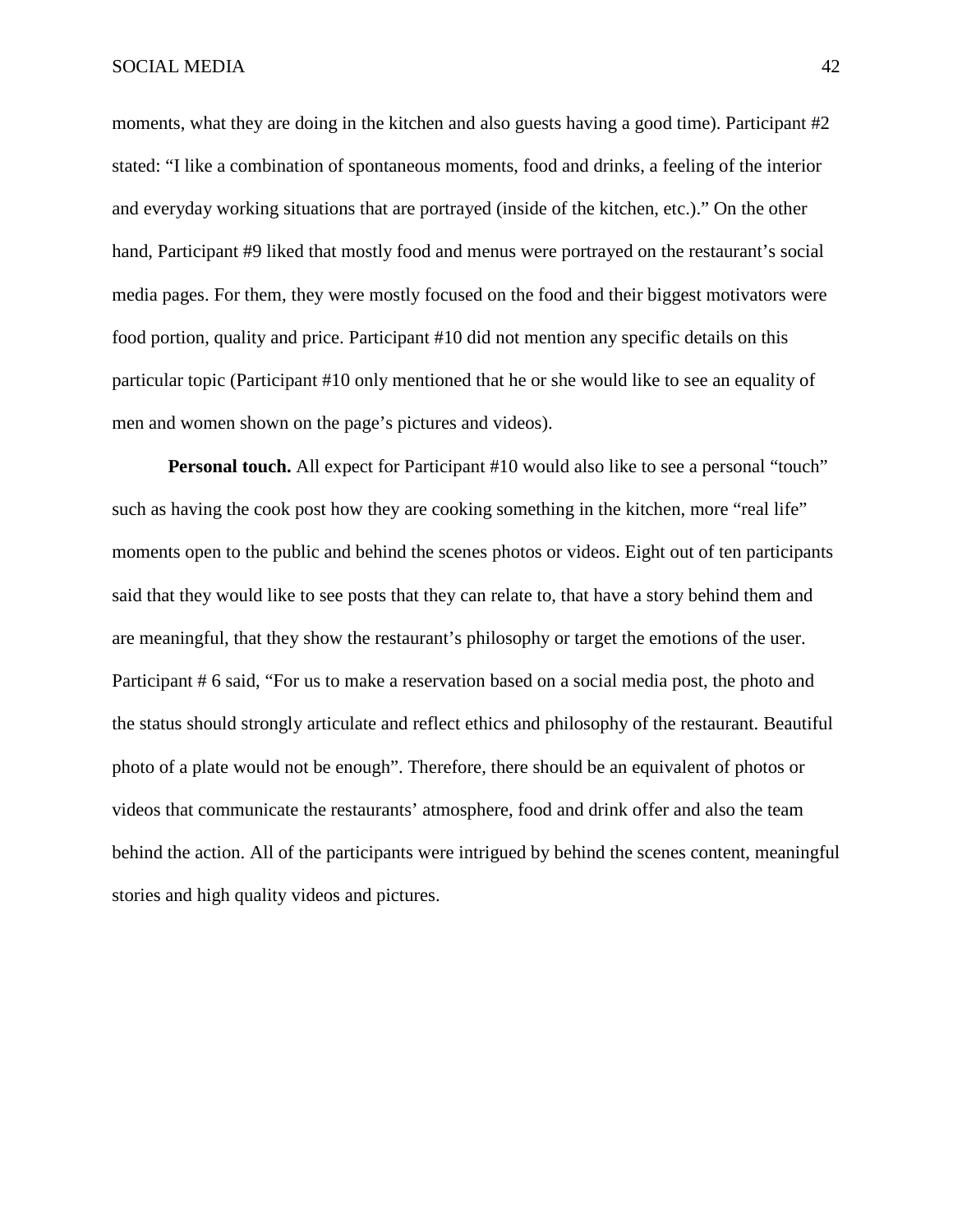moments, what they are doing in the kitchen and also guests having a good time). Participant #2 stated: "I like a combination of spontaneous moments, food and drinks, a feeling of the interior and everyday working situations that are portrayed (inside of the kitchen, etc.)." On the other hand, Participant #9 liked that mostly food and menus were portrayed on the restaurant's social media pages. For them, they were mostly focused on the food and their biggest motivators were food portion, quality and price. Participant #10 did not mention any specific details on this particular topic (Participant #10 only mentioned that he or she would like to see an equality of men and women shown on the page's pictures and videos).

**Personal touch.** All expect for Participant #10 would also like to see a personal "touch" such as having the cook post how they are cooking something in the kitchen, more "real life" moments open to the public and behind the scenes photos or videos. Eight out of ten participants said that they would like to see posts that they can relate to, that have a story behind them and are meaningful, that they show the restaurant's philosophy or target the emotions of the user. Participant # 6 said, "For us to make a reservation based on a social media post, the photo and the status should strongly articulate and reflect ethics and philosophy of the restaurant. Beautiful photo of a plate would not be enough". Therefore, there should be an equivalent of photos or videos that communicate the restaurants' atmosphere, food and drink offer and also the team behind the action. All of the participants were intrigued by behind the scenes content, meaningful stories and high quality videos and pictures.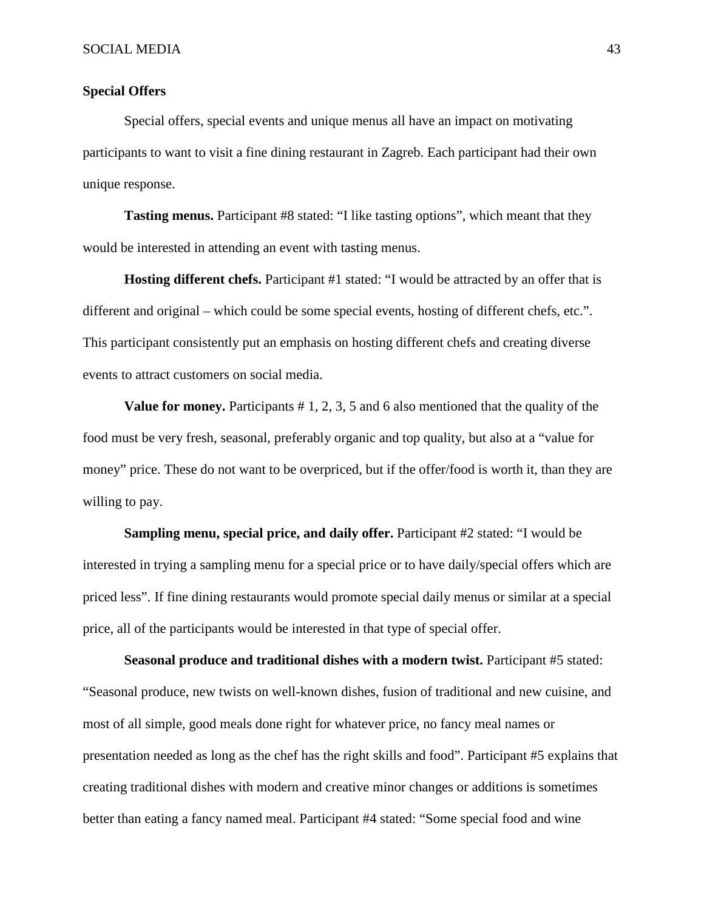## Special Offers

Special offers, special events and unique menus all have an impact on motivating participants to want to visit a fine dining restaurant in Zagreb. Each participant had their own unique response.

**Tasting menus.** Participant #8 stated: "I like tasting options", which meant that they would be interested in attending an event with tasting menus.

**Hosting different chefs.** Participant #1 stated: "I would be attracted by an offer that is different and original – which could be some special events, hosting of different chefs, etc.". This participant consistently put an emphasis on hosting different chefs and creating diverse events to attract customers on social media.

**Value for money.** Participants # 1, 2, 3, 5 and 6 also mentioned that the quality of the food must be very fresh, seasonal, preferably organic and top quality, but also at a "value for money" price. These do not want to be overpriced, but if the offer/food is worth it, than they are willing to pay.

**Sampling menu, special price, and daily offer.** Participant #2 stated: "I would be interested in trying a sampling menu for a special price or to have daily/special offers which are priced less". If fine dining restaurants would promote special daily menus or similar at a special price, all of the participants would be interested in that type of special offer.

**Seasonal produce and traditional dishes with a modern twist.** Participant #5 stated: "Seasonal produce, new twists on well-known dishes, fusion of traditional and new cuisine, and most of all simple, good meals done right for whatever price, no fancy meal names or presentation needed as long as the chef has the right skills and food". Participant #5 explains that creating traditional dishes with modern and creative minor changes or additions is sometimes better than eating a fancy named meal. Participant #4 stated: "Some special food and wine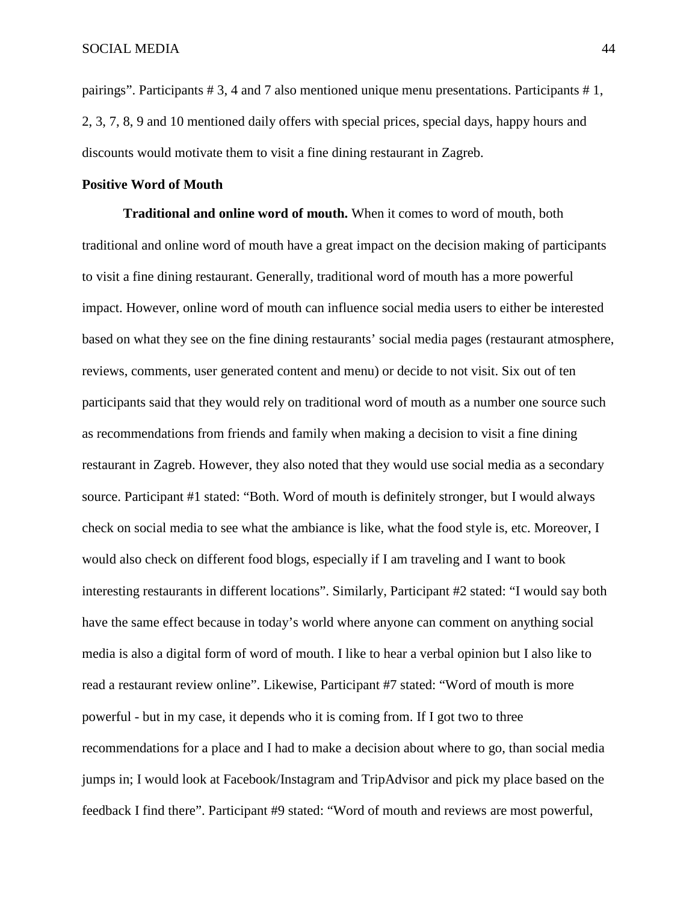pairings". Participants # 3, 4 and 7 also mentioned unique menu presentations. Participants # 1, 2, 3, 7, 8, 9 and 10 mentioned daily offers with special prices, special days, happy hours and discounts would motivate them to visit a fine dining restaurant in Zagreb.

**Positive Word of Mouth**

**Traditional and online word of mouth.** When it comes to word of mouth, both traditional and online word of mouth have a great impact on the decision making of participants to visit a fine dining restaurant. Generally, traditional word of mouth has a more powerful impact. However, online word of mouth can influence social media users to either be interested based on what they see on the fine dining restaurants' social media pages (restaurant atmosphere, reviews, comments, user generated content and menu) or decide to not visit. Six out of ten participants said that they would rely on traditional word of mouth as a number one source such as recommendations from friends and family when making a decision to visit a fine dining restaurant in Zagreb. However, they also noted that they would use social media as a secondary source. Participant #1 stated: "Both. Word of mouth is definitely stronger, but I would always check on social media to see what the ambiance is like, what the food style is, etc. Moreover, I would also check on different food blogs, especially if I am traveling and I want to book interesting restaurants in different locations". Similarly, Participant #2 stated: "I would say both have the same effect because in today's world where anyone can comment on anything social media is also a digital form of word of mouth. I like to hear a verbal opinion but I also like to read a restaurant review online". Likewise, Participant #7 stated: "Word of mouth is more powerful - but in my case, it depends who it is coming from. If I got two to three recommendations for a place and I had to make a decision about where to go, than social media jumps in; I would look at Facebook/Instagram and TripAdvisor and pick my place based on the feedback I find there". Participant #9 stated: "Word of mouth and reviews are most powerful,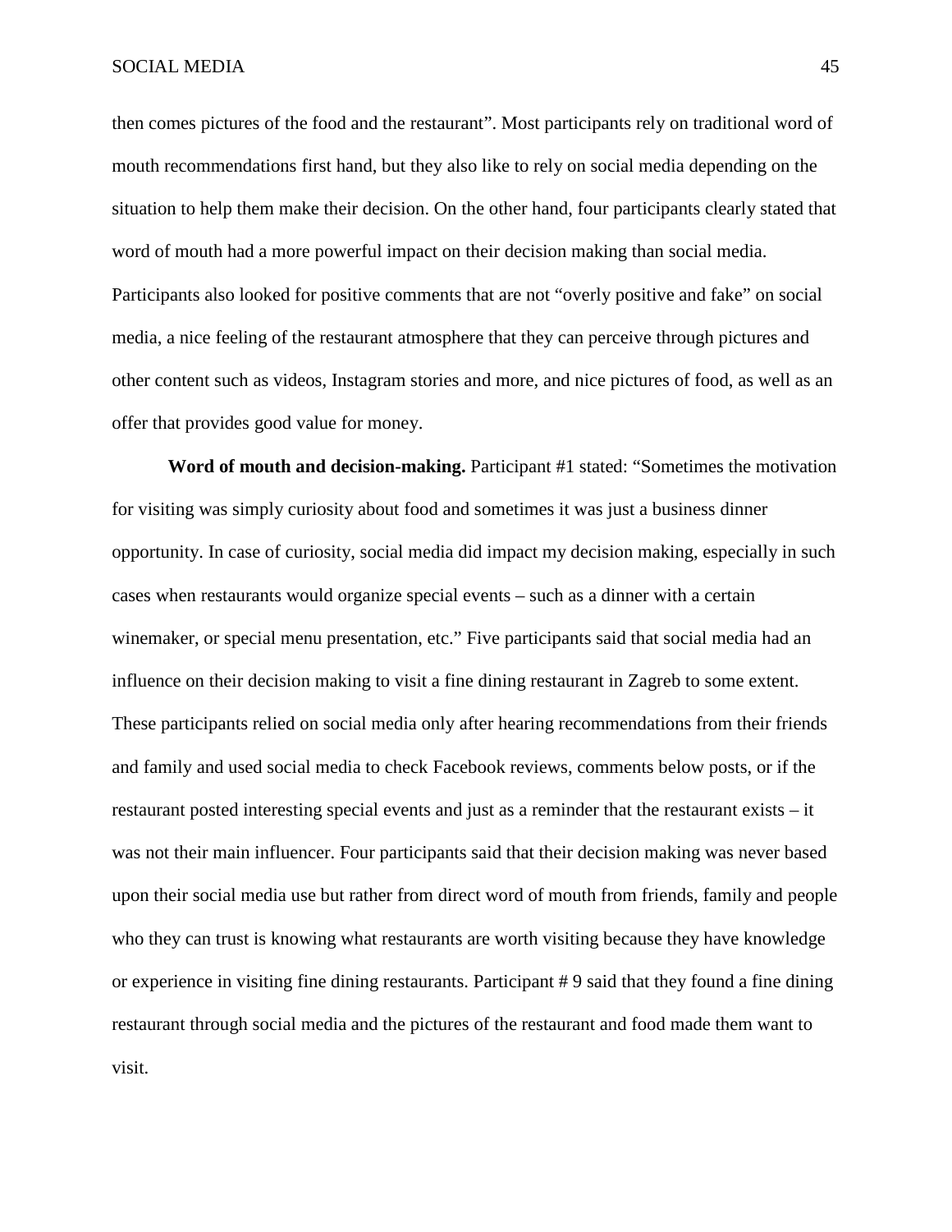then comes pictures of the food and the restaurant". Most participants rely on traditional word of mouth recommendations first hand, but they also like to rely on social media depending on the situation to help them make their decision. On the other hand, four participants clearly stated that word of mouth had a more powerful impact on their decision making than social media. Participants also looked for positive comments that are not "overly positive and fake" on social media, a nice feeling of the restaurant atmosphere that they can perceive through pictures and other content such as videos, Instagram stories and more, and nice pictures of food, as well as an offer that provides good value for money.

**Word of mouth and decision-making.** Participant #1 stated: "Sometimes the motivation for visiting was simply curiosity about food and sometimes it was just a business dinner opportunity. In case of curiosity, social media did impact my decision making, especially in such cases when restaurants would organize special events – such as a dinner with a certain winemaker, or special menu presentation, etc." Five participants said that social media had an influence on their decision making to visit a fine dining restaurant in Zagreb to some extent. These participants relied on social media only after hearing recommendations from their friends and family and used social media to check Facebook reviews, comments below posts, or if the restaurant posted interesting special events and just as a reminder that the restaurant exists – it was not their main influencer. Four participants said that their decision making was never based upon their social media use but rather from direct word of mouth from friends, family and people who they can trust is knowing what restaurants are worth visiting because they have knowledge or experience in visiting fine dining restaurants. Participant # 9 said that they found a fine dining restaurant through social media and the pictures of the restaurant and food made them want to visit.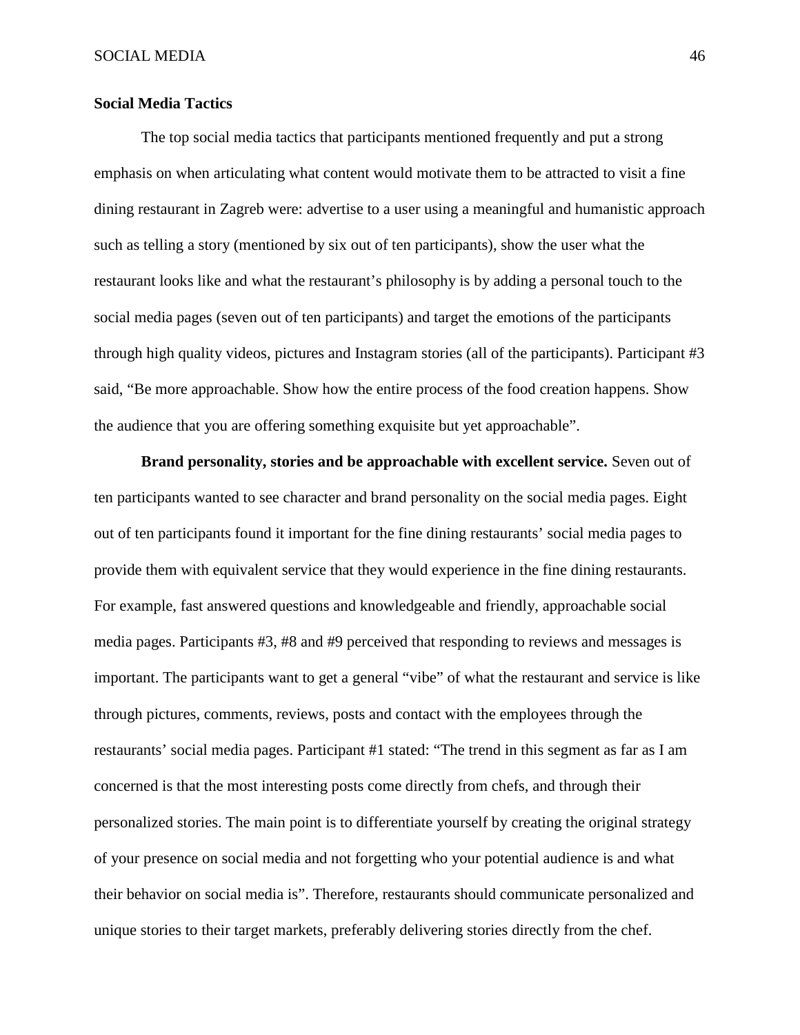## Social Media Tactics

The top social media tactics that participants mentioned frequently and put a strong emphasis on when articulating what content would motivate them to be attracted to visit a fine dining restaurant in Zagreb were: advertise to a user using a meaningful and humanistic approach such as telling a story (mentioned by six out of ten participants), show the user what the restaurant looks like and what the restaurant's philosophy is by adding a personal touch to the social media pages (seven out of ten participants) and target the emotions of the participants through high quality videos, pictures and Instagram stories (all of the participants). Participant #3 said, "Be more approachable. Show how the entire process of the food creation happens. Show the audience that you are offering something exquisite but yet approachable".

**Brand personality, stories and be approachable with excellent service.** Seven out of ten participants wanted to see character and brand personality on the social media pages. Eight out of ten participants found it important for the fine dining restaurants' social media pages to provide them with equivalent service that they would experience in the fine dining restaurants. For example, fast answered questions and knowledgeable and friendly, approachable social media pages. Participants #3, #8 and #9 perceived that responding to reviews and messages is important. The participants want to get a general "vibe" of what the restaurant and service is like through pictures, comments, reviews, posts and contact with the employees through the restaurants' social media pages. Participant #1 stated: "The trend in this segment as far as I am concerned is that the most interesting posts come directly from chefs, and through their personalized stories. The main point is to differentiate yourself by creating the original strategy of your presence on social media and not forgetting who your potential audience is and what their behavior on social media is". Therefore, restaurants should communicate personalized and unique stories to their target markets, preferably delivering stories directly from the chef.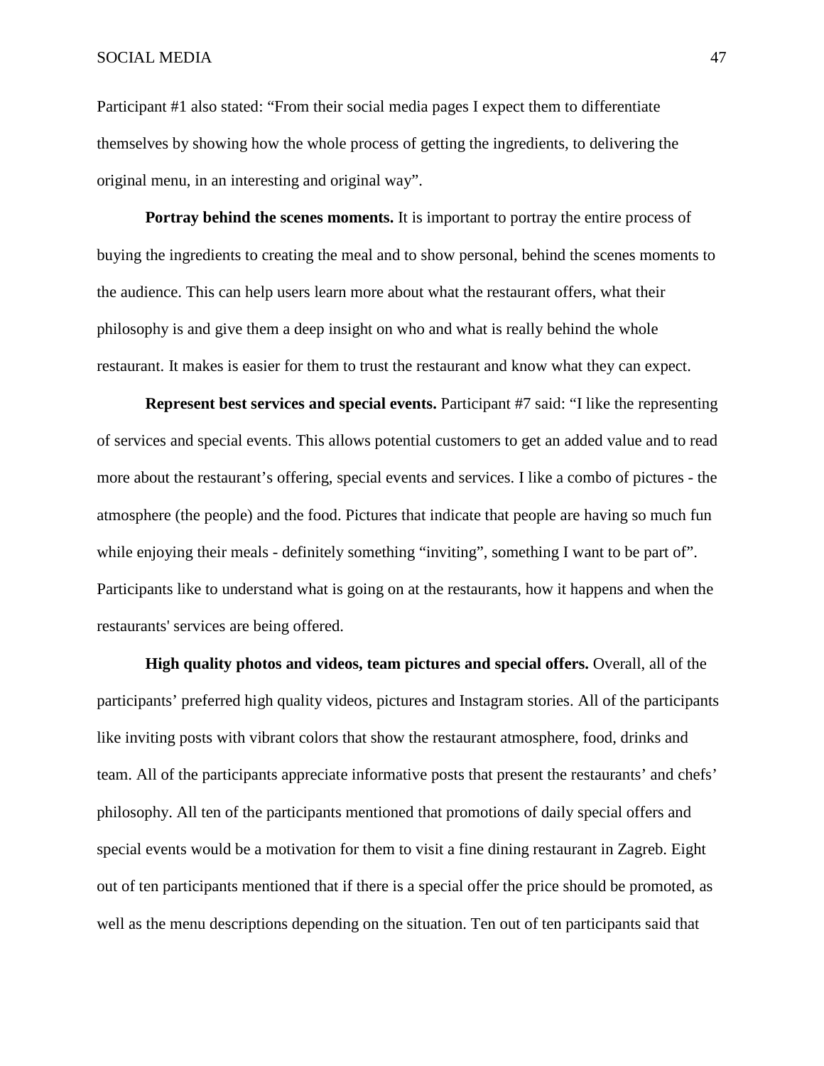Participant #1 also stated: “From their social media pages I expect them to differentiate themselves by showing how the whole process of getting the ingredients, to delivering the original menu, in an interesting and original way”.

**Portray behind the scenes moments.** It is important to portray the entire process of buying the ingredients to creating the meal and to show personal, behind the scenes moments to the audience. This can help users learn more about what the restaurant offers, what their philosophy is and give them a deep insight on who and what is really behind the whole restaurant. It makes is easier for them to trust the restaurant and know what they can expect.

**Represent best services and special events.** Participant #7 said: “I like the representing of services and special events. This allows potential customers to get an added value and to read more about the restaurant’s offering, special events and services. I like a combo of pictures - the atmosphere (the people) and the food. Pictures that indicate that people are having so much fun while enjoying their meals - definitely something “inviting”, something I want to be part of”. Participants like to understand what is going on at the restaurants, how it happens and when the restaurants' services are being offered.

**High quality photos and videos, team pictures and special offers.** Overall, all of the participants’ preferred high quality videos, pictures and Instagram stories. All of the participants like inviting posts with vibrant colors that show the restaurant atmosphere, food, drinks and team. All of the participants appreciate informative posts that present the restaurants’ and chefs’ philosophy. All ten of the participants mentioned that promotions of daily special offers and special events would be a motivation for them to visit a fine dining restaurant in Zagreb. Eight out of ten participants mentioned that if there is a special offer the price should be promoted, as well as the menu descriptions depending on the situation. Ten out of ten participants said that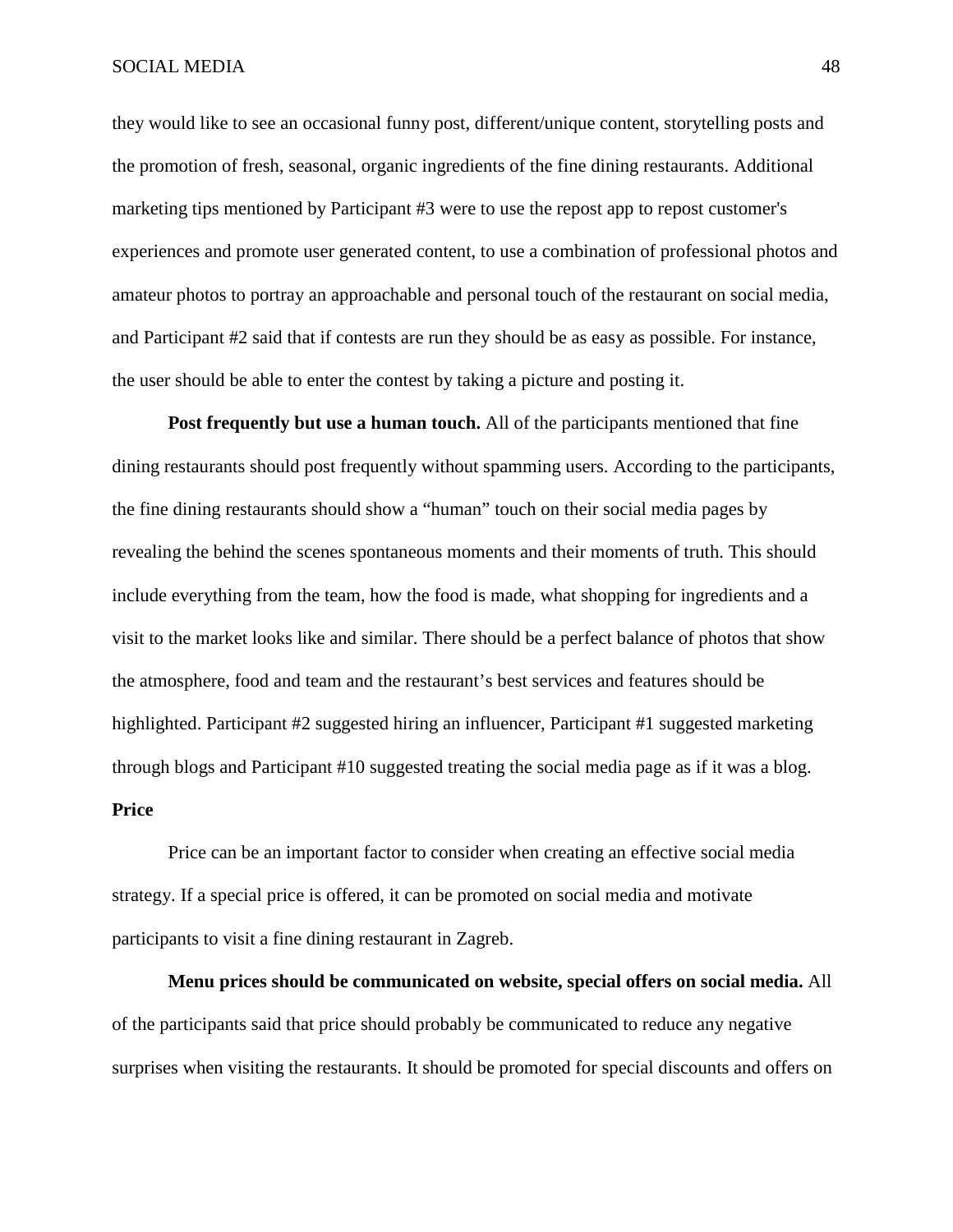they would like to see an occasional funny post, different/unique content, storytelling posts and the promotion of fresh, seasonal, organic ingredients of the fine dining restaurants. Additional marketing tips mentioned by Participant #3 were to use the repost app to repost customer's experiences and promote user generated content, to use a combination of professional photos and amateur photos to portray an approachable and personal touch of the restaurant on social media, and Participant #2 said that if contests are run they should be as easy as possible. For instance, the user should be able to enter the contest by taking a picture and posting it.

**Post frequently but use a human touch.** All of the participants mentioned that fine dining restaurants should post frequently without spamming users. According to the participants, the fine dining restaurants should show a “human” touch on their social media pages by revealing the behind the scenes spontaneous moments and their moments of truth. This should include everything from the team, how the food is made, what shopping for ingredients and a visit to the market looks like and similar. There should be a perfect balance of photos that show the atmosphere, food and team and the restaurant’s best services and features should be highlighted. Participant #2 suggested hiring an influencer, Participant #1 suggested marketing through blogs and Participant #10 suggested treating the social media page as if it was a blog.

### Price

Price can be an important factor to consider when creating an effective social media strategy. If a special price is offered, it can be promoted on social media and motivate participants to visit a fine dining restaurant in Zagreb.

**Menu prices should be communicated on website, special offers on social media.** All of the participants said that price should probably be communicated to reduce any negative surprises when visiting the restaurants. It should be promoted for special discounts and offers on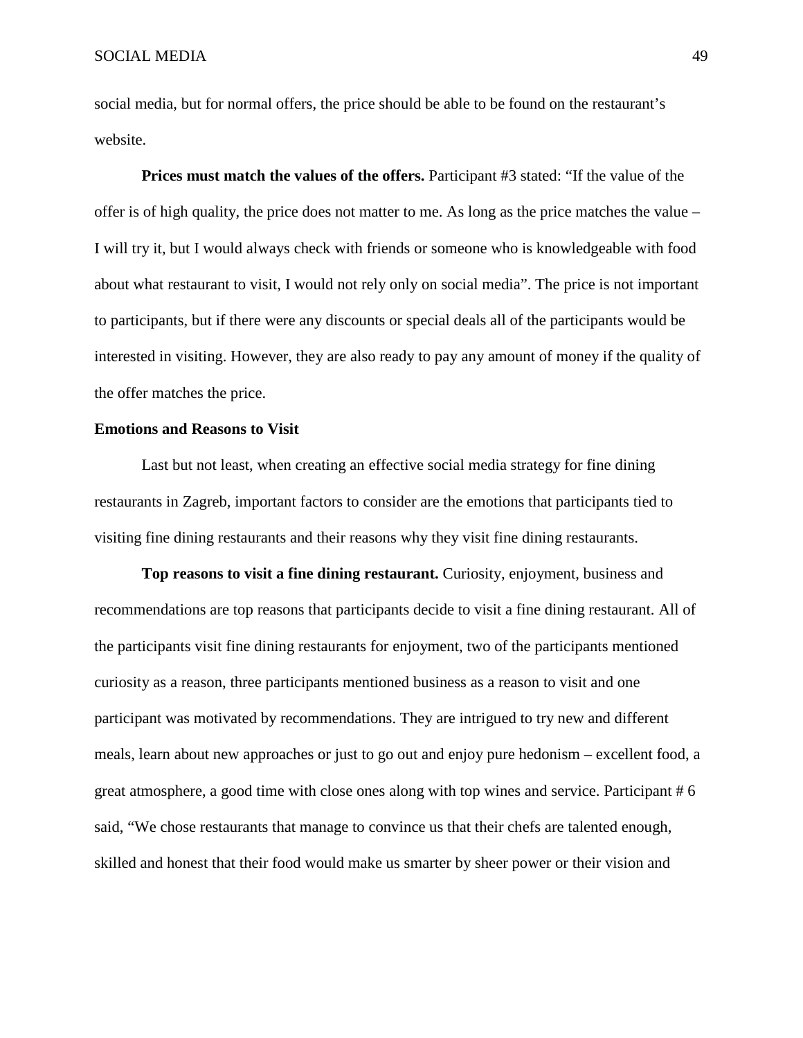social media, but for normal offers, the price should be able to be found on the restaurant's website.

**Prices must match the values of the offers.** Participant #3 stated: "If the value of the offer is of high quality, the price does not matter to me. As long as the price matches the value – I will try it, but I would always check with friends or someone who is knowledgeable with food about what restaurant to visit, I would not rely only on social media". The price is not important to participants, but if there were any discounts or special deals all of the participants would be interested in visiting. However, they are also ready to pay any amount of money if the quality of the offer matches the price.

**Emotions and Reasons to Visit**

Last but not least, when creating an effective social media strategy for fine dining restaurants in Zagreb, important factors to consider are the emotions that participants tied to visiting fine dining restaurants and their reasons why they visit fine dining restaurants.

**Top reasons to visit a fine dining restaurant.** Curiosity, enjoyment, business and recommendations are top reasons that participants decide to visit a fine dining restaurant. All of the participants visit fine dining restaurants for enjoyment, two of the participants mentioned curiosity as a reason, three participants mentioned business as a reason to visit and one participant was motivated by recommendations. They are intrigued to try new and different meals, learn about new approaches or just to go out and enjoy pure hedonism – excellent food, a great atmosphere, a good time with close ones along with top wines and service. Participant # 6 said, "We chose restaurants that manage to convince us that their chefs are talented enough, skilled and honest that their food would make us smarter by sheer power or their vision and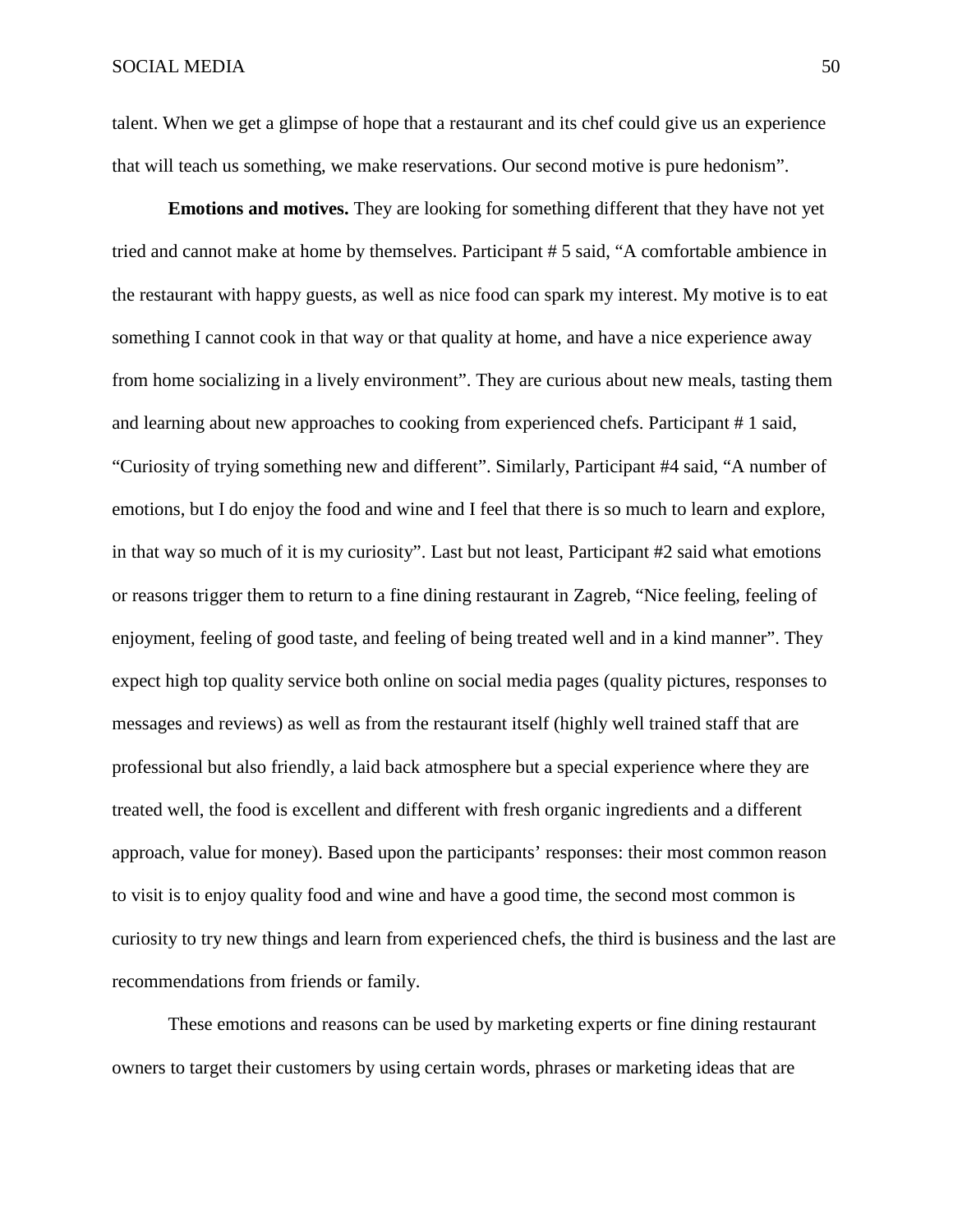talent. When we get a glimpse of hope that a restaurant and its chef could give us an experience that will teach us something, we make reservations. Our second motive is pure hedonism".

**Emotions and motives.** They are looking for something different that they have not yet tried and cannot make at home by themselves. Participant # 5 said, "A comfortable ambience in the restaurant with happy guests, as well as nice food can spark my interest. My motive is to eat something I cannot cook in that way or that quality at home, and have a nice experience away from home socializing in a lively environment". They are curious about new meals, tasting them and learning about new approaches to cooking from experienced chefs. Participant # 1 said, "Curiosity of trying something new and different". Similarly, Participant #4 said, "A number of emotions, but I do enjoy the food and wine and I feel that there is so much to learn and explore, in that way so much of it is my curiosity". Last but not least, Participant #2 said what emotions or reasons trigger them to return to a fine dining restaurant in Zagreb, "Nice feeling, feeling of enjoyment, feeling of good taste, and feeling of being treated well and in a kind manner". They expect high top quality service both online on social media pages (quality pictures, responses to messages and reviews) as well as from the restaurant itself (highly well trained staff that are professional but also friendly, a laid back atmosphere but a special experience where they are treated well, the food is excellent and different with fresh organic ingredients and a different approach, value for money). Based upon the participants' responses: their most common reason to visit is to enjoy quality food and wine and have a good time, the second most common is curiosity to try new things and learn from experienced chefs, the third is business and the last are recommendations from friends or family.

These emotions and reasons can be used by marketing experts or fine dining restaurant owners to target their customers by using certain words, phrases or marketing ideas that are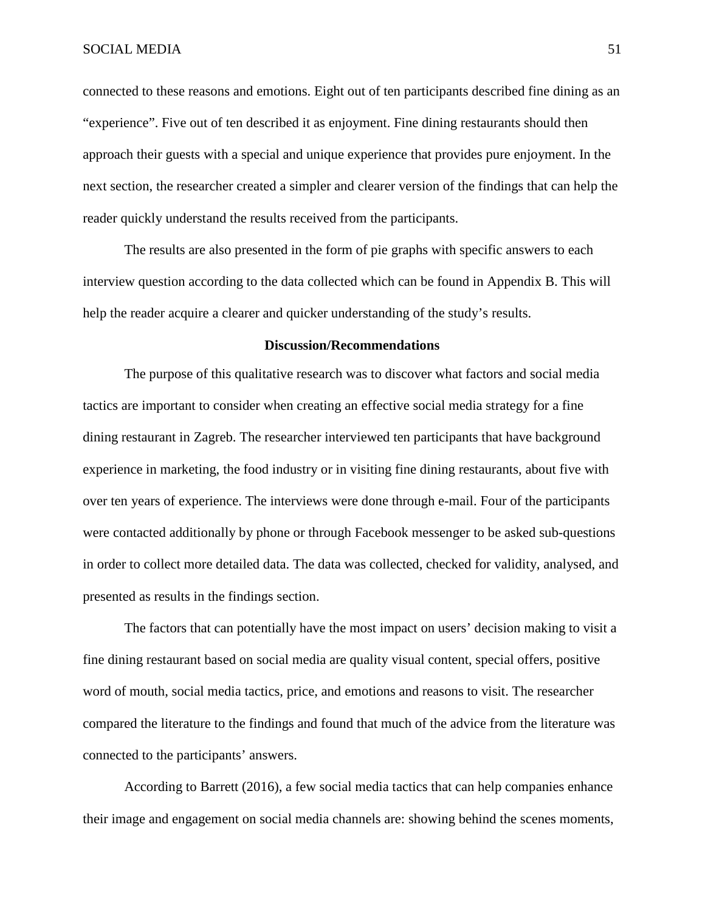connected to these reasons and emotions. Eight out of ten participants described fine dining as an "experience". Five out of ten described it as enjoyment. Fine dining restaurants should then approach their guests with a special and unique experience that provides pure enjoyment. In the next section, the researcher created a simpler and clearer version of the findings that can help the reader quickly understand the results received from the participants.

The results are also presented in the form of pie graphs with specific answers to each interview question according to the data collected which can be found in Appendix B. This will help the reader acquire a clearer and quicker understanding of the study's results.

## Discussion/Recommendations

The purpose of this qualitative research was to discover what factors and social media tactics are important to consider when creating an effective social media strategy for a fine dining restaurant in Zagreb. The researcher interviewed ten participants that have background experience in marketing, the food industry or in visiting fine dining restaurants, about five with over ten years of experience. The interviews were done through e-mail. Four of the participants were contacted additionally by phone or through Facebook messenger to be asked sub-questions in order to collect more detailed data. The data was collected, checked for validity, analysed, and presented as results in the findings section.

The factors that can potentially have the most impact on users' decision making to visit a fine dining restaurant based on social media are quality visual content, special offers, positive word of mouth, social media tactics, price, and emotions and reasons to visit. The researcher compared the literature to the findings and found that much of the advice from the literature was connected to the participants' answers.

According to Barrett (2016), a few social media tactics that can help companies enhance their image and engagement on social media channels are: showing behind the scenes moments,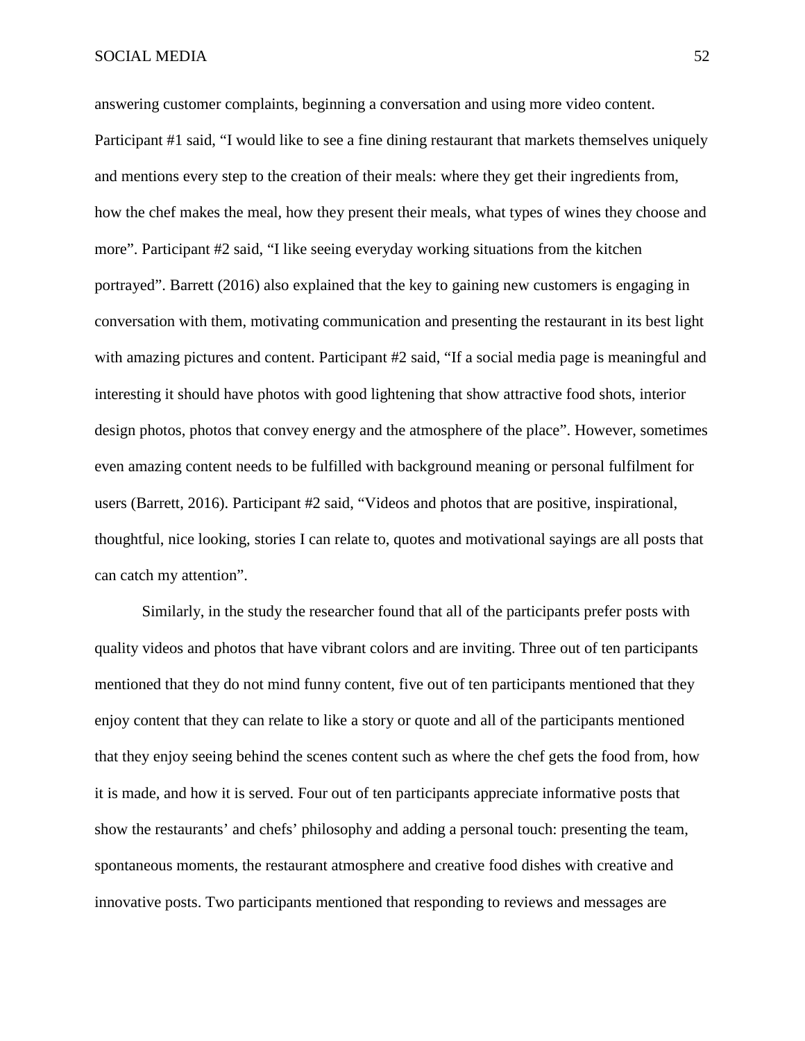answering customer complaints, beginning a conversation and using more video content. Participant #1 said, “I would like to see a fine dining restaurant that markets themselves uniquely and mentions every step to the creation of their meals: where they get their ingredients from, how the chef makes the meal, how they present their meals, what types of wines they choose and more”. Participant #2 said, “I like seeing everyday working situations from the kitchen portrayed”. Barrett (2016) also explained that the key to gaining new customers is engaging in conversation with them, motivating communication and presenting the restaurant in its best light with amazing pictures and content. Participant #2 said, “If a social media page is meaningful and interesting it should have photos with good lightening that show attractive food shots, interior design photos, photos that convey energy and the atmosphere of the place”. However, sometimes even amazing content needs to be fulfilled with background meaning or personal fulfilment for users (Barrett, 2016). Participant #2 said, “Videos and photos that are positive, inspirational, thoughtful, nice looking, stories I can relate to, quotes and motivational sayings are all posts that can catch my attention”.

Similarly, in the study the researcher found that all of the participants prefer posts with quality videos and photos that have vibrant colors and are inviting. Three out of ten participants mentioned that they do not mind funny content, five out of ten participants mentioned that they enjoy content that they can relate to like a story or quote and all of the participants mentioned that they enjoy seeing behind the scenes content such as where the chef gets the food from, how it is made, and how it is served. Four out of ten participants appreciate informative posts that show the restaurants’ and chefs’ philosophy and adding a personal touch: presenting the team, spontaneous moments, the restaurant atmosphere and creative food dishes with creative and innovative posts. Two participants mentioned that responding to reviews and messages are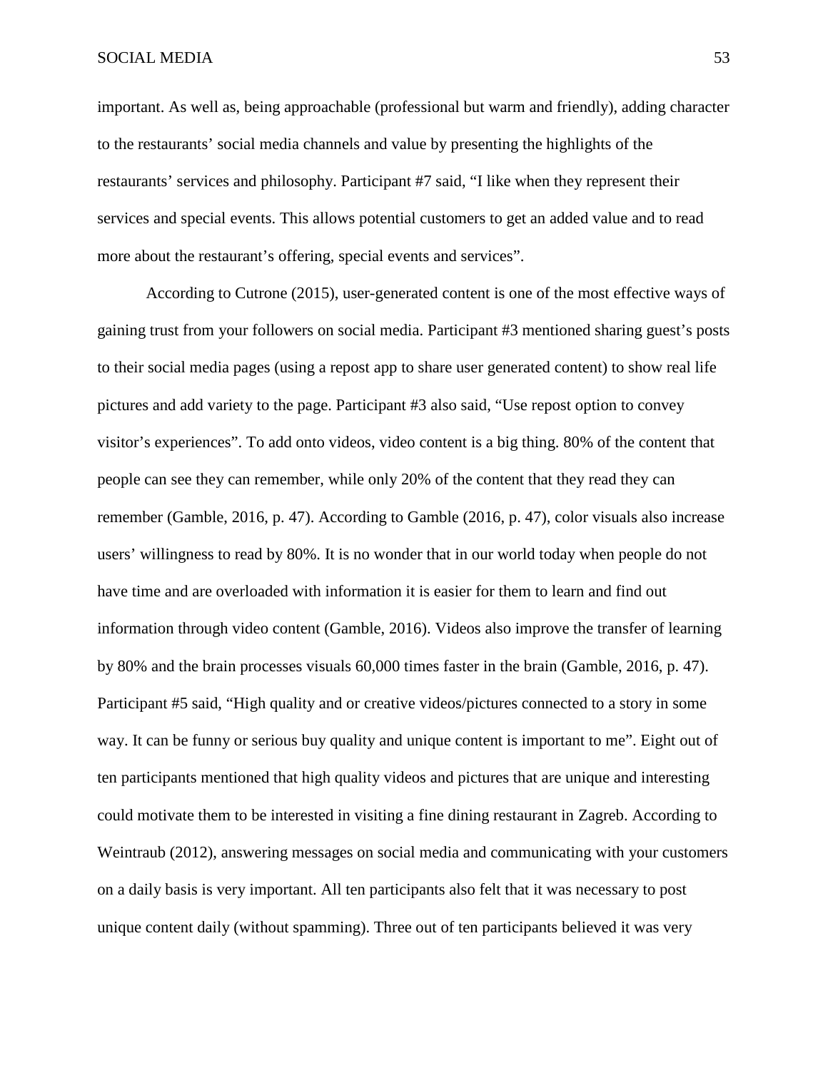important. As well as, being approachable (professional but warm and friendly), adding character to the restaurants' social media channels and value by presenting the highlights of the restaurants' services and philosophy. Participant #7 said, "I like when they represent their services and special events. This allows potential customers to get an added value and to read more about the restaurant's offering, special events and services".

According to Cutrone (2015), user-generated content is one of the most effective ways of gaining trust from your followers on social media. Participant #3 mentioned sharing guest's posts to their social media pages (using a repost app to share user generated content) to show real life pictures and add variety to the page. Participant #3 also said, "Use repost option to convey visitor's experiences". To add onto videos, video content is a big thing. 80% of the content that people can see they can remember, while only 20% of the content that they read they can remember (Gamble, 2016, p. 47). According to Gamble (2016, p. 47), color visuals also increase users' willingness to read by 80%. It is no wonder that in our world today when people do not have time and are overloaded with information it is easier for them to learn and find out information through video content (Gamble, 2016). Videos also improve the transfer of learning by 80% and the brain processes visuals 60,000 times faster in the brain (Gamble, 2016, p. 47). Participant #5 said, "High quality and or creative videos/pictures connected to a story in some way. It can be funny or serious buy quality and unique content is important to me". Eight out of ten participants mentioned that high quality videos and pictures that are unique and interesting could motivate them to be interested in visiting a fine dining restaurant in Zagreb. According to Weintraub (2012), answering messages on social media and communicating with your customers on a daily basis is very important. All ten participants also felt that it was necessary to post unique content daily (without spamming). Three out of ten participants believed it was very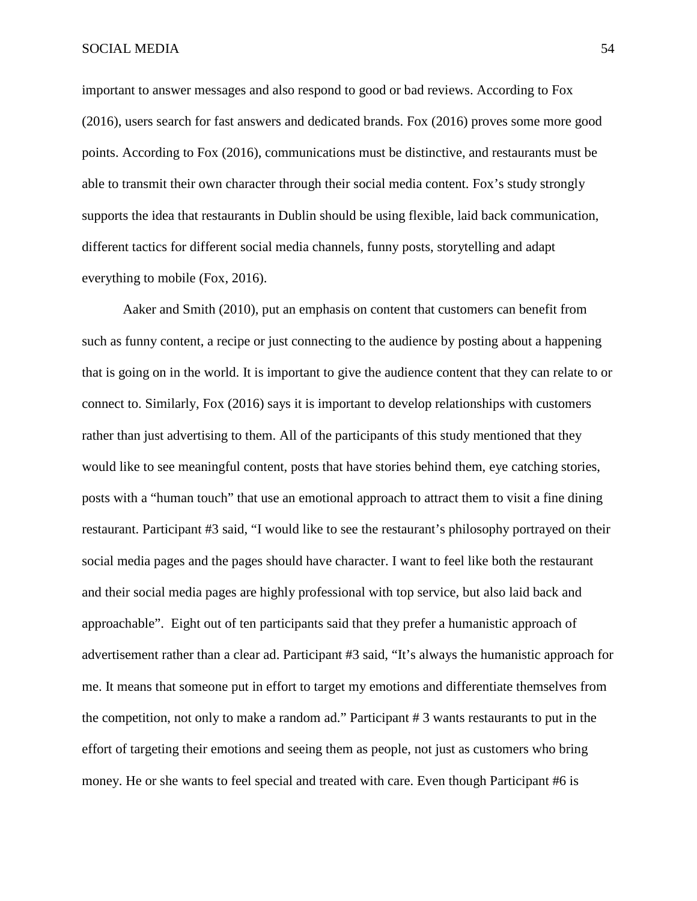important to answer messages and also respond to good or bad reviews. According to Fox (2016), users search for fast answers and dedicated brands. Fox (2016) proves some more good points. According to Fox (2016), communications must be distinctive, and restaurants must be able to transmit their own character through their social media content. Fox's study strongly supports the idea that restaurants in Dublin should be using flexible, laid back communication, different tactics for different social media channels, funny posts, storytelling and adapt everything to mobile (Fox, 2016).

Aaker and Smith (2010), put an emphasis on content that customers can benefit from such as funny content, a recipe or just connecting to the audience by posting about a happening that is going on in the world. It is important to give the audience content that they can relate to or connect to. Similarly, Fox (2016) says it is important to develop relationships with customers rather than just advertising to them. All of the participants of this study mentioned that they would like to see meaningful content, posts that have stories behind them, eye catching stories, posts with a "human touch" that use an emotional approach to attract them to visit a fine dining restaurant. Participant #3 said, "I would like to see the restaurant's philosophy portrayed on their social media pages and the pages should have character. I want to feel like both the restaurant and their social media pages are highly professional with top service, but also laid back and approachable". Eight out of ten participants said that they prefer a humanistic approach of advertisement rather than a clear ad. Participant #3 said, "It's always the humanistic approach for me. It means that someone put in effort to target my emotions and differentiate themselves from the competition, not only to make a random ad." Participant # 3 wants restaurants to put in the effort of targeting their emotions and seeing them as people, not just as customers who bring money. He or she wants to feel special and treated with care. Even though Participant #6 is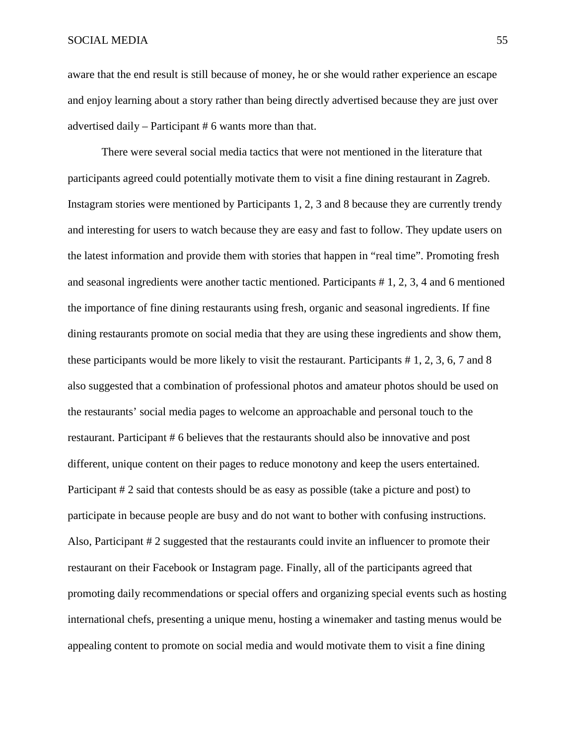aware that the end result is still because of money, he or she would rather experience an escape and enjoy learning about a story rather than being directly advertised because they are just over advertised daily – Participant # 6 wants more than that.

There were several social media tactics that were not mentioned in the literature that participants agreed could potentially motivate them to visit a fine dining restaurant in Zagreb. Instagram stories were mentioned by Participants 1, 2, 3 and 8 because they are currently trendy and interesting for users to watch because they are easy and fast to follow. They update users on the latest information and provide them with stories that happen in "real time". Promoting fresh and seasonal ingredients were another tactic mentioned. Participants # 1, 2, 3, 4 and 6 mentioned the importance of fine dining restaurants using fresh, organic and seasonal ingredients. If fine dining restaurants promote on social media that they are using these ingredients and show them, these participants would be more likely to visit the restaurant. Participants # 1, 2, 3, 6, 7 and 8 also suggested that a combination of professional photos and amateur photos should be used on the restaurants' social media pages to welcome an approachable and personal touch to the restaurant. Participant # 6 believes that the restaurants should also be innovative and post different, unique content on their pages to reduce monotony and keep the users entertained. Participant # 2 said that contests should be as easy as possible (take a picture and post) to participate in because people are busy and do not want to bother with confusing instructions. Also, Participant # 2 suggested that the restaurants could invite an influencer to promote their restaurant on their Facebook or Instagram page. Finally, all of the participants agreed that promoting daily recommendations or special offers and organizing special events such as hosting international chefs, presenting a unique menu, hosting a winemaker and tasting menus would be appealing content to promote on social media and would motivate them to visit a fine dining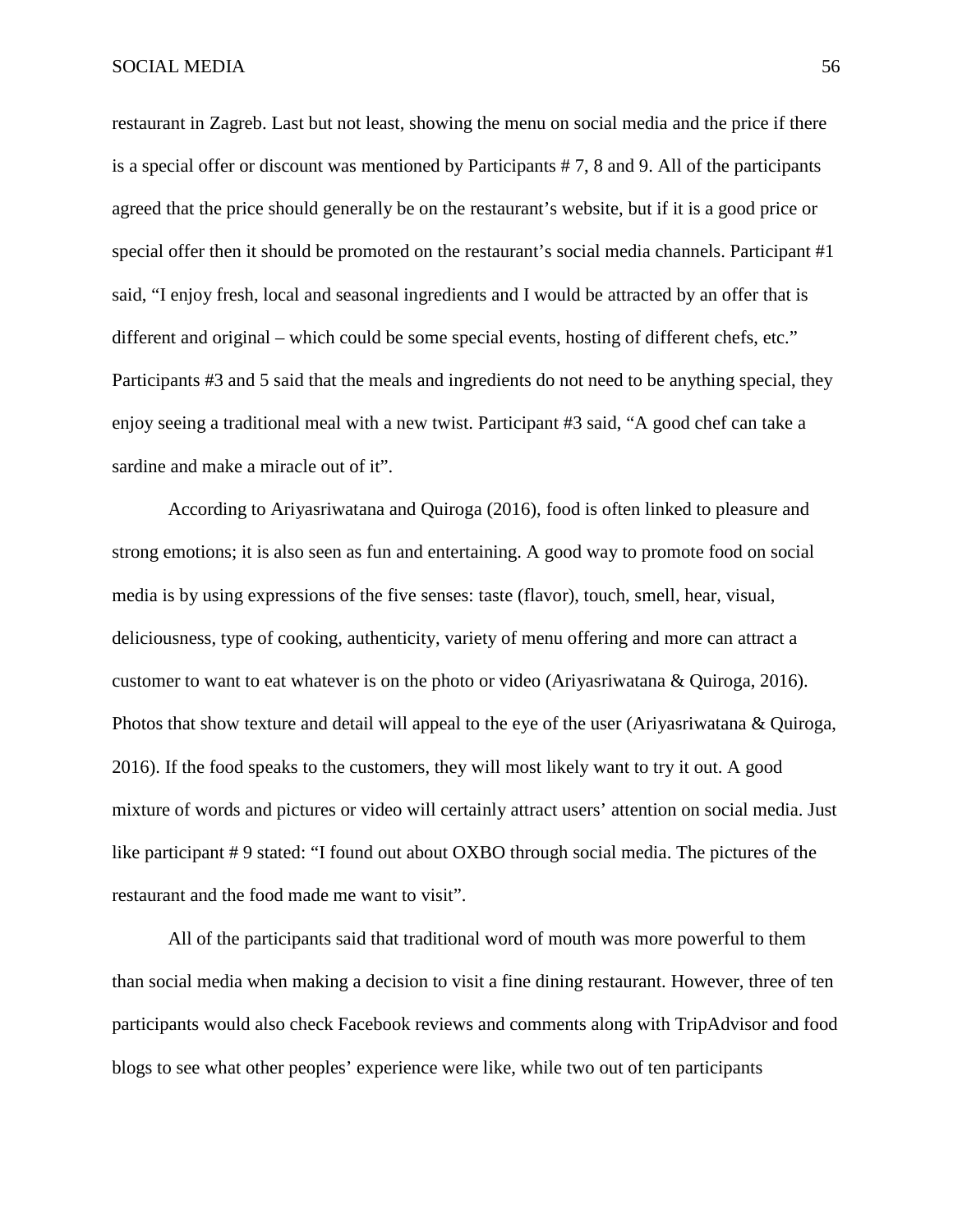restaurant in Zagreb. Last but not least, showing the menu on social media and the price if there is a special offer or discount was mentioned by Participants # 7, 8 and 9. All of the participants agreed that the price should generally be on the restaurant's website, but if it is a good price or special offer then it should be promoted on the restaurant's social media channels. Participant #1 said, "I enjoy fresh, local and seasonal ingredients and I would be attracted by an offer that is different and original – which could be some special events, hosting of different chefs, etc." Participants #3 and 5 said that the meals and ingredients do not need to be anything special, they enjoy seeing a traditional meal with a new twist. Participant #3 said, "A good chef can take a sardine and make a miracle out of it".

According to Ariyasriwatana and Quiroga (2016), food is often linked to pleasure and strong emotions; it is also seen as fun and entertaining. A good way to promote food on social media is by using expressions of the five senses: taste (flavor), touch, smell, hear, visual, deliciousness, type of cooking, authenticity, variety of menu offering and more can attract a customer to want to eat whatever is on the photo or video (Ariyasriwatana & Quiroga, 2016). Photos that show texture and detail will appeal to the eye of the user (Ariyasriwatana & Quiroga, 2016). If the food speaks to the customers, they will most likely want to try it out. A good mixture of words and pictures or video will certainly attract users' attention on social media. Just like participant # 9 stated: "I found out about OXBO through social media. The pictures of the restaurant and the food made me want to visit".

All of the participants said that traditional word of mouth was more powerful to them than social media when making a decision to visit a fine dining restaurant. However, three of ten participants would also check Facebook reviews and comments along with TripAdvisor and food blogs to see what other peoples' experience were like, while two out of ten participants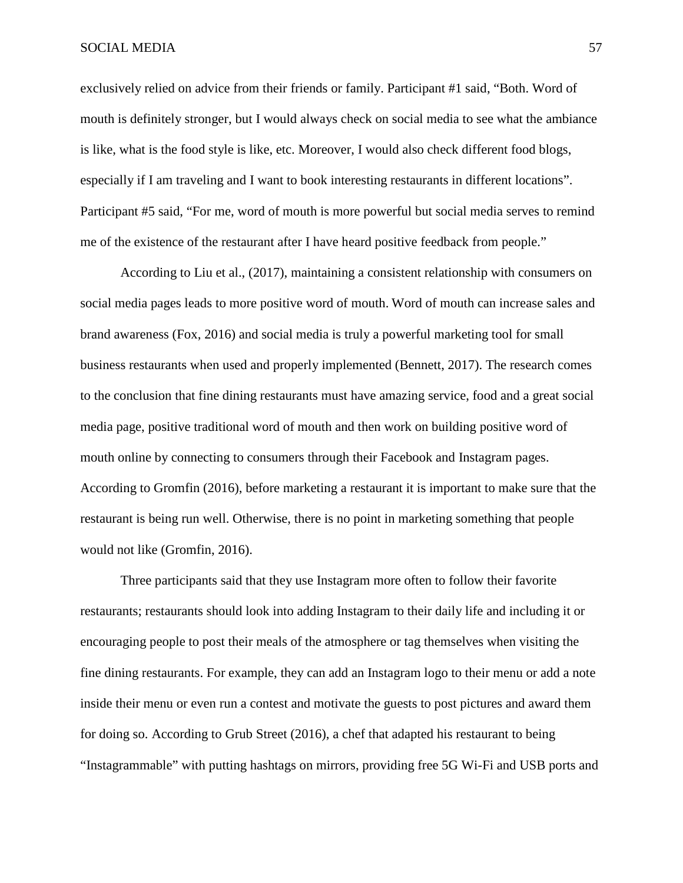exclusively relied on advice from their friends or family. Participant #1 said, "Both. Word of mouth is definitely stronger, but I would always check on social media to see what the ambiance is like, what is the food style is like, etc. Moreover, I would also check different food blogs, especially if I am traveling and I want to book interesting restaurants in different locations". Participant #5 said, "For me, word of mouth is more powerful but social media serves to remind me of the existence of the restaurant after I have heard positive feedback from people."

According to Liu et al., (2017), maintaining a consistent relationship with consumers on social media pages leads to more positive word of mouth. Word of mouth can increase sales and brand awareness (Fox, 2016) and social media is truly a powerful marketing tool for small business restaurants when used and properly implemented (Bennett, 2017). The research comes to the conclusion that fine dining restaurants must have amazing service, food and a great social media page, positive traditional word of mouth and then work on building positive word of mouth online by connecting to consumers through their Facebook and Instagram pages. According to Gromfin (2016), before marketing a restaurant it is important to make sure that the restaurant is being run well. Otherwise, there is no point in marketing something that people would not like (Gromfin, 2016).

Three participants said that they use Instagram more often to follow their favorite restaurants; restaurants should look into adding Instagram to their daily life and including it or encouraging people to post their meals of the atmosphere or tag themselves when visiting the fine dining restaurants. For example, they can add an Instagram logo to their menu or add a note inside their menu or even run a contest and motivate the guests to post pictures and award them for doing so. According to Grub Street (2016), a chef that adapted his restaurant to being "Instagrammable" with putting hashtags on mirrors, providing free 5G Wi-Fi and USB ports and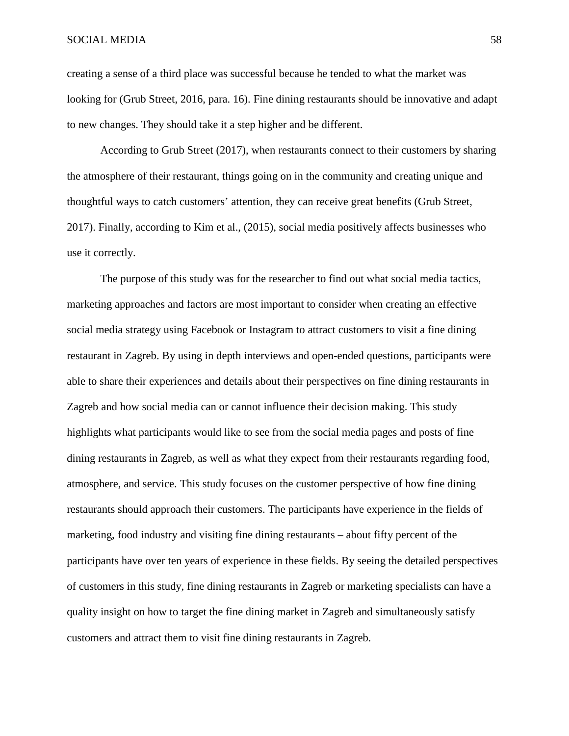creating a sense of a third place was successful because he tended to what the market was looking for (Grub Street, 2016, para. 16). Fine dining restaurants should be innovative and adapt to new changes. They should take it a step higher and be different.

According to Grub Street (2017), when restaurants connect to their customers by sharing the atmosphere of their restaurant, things going on in the community and creating unique and thoughtful ways to catch customers' attention, they can receive great benefits (Grub Street, 2017). Finally, according to Kim et al., (2015), social media positively affects businesses who use it correctly.

The purpose of this study was for the researcher to find out what social media tactics, marketing approaches and factors are most important to consider when creating an effective social media strategy using Facebook or Instagram to attract customers to visit a fine dining restaurant in Zagreb. By using in depth interviews and open-ended questions, participants were able to share their experiences and details about their perspectives on fine dining restaurants in Zagreb and how social media can or cannot influence their decision making. This study highlights what participants would like to see from the social media pages and posts of fine dining restaurants in Zagreb, as well as what they expect from their restaurants regarding food, atmosphere, and service. This study focuses on the customer perspective of how fine dining restaurants should approach their customers. The participants have experience in the fields of marketing, food industry and visiting fine dining restaurants – about fifty percent of the participants have over ten years of experience in these fields. By seeing the detailed perspectives of customers in this study, fine dining restaurants in Zagreb or marketing specialists can have a quality insight on how to target the fine dining market in Zagreb and simultaneously satisfy customers and attract them to visit fine dining restaurants in Zagreb.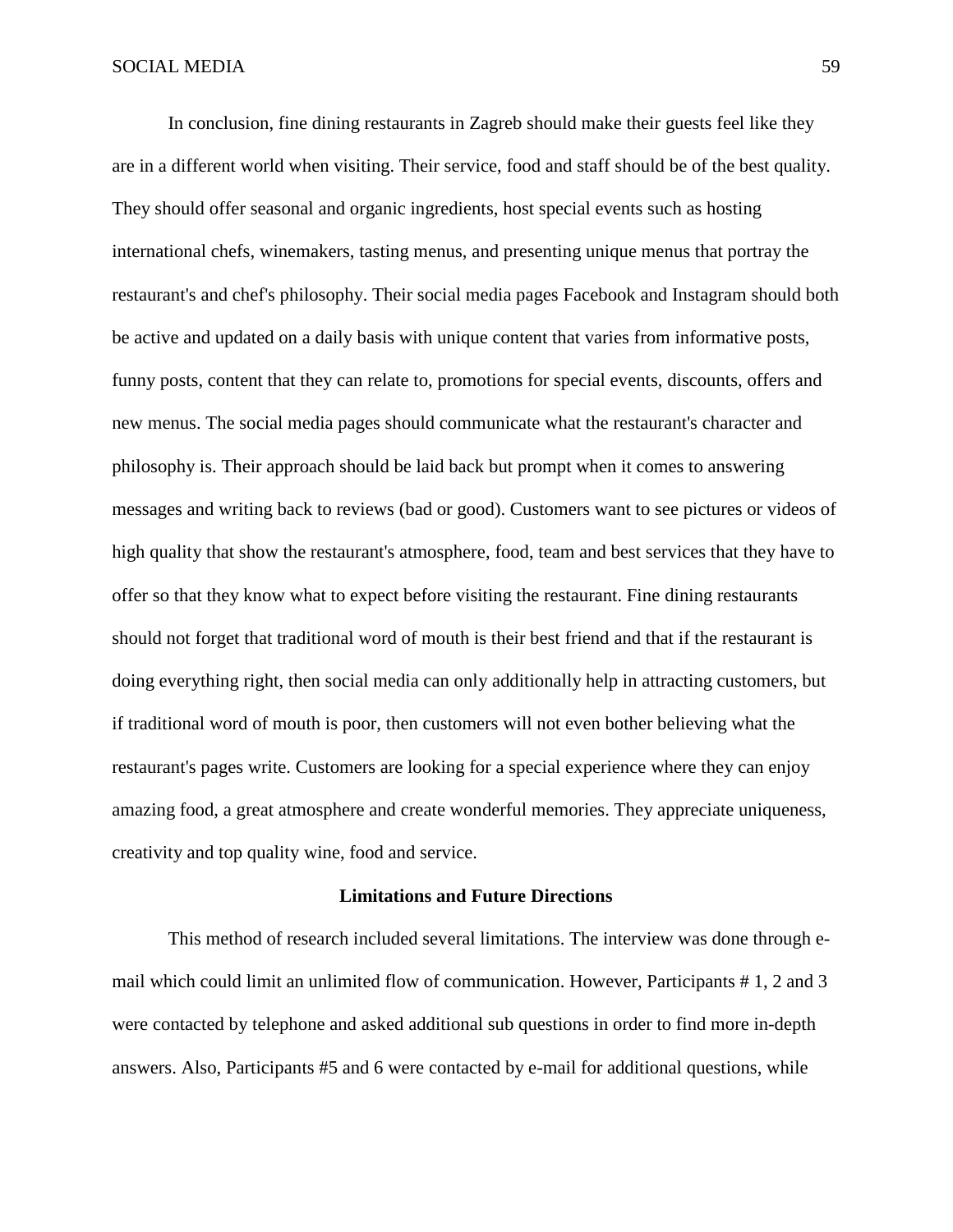In conclusion, fine dining restaurants in Zagreb should make their guests feel like they are in a different world when visiting. Their service, food and staff should be of the best quality. They should offer seasonal and organic ingredients, host special events such as hosting international chefs, winemakers, tasting menus, and presenting unique menus that portray the restaurant's and chef's philosophy. Their social media pages Facebook and Instagram should both be active and updated on a daily basis with unique content that varies from informative posts, funny posts, content that they can relate to, promotions for special events, discounts, offers and new menus. The social media pages should communicate what the restaurant's character and philosophy is. Their approach should be laid back but prompt when it comes to answering messages and writing back to reviews (bad or good). Customers want to see pictures or videos of high quality that show the restaurant's atmosphere, food, team and best services that they have to offer so that they know what to expect before visiting the restaurant. Fine dining restaurants should not forget that traditional word of mouth is their best friend and that if the restaurant is doing everything right, then social media can only additionally help in attracting customers, but if traditional word of mouth is poor, then customers will not even bother believing what the restaurant's pages write. Customers are looking for a special experience where they can enjoy amazing food, a great atmosphere and create wonderful memories. They appreciate uniqueness, creativity and top quality wine, food and service.

## Limitations and Future Directions

This method of research included several limitations. The interview was done through e-mail which could limit an unlimited flow of communication. However, Participants # 1, 2 and 3 were contacted by telephone and asked additional sub questions in order to find more in-depth answers. Also, Participants #5 and 6 were contacted by e-mail for additional questions, while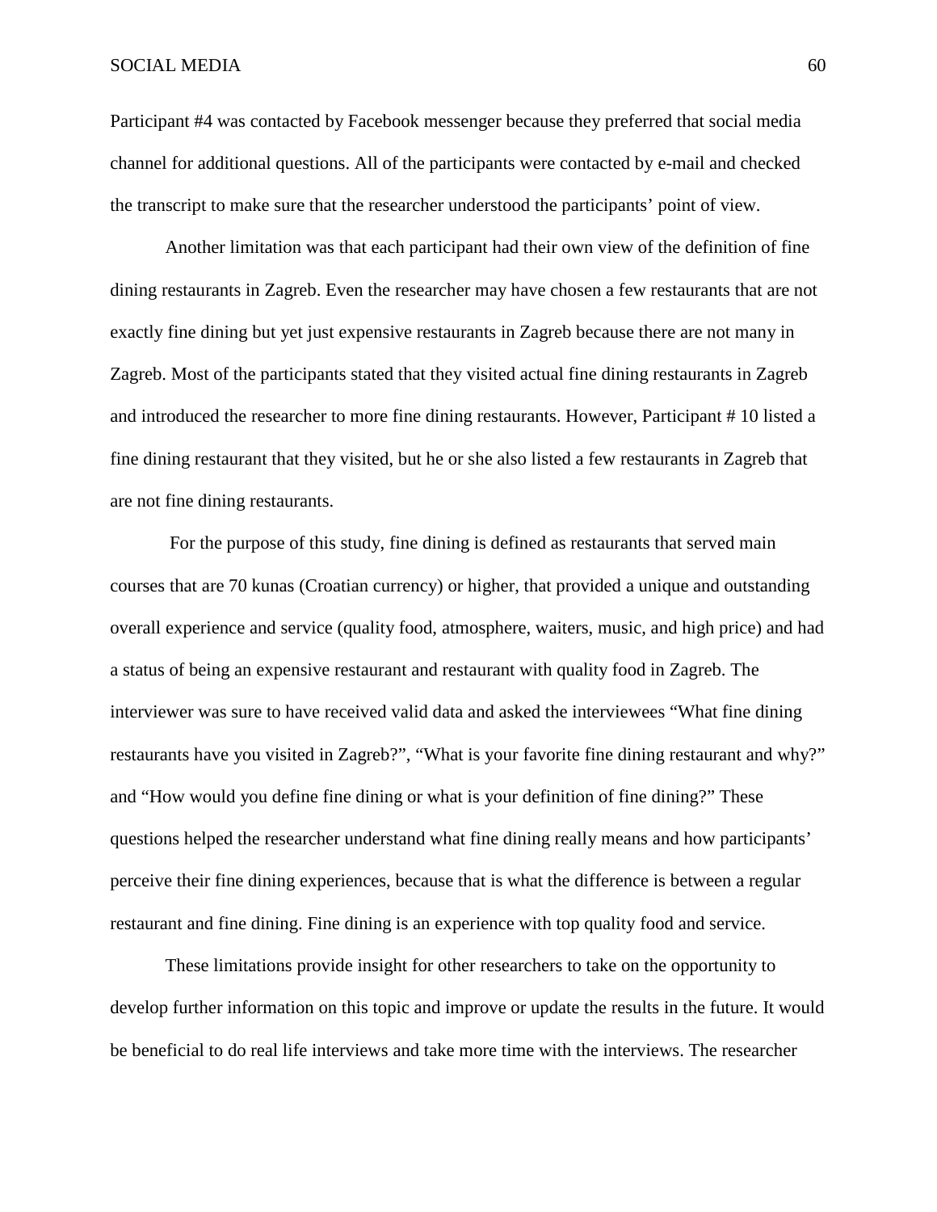Participant #4 was contacted by Facebook messenger because they preferred that social media channel for additional questions. All of the participants were contacted by e-mail and checked the transcript to make sure that the researcher understood the participants' point of view.

Another limitation was that each participant had their own view of the definition of fine dining restaurants in Zagreb. Even the researcher may have chosen a few restaurants that are not exactly fine dining but yet just expensive restaurants in Zagreb because there are not many in Zagreb. Most of the participants stated that they visited actual fine dining restaurants in Zagreb and introduced the researcher to more fine dining restaurants. However, Participant # 10 listed a fine dining restaurant that they visited, but he or she also listed a few restaurants in Zagreb that are not fine dining restaurants.

For the purpose of this study, fine dining is defined as restaurants that served main courses that are 70 kunas (Croatian currency) or higher, that provided a unique and outstanding overall experience and service (quality food, atmosphere, waiters, music, and high price) and had a status of being an expensive restaurant and restaurant with quality food in Zagreb. The interviewer was sure to have received valid data and asked the interviewees "What fine dining restaurants have you visited in Zagreb?", "What is your favorite fine dining restaurant and why?" and "How would you define fine dining or what is your definition of fine dining?" These questions helped the researcher understand what fine dining really means and how participants' perceive their fine dining experiences, because that is what the difference is between a regular restaurant and fine dining. Fine dining is an experience with top quality food and service.

These limitations provide insight for other researchers to take on the opportunity to develop further information on this topic and improve or update the results in the future. It would be beneficial to do real life interviews and take more time with the interviews. The researcher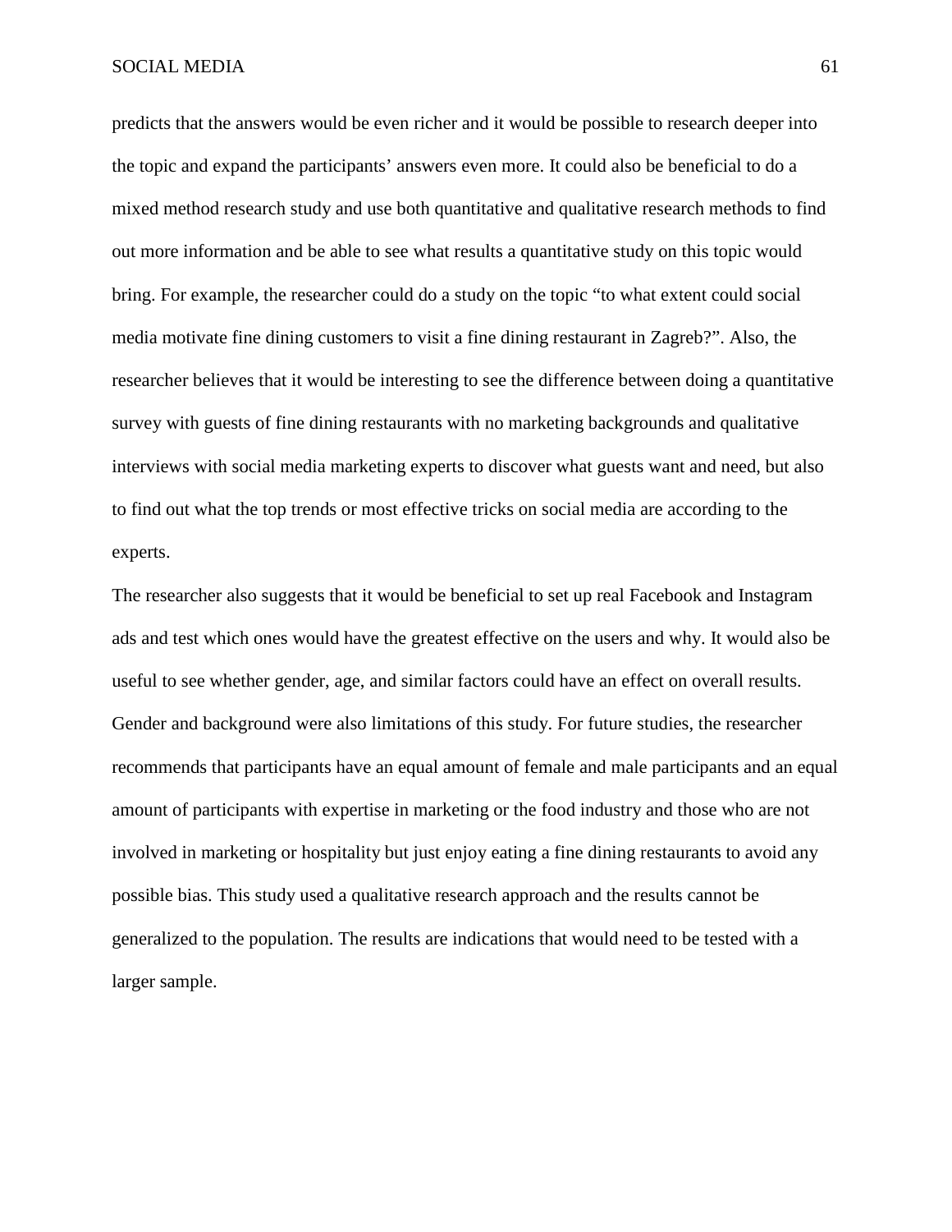predicts that the answers would be even richer and it would be possible to research deeper into the topic and expand the participants' answers even more. It could also be beneficial to do a mixed method research study and use both quantitative and qualitative research methods to find out more information and be able to see what results a quantitative study on this topic would bring. For example, the researcher could do a study on the topic "to what extent could social media motivate fine dining customers to visit a fine dining restaurant in Zagreb?". Also, the researcher believes that it would be interesting to see the difference between doing a quantitative survey with guests of fine dining restaurants with no marketing backgrounds and qualitative interviews with social media marketing experts to discover what guests want and need, but also to find out what the top trends or most effective tricks on social media are according to the experts.

The researcher also suggests that it would be beneficial to set up real Facebook and Instagram ads and test which ones would have the greatest effective on the users and why. It would also be useful to see whether gender, age, and similar factors could have an effect on overall results. Gender and background were also limitations of this study. For future studies, the researcher recommends that participants have an equal amount of female and male participants and an equal amount of participants with expertise in marketing or the food industry and those who are not involved in marketing or hospitality but just enjoy eating a fine dining restaurants to avoid any possible bias. This study used a qualitative research approach and the results cannot be generalized to the population. The results are indications that would need to be tested with a larger sample.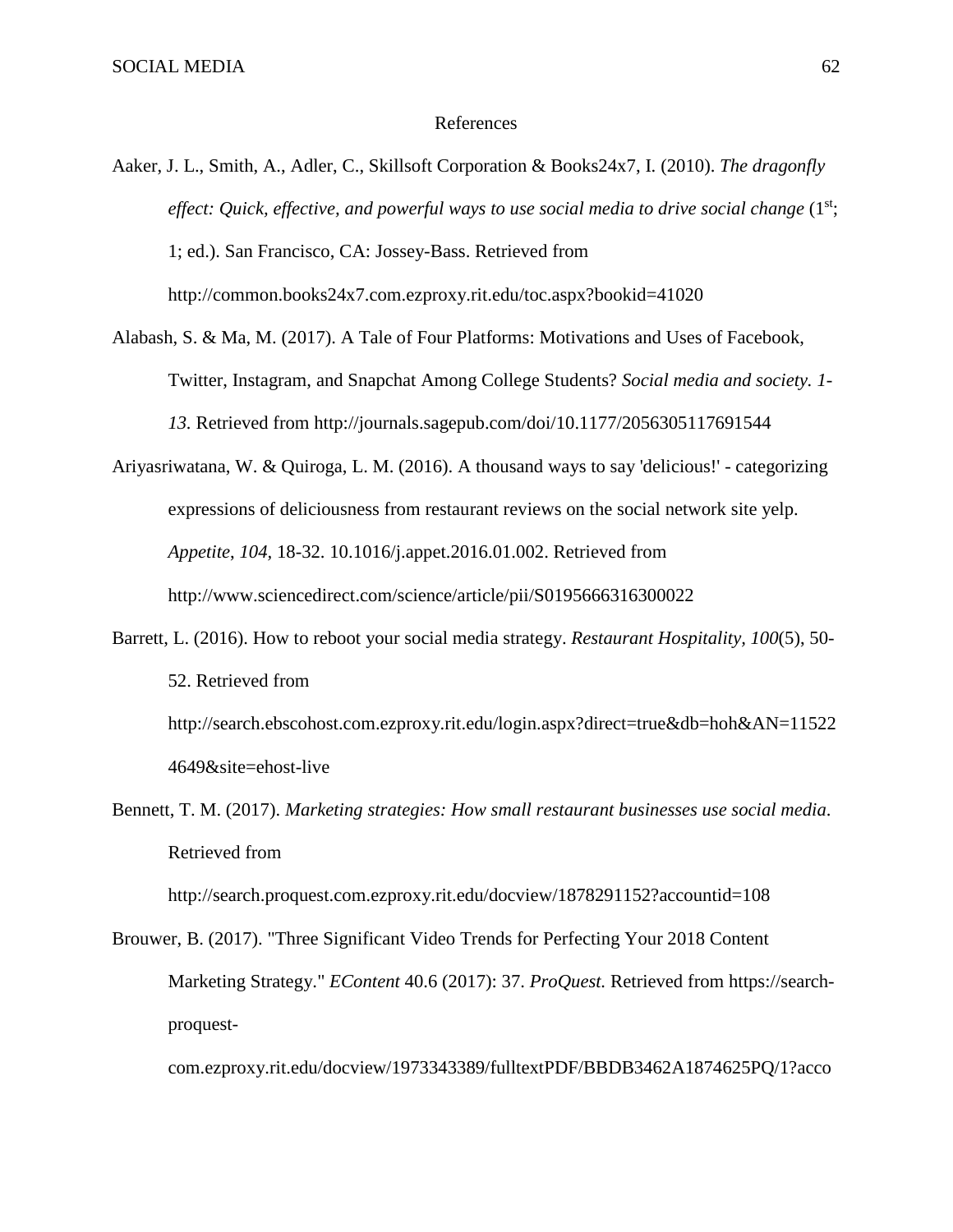References

Aaker, J. L., Smith, A., Adler, C., Skillsoft Corporation & Books24x7, I. (2010). *The dragonfly effect: Quick, effective, and powerful ways to use social media to drive social change* (1st; 1; ed.). San Francisco, CA: Jossey-Bass. Retrieved from http://common.books24x7.com.ezproxy.rit.edu/toc.aspx?bookid=41020

Alabash, S. & Ma, M. (2017). A Tale of Four Platforms: Motivations and Uses of Facebook, Twitter, Instagram, and Snapchat Among College Students? *Social media and society. 1-13.* Retrieved from http://journals.sagepub.com/doi/10.1177/2056305117691544

Ariyasriwatana, W. & Quiroga, L. M. (2016). A thousand ways to say 'delicious!' - categorizing expressions of deliciousness from restaurant reviews on the social network site yelp. *Appetite*, *104*, 18-32. 10.1016/j.appet.2016.01.002. Retrieved from http://www.sciencedirect.com/science/article/pii/S0195666316300022

Barrett, L. (2016). How to reboot your social media strategy. *Restaurant Hospitality, 100*(5), 50-52. Retrieved from http://search.ebscohost.com.ezproxy.rit.edu/login.aspx?direct=true&db=hoh&AN=115224649&site=ehost-live

Bennett, T. M. (2017). *Marketing strategies: How small restaurant businesses use social media*. Retrieved from http://search.proquest.com.ezproxy.rit.edu/docview/1878291152?accountid=108

Brouwer, B. (2017). "Three Significant Video Trends for Perfecting Your 2018 Content Marketing Strategy." *EContent* 40.6 (2017): 37. *ProQuest.* Retrieved from https://search-proquest-com.ezproxy.rit.edu/docview/1973343389/fulltextPDF/BBDB3462A1874625PQ/1?acco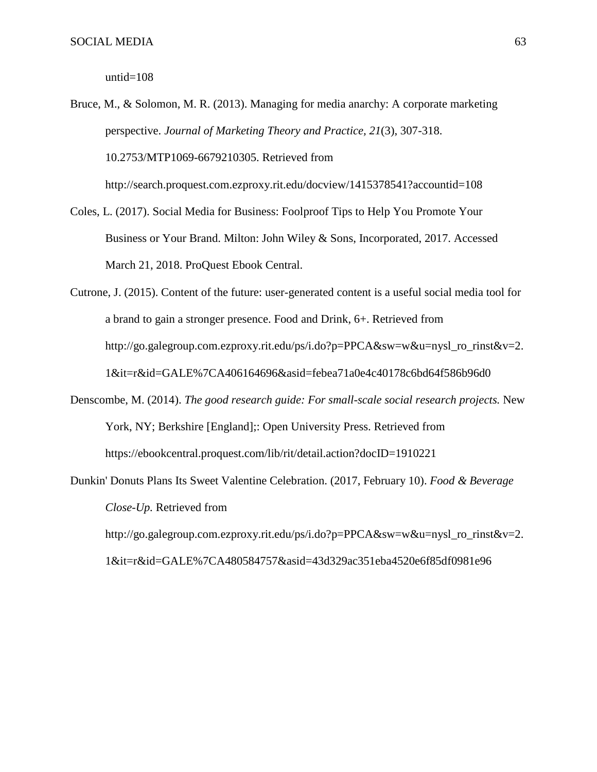untid=108

Bruce, M., & Solomon, M. R. (2013). Managing for media anarchy: A corporate marketing perspective. *Journal of Marketing Theory and Practice, 21*(3), 307-318. 10.2753/MTP1069-6679210305. Retrieved from http://search.proquest.com.ezproxy.rit.edu/docview/1415378541?accountid=108

Coles, L. (2017). Social Media for Business: Foolproof Tips to Help You Promote Your Business or Your Brand. Milton: John Wiley & Sons, Incorporated, 2017. Accessed March 21, 2018. ProQuest Ebook Central.

Cutrone, J. (2015). Content of the future: user-generated content is a useful social media tool for a brand to gain a stronger presence. Food and Drink, 6+. Retrieved from http://go.galegroup.com.ezproxy.rit.edu/ps/i.do?p=PPCA&sw=w&u=nysl_ro_rinst&v=2.1&it=r&id=GALE%7CA406164696&asid=febea71a0e4c40178c6bd64f586b96d0

Denscombe, M. (2014). *The good research guide: For small-scale social research projects.* New York, NY; Berkshire [England];: Open University Press. Retrieved from https://ebookcentral.proquest.com/lib/rit/detail.action?docID=1910221

Dunkin' Donuts Plans Its Sweet Valentine Celebration. (2017, February 10). *Food & Beverage Close-Up.* Retrieved from http://go.galegroup.com.ezproxy.rit.edu/ps/i.do?p=PPCA&sw=w&u=nysl_ro_rinst&v=2.1&it=r&id=GALE%7CA480584757&asid=43d329ac351eba4520e6f85df0981e96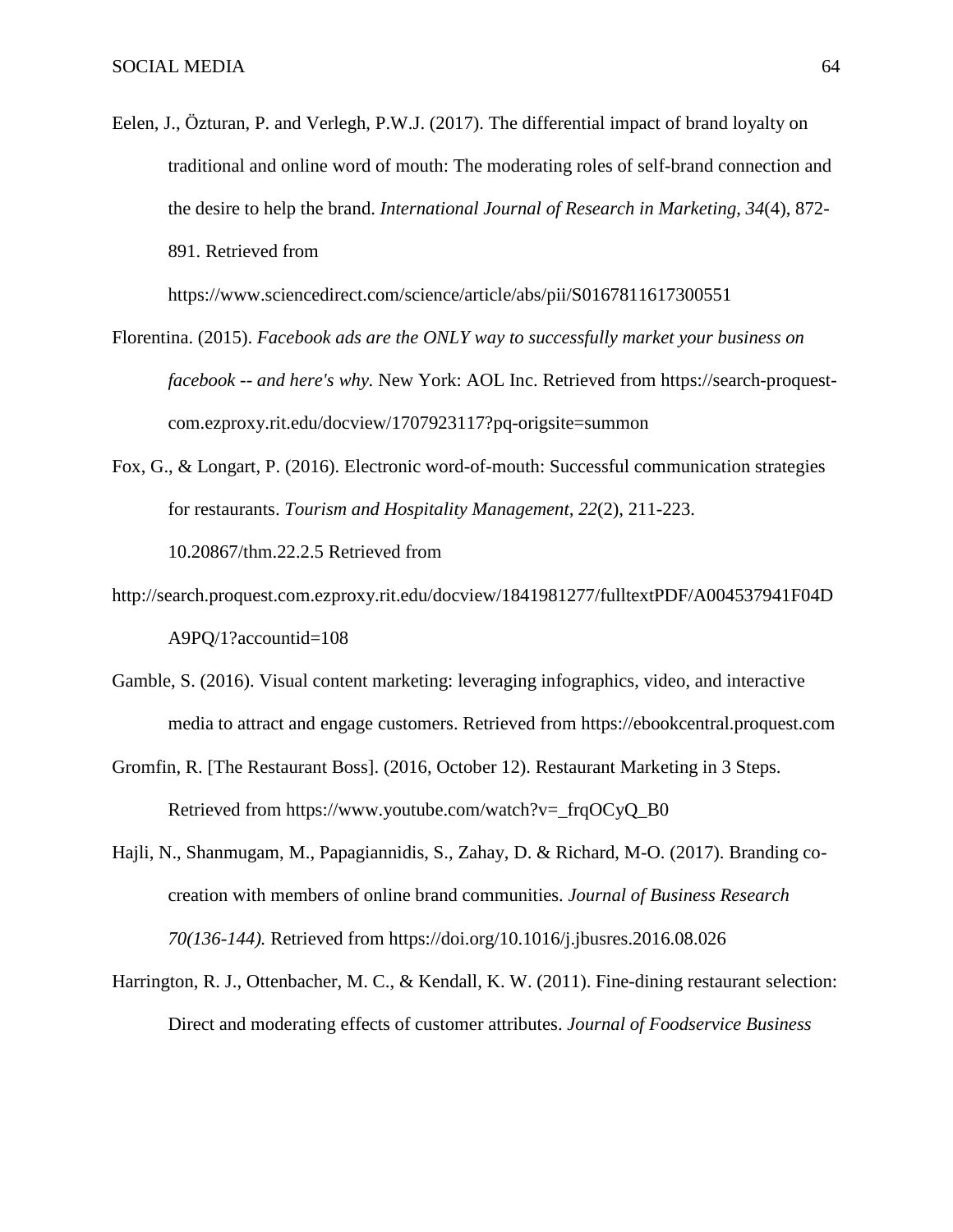Eelen, J., Özturan, P. and Verlegh, P.W.J. (2017). The differential impact of brand loyalty on traditional and online word of mouth: The moderating roles of self-brand connection and the desire to help the brand. *International Journal of Research in Marketing, 34*(4), 872-891. Retrieved from https://www.sciencedirect.com/science/article/abs/pii/S0167811617300551

Florentina. (2015). *Facebook ads are the ONLY way to successfully market your business on facebook -- and here's why.* New York: AOL Inc. Retrieved from https://search-proquest-com.ezproxy.rit.edu/docview/1707923117?pq-origsite=summon

Fox, G., & Longart, P. (2016). Electronic word-of-mouth: Successful communication strategies for restaurants. *Tourism and Hospitality Management, 22*(2), 211-223. 10.20867/thm.22.2.5 Retrieved from http://search.proquest.com.ezproxy.rit.edu/docview/1841981277/fulltextPDF/A004537941F04DA9PQ/1?accountid=108

Gamble, S. (2016). Visual content marketing: leveraging infographics, video, and interactive media to attract and engage customers. Retrieved from https://ebookcentral.proquest.com

Gromfin, R. [The Restaurant Boss]. (2016, October 12). Restaurant Marketing in 3 Steps. Retrieved from https://www.youtube.com/watch?v=_frqOCyQ_B0

Hajli, N., Shanmugam, M., Papagiannidis, S., Zahay, D. & Richard, M-O. (2017). Branding co-creation with members of online brand communities. *Journal of Business Research 70(136-144).* Retrieved from https://doi.org/10.1016/j.jbusres.2016.08.026

Harrington, R. J., Ottenbacher, M. C., & Kendall, K. W. (2011). Fine-dining restaurant selection: Direct and moderating effects of customer attributes. *Journal of Foodservice Business*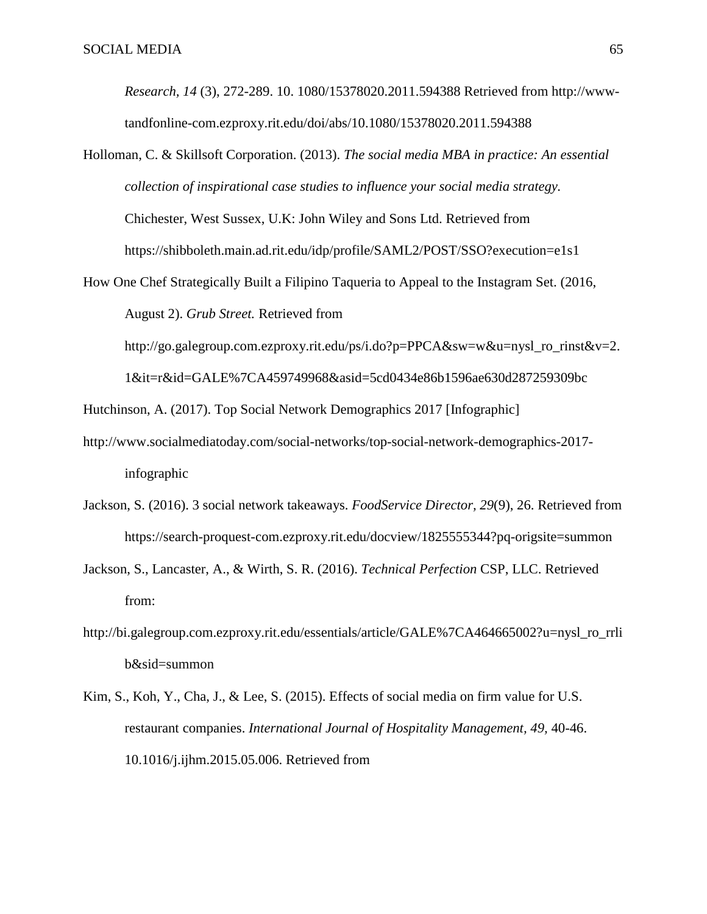*Research, 14* (3), 272-289. 10. 1080/15378020.2011.594388 Retrieved from http://www-tandfonline-com.ezproxy.rit.edu/doi/abs/10.1080/15378020.2011.594388

Holloman, C. & Skillsoft Corporation. (2013). *The social media MBA in practice: An essential collection of inspirational case studies to influence your social media strategy.* Chichester, West Sussex, U.K: John Wiley and Sons Ltd. Retrieved from https://shibboleth.main.ad.rit.edu/idp/profile/SAML2/POST/SSO?execution=e1s1

How One Chef Strategically Built a Filipino Taqueria to Appeal to the Instagram Set. (2016, August 2). *Grub Street.* Retrieved from http://go.galegroup.com.ezproxy.rit.edu/ps/i.do?p=PPCA&sw=w&u=nysl_ro_rinst&v=2.1&it=r&id=GALE%7CA459749968&asid=5cd0434e86b1596ae630d287259309bc

Hutchinson, A. (2017). Top Social Network Demographics 2017 [Infographic] http://www.socialmediatoday.com/social-networks/top-social-network-demographics-2017-infographic

Jackson, S. (2016). 3 social network takeaways. *FoodService Director, 29*(9), 26. Retrieved from https://search-proquest-com.ezproxy.rit.edu/docview/1825555344?pq-origsite=summon

Jackson, S., Lancaster, A., & Wirth, S. R. (2016). *Technical Perfection* CSP, LLC. Retrieved from: http://bi.galegroup.com.ezproxy.rit.edu/essentials/article/GALE%7CA464665002?u=nysl_ro_rrlib&sid=summon

Kim, S., Koh, Y., Cha, J., & Lee, S. (2015). Effects of social media on firm value for U.S. restaurant companies. *International Journal of Hospitality Management, 49,* 40-46. 10.1016/j.ijhm.2015.05.006. Retrieved from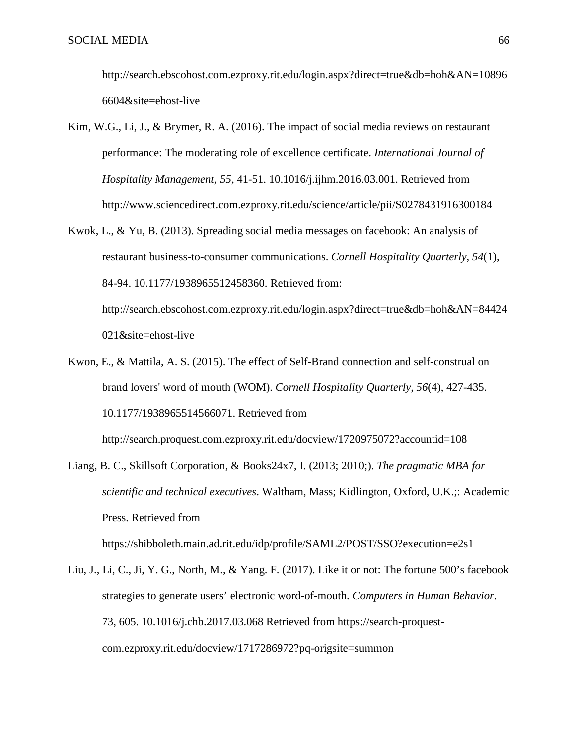http://search.ebscohost.com.ezproxy.rit.edu/login.aspx?direct=true&db=hoh&AN=108966604&site=ehost-live

Kim, W.G., Li, J., & Brymer, R. A. (2016). The impact of social media reviews on restaurant performance: The moderating role of excellence certificate. *International Journal of Hospitality Management*, *55*, 41-51. 10.1016/j.ijhm.2016.03.001. Retrieved from http://www.sciencedirect.com.ezproxy.rit.edu/science/article/pii/S0278431916300184

Kwok, L., & Yu, B. (2013). Spreading social media messages on facebook: An analysis of restaurant business-to-consumer communications. *Cornell Hospitality Quarterly, 54*(1), 84-94. 10.1177/1938965512458360. Retrieved from: http://search.ebscohost.com.ezproxy.rit.edu/login.aspx?direct=true&db=hoh&AN=84424021&site=ehost-live

Kwon, E., & Mattila, A. S. (2015). The effect of Self-Brand connection and self-construal on brand lovers' word of mouth (WOM). *Cornell Hospitality Quarterly, 56*(4), 427-435. 10.1177/1938965514566071. Retrieved from http://search.proquest.com.ezproxy.rit.edu/docview/1720975072?accountid=108

Liang, B. C., Skillsoft Corporation, & Books24x7, I. (2013; 2010;). *The pragmatic MBA for scientific and technical executives*. Waltham, Mass; Kidlington, Oxford, U.K.;: Academic Press. Retrieved from https://shibboleth.main.ad.rit.edu/idp/profile/SAML2/POST/SSO?execution=e2s1

Liu, J., Li, C., Ji, Y. G., North, M., & Yang. F. (2017). Like it or not: The fortune 500's facebook strategies to generate users' electronic word-of-mouth. *Computers in Human Behavior.* 73, 605. 10.1016/j.chb.2017.03.068 Retrieved from https://search-proquest-com.ezproxy.rit.edu/docview/1717286972?pq-origsite=summon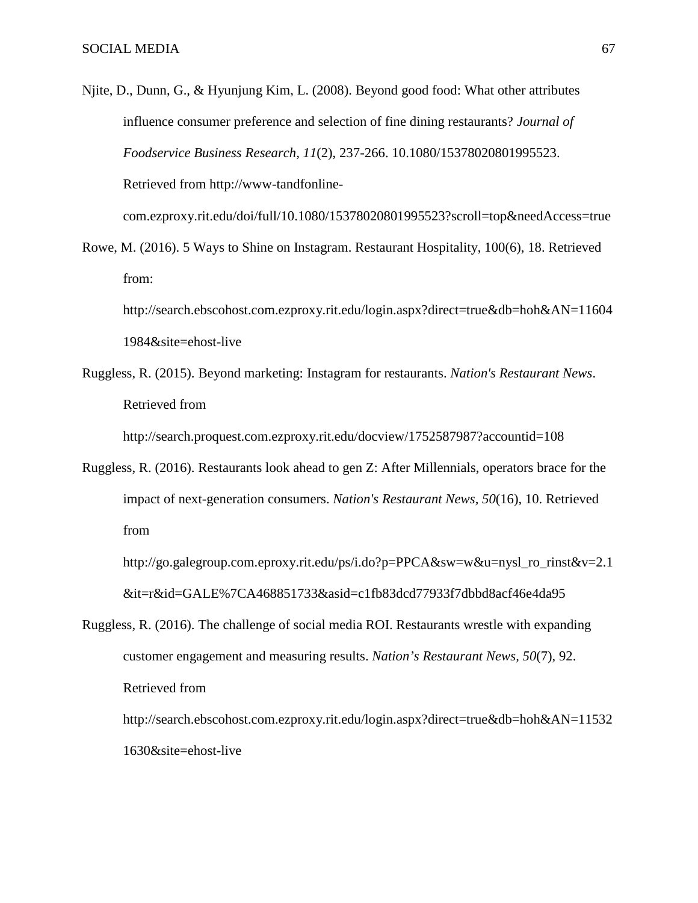Njite, D., Dunn, G., & Hyunjung Kim, L. (2008). Beyond good food: What other attributes influence consumer preference and selection of fine dining restaurants? *Journal of Foodservice Business Research, 11*(2), 237-266. 10.1080/15378020801995523. Retrieved from http://www-tandfonline-com.ezproxy.rit.edu/doi/full/10.1080/15378020801995523?scroll=top&needAccess=true

Rowe, M. (2016). 5 Ways to Shine on Instagram. Restaurant Hospitality, 100(6), 18. Retrieved from: http://search.ebscohost.com.ezproxy.rit.edu/login.aspx?direct=true&db=hoh&AN=116041984&site=ehost-live

Ruggless, R. (2015). Beyond marketing: Instagram for restaurants. *Nation's Restaurant News*. Retrieved from http://search.proquest.com.ezproxy.rit.edu/docview/1752587987?accountid=108

Ruggless, R. (2016). Restaurants look ahead to gen Z: After Millennials, operators brace for the impact of next-generation consumers. *Nation's Restaurant News, 50*(16), 10. Retrieved from http://go.galegroup.com.eproxy.rit.edu/ps/i.do?p=PPCA&sw=w&u=nysl_ro_rinst&v=2.1&it=r&id=GALE%7CA468851733&asid=c1fb83dcd77933f7dbbd8acf46e4da95

Ruggless, R. (2016). The challenge of social media ROI. Restaurants wrestle with expanding customer engagement and measuring results. *Nation's Restaurant News, 50*(7), 92. Retrieved from http://search.ebscohost.com.ezproxy.rit.edu/login.aspx?direct=true&db=hoh&AN=115321630&site=ehost-live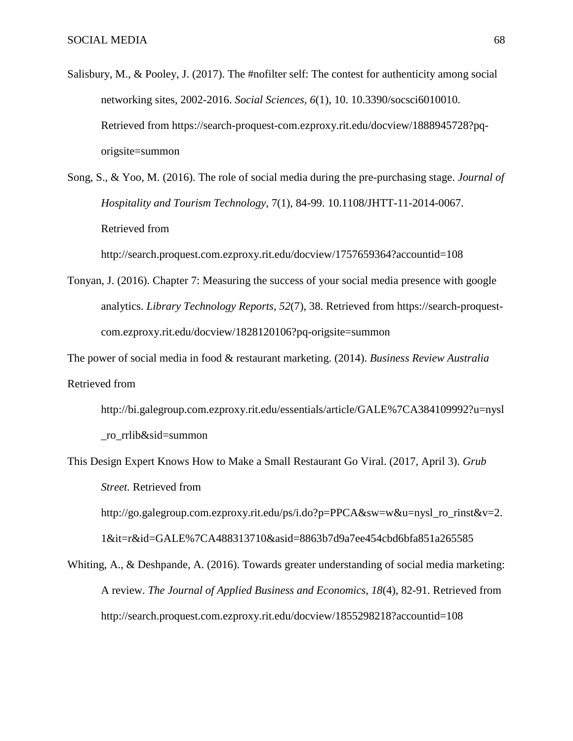Salisbury, M., & Pooley, J. (2017). The #nofilter self: The contest for authenticity among social networking sites, 2002-2016. *Social Sciences, 6*(1), 10. 10.3390/socsci6010010. Retrieved from https://search-proquest-com.ezproxy.rit.edu/docview/1888945728?pq-origsite=summon

Song, S., & Yoo, M. (2016). The role of social media during the pre-purchasing stage. *Journal of Hospitality and Tourism Technology*, 7(1), 84-99. 10.1108/JHTT-11-2014-0067. Retrieved from http://search.proquest.com.ezproxy.rit.edu/docview/1757659364?accountid=108

Tonyan, J. (2016). Chapter 7: Measuring the success of your social media presence with google analytics. *Library Technology Reports, 52*(7), 38. Retrieved from https://search-proquest-com.ezproxy.rit.edu/docview/1828120106?pq-origsite=summon

The power of social media in food & restaurant marketing. (2014). *Business Review Australia* Retrieved from http://bi.galegroup.com.ezproxy.rit.edu/essentials/article/GALE%7CA384109992?u=nysl_ro_rrlib&sid=summon

This Design Expert Knows How to Make a Small Restaurant Go Viral. (2017, April 3). *Grub Street.* Retrieved from http://go.galegroup.com.ezproxy.rit.edu/ps/i.do?p=PPCA&sw=w&u=nysl_ro_rinst&v=2.1&it=r&id=GALE%7CA488313710&asid=8863b7d9a7ee454cbd6bfa851a265585

Whiting, A., & Deshpande, A. (2016). Towards greater understanding of social media marketing: A review. *The Journal of Applied Business and Economics, 18*(4), 82-91. Retrieved from http://search.proquest.com.ezproxy.rit.edu/docview/1855298218?accountid=108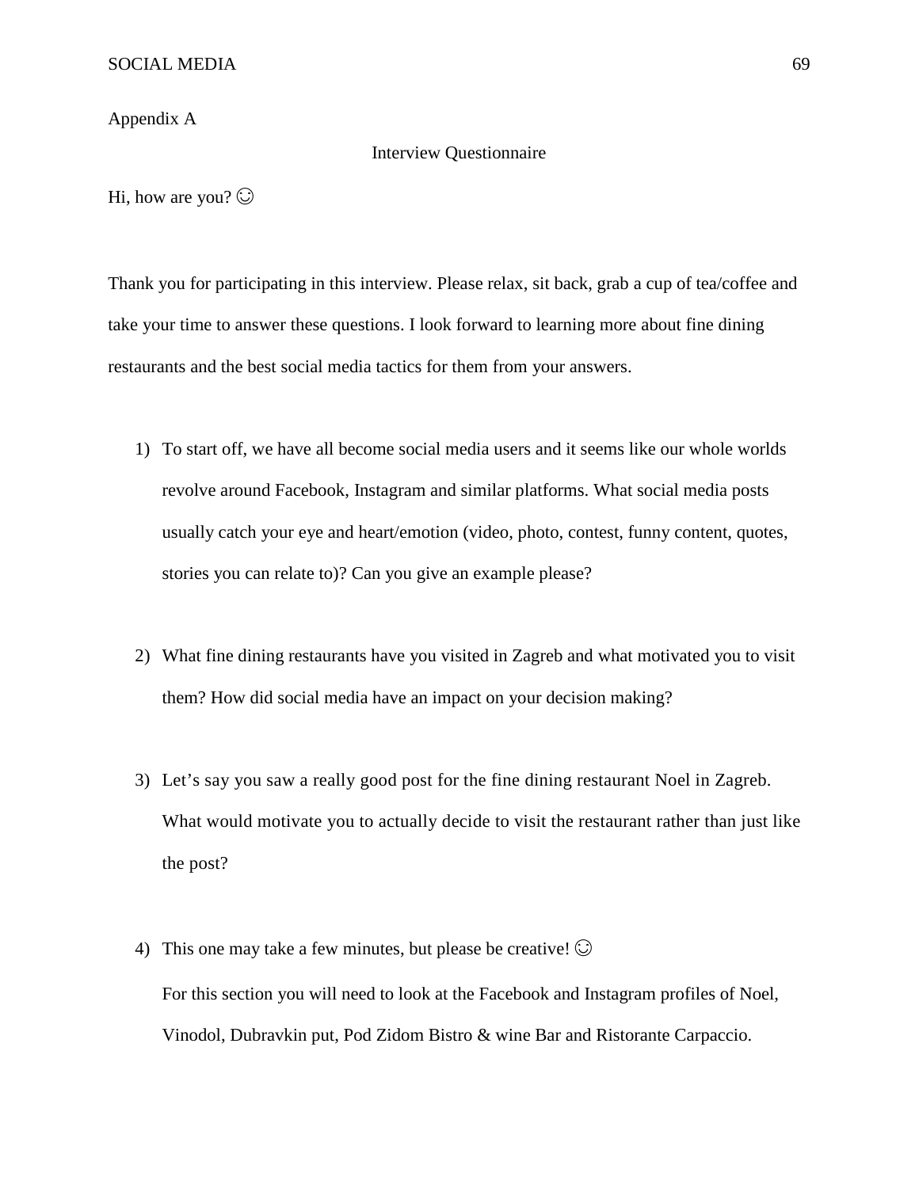Appendix A

## Interview Questionnaire

Hi, how are you? ☺

Thank you for participating in this interview. Please relax, sit back, grab a cup of tea/coffee and take your time to answer these questions. I look forward to learning more about fine dining restaurants and the best social media tactics for them from your answers.

1) To start off, we have all become social media users and it seems like our whole worlds revolve around Facebook, Instagram and similar platforms. What social media posts usually catch your eye and heart/emotion (video, photo, contest, funny content, quotes, stories you can relate to)? Can you give an example please?

2) What fine dining restaurants have you visited in Zagreb and what motivated you to visit them? How did social media have an impact on your decision making?

3) Let's say you saw a really good post for the fine dining restaurant Noel in Zagreb. What would motivate you to actually decide to visit the restaurant rather than just like the post?

4) This one may take a few minutes, but please be creative! ☺

   For this section you will need to look at the Facebook and Instagram profiles of Noel, Vinodol, Dubravkin put, Pod Zidom Bistro & wine Bar and Ristorante Carpaccio.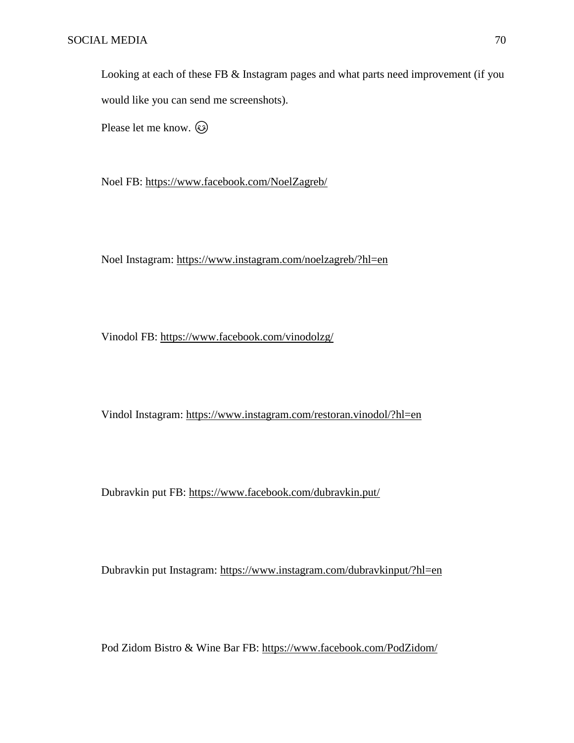Looking at each of these FB & Instagram pages and what parts need improvement (if you would like you can send me screenshots).

Please let me know. 😉

Noel FB: https://www.facebook.com/NoelZagreb/

Noel Instagram: https://www.instagram.com/noelzagreb/?hl=en

Vinodol FB: https://www.facebook.com/vinodolzg/

Vindol Instagram: https://www.instagram.com/restoran.vinodol/?hl=en

Dubravkin put FB: https://www.facebook.com/dubravkin.put/

Dubravkin put Instagram: https://www.instagram.com/dubravkinput/?hl=en

Pod Zidom Bistro & Wine Bar FB: https://www.facebook.com/PodZidom/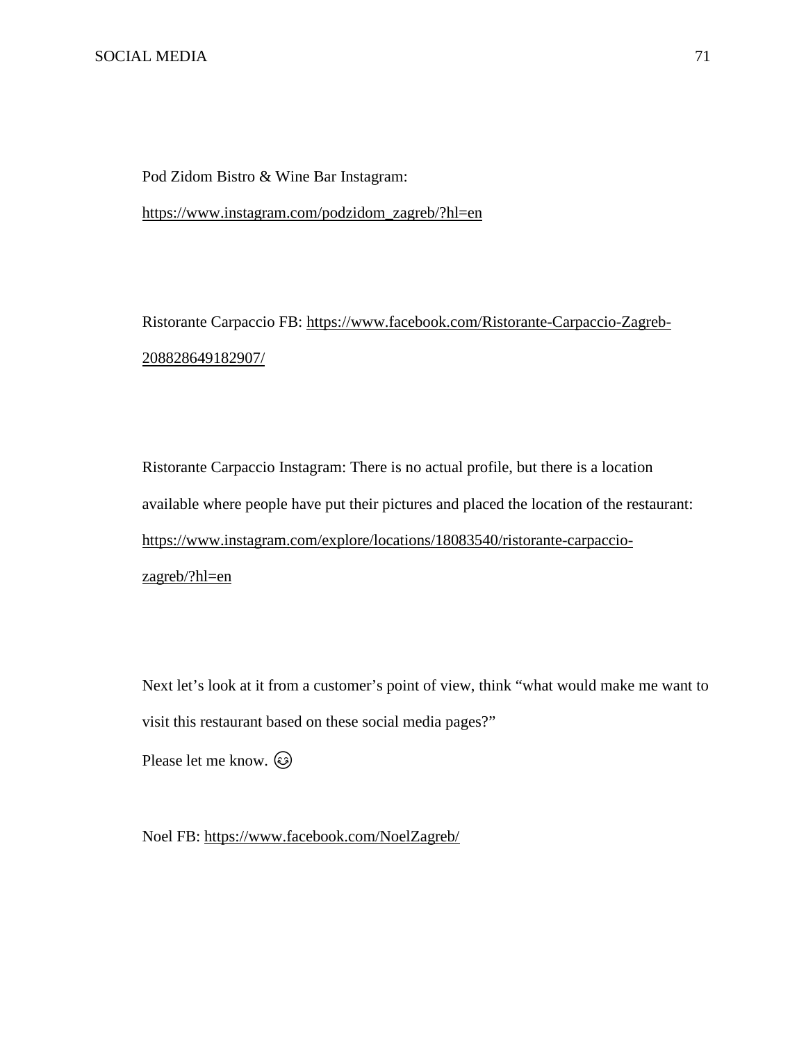Pod Zidom Bistro & Wine Bar Instagram:

https://www.instagram.com/podzidom_zagreb/?hl=en

Ristorante Carpaccio FB: https://www.facebook.com/Ristorante-Carpaccio-Zagreb-208828649182907/

Ristorante Carpaccio Instagram: There is no actual profile, but there is a location available where people have put their pictures and placed the location of the restaurant: https://www.instagram.com/explore/locations/18083540/ristorante-carpaccio-zagreb/?hl=en

Next let's look at it from a customer's point of view, think "what would make me want to visit this restaurant based on these social media pages?"

Please let me know. 😊

Noel FB: https://www.facebook.com/NoelZagreb/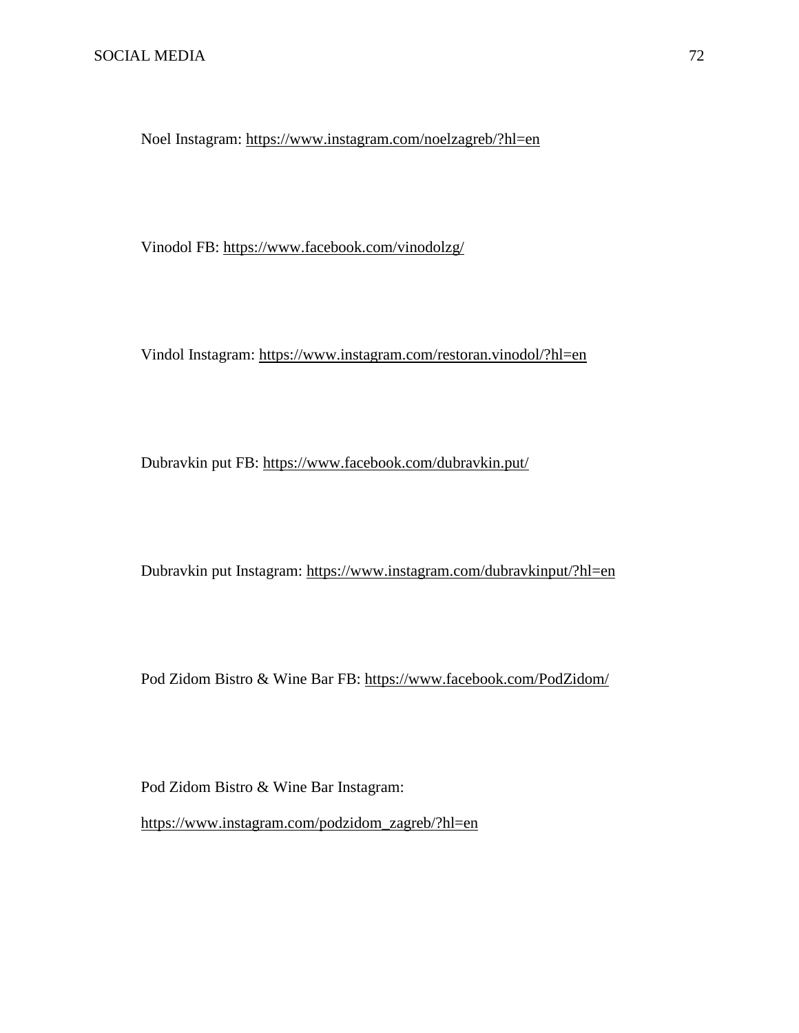Noel Instagram: https://www.instagram.com/noelzagreb/?hl=en

Vinodol FB: https://www.facebook.com/vinodolzg/

Vindol Instagram: https://www.instagram.com/restoran.vinodol/?hl=en

Dubravkin put FB: https://www.facebook.com/dubravkin.put/

Dubravkin put Instagram: https://www.instagram.com/dubravkinput/?hl=en

Pod Zidom Bistro & Wine Bar FB: https://www.facebook.com/PodZidom/

Pod Zidom Bistro & Wine Bar Instagram:

https://www.instagram.com/podzidom_zagreb/?hl=en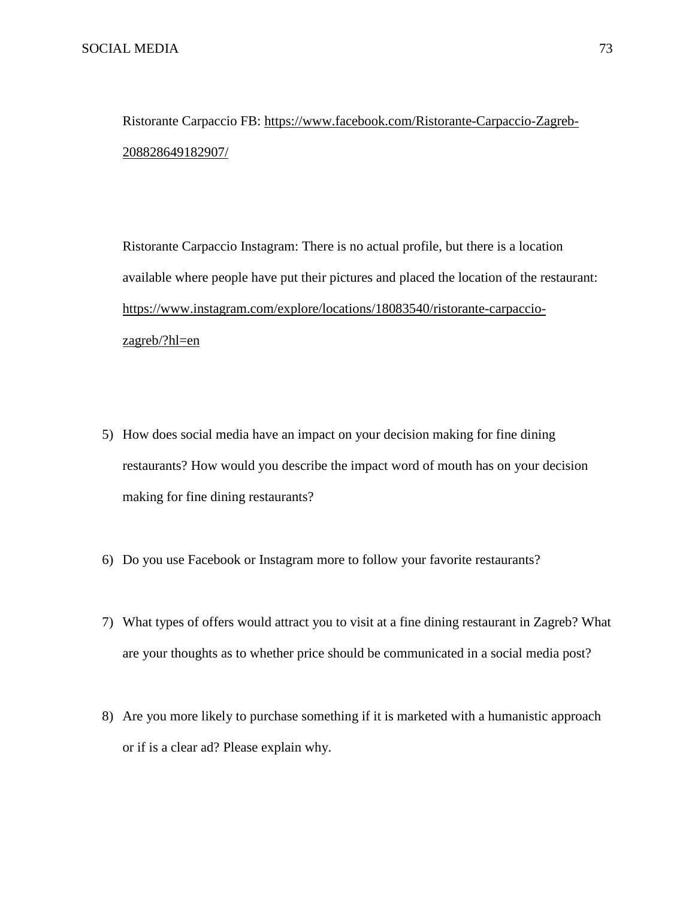Ristorante Carpaccio FB: https://www.facebook.com/Ristorante-Carpaccio-Zagreb-208828649182907/

Ristorante Carpaccio Instagram: There is no actual profile, but there is a location available where people have put their pictures and placed the location of the restaurant: https://www.instagram.com/explore/locations/18083540/ristorante-carpaccio-zagreb/?hl=en

5) How does social media have an impact on your decision making for fine dining restaurants? How would you describe the impact word of mouth has on your decision making for fine dining restaurants?

6) Do you use Facebook or Instagram more to follow your favorite restaurants?

7) What types of offers would attract you to visit at a fine dining restaurant in Zagreb? What are your thoughts as to whether price should be communicated in a social media post?

8) Are you more likely to purchase something if it is marketed with a humanistic approach or if is a clear ad? Please explain why.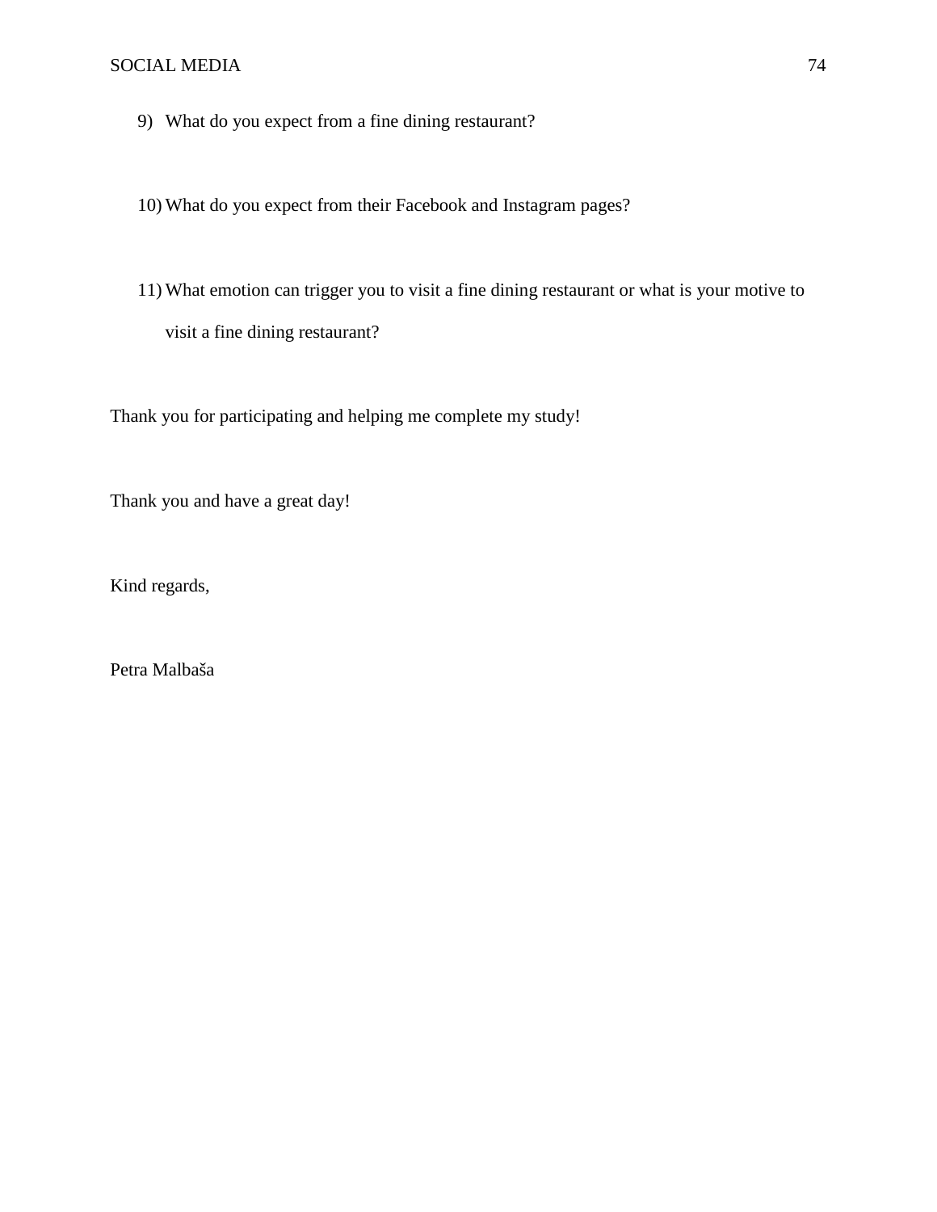9) What do you expect from a fine dining restaurant?

10) What do you expect from their Facebook and Instagram pages?

11) What emotion can trigger you to visit a fine dining restaurant or what is your motive to visit a fine dining restaurant?

Thank you for participating and helping me complete my study!

Thank you and have a great day!

Kind regards,

Petra Malbaša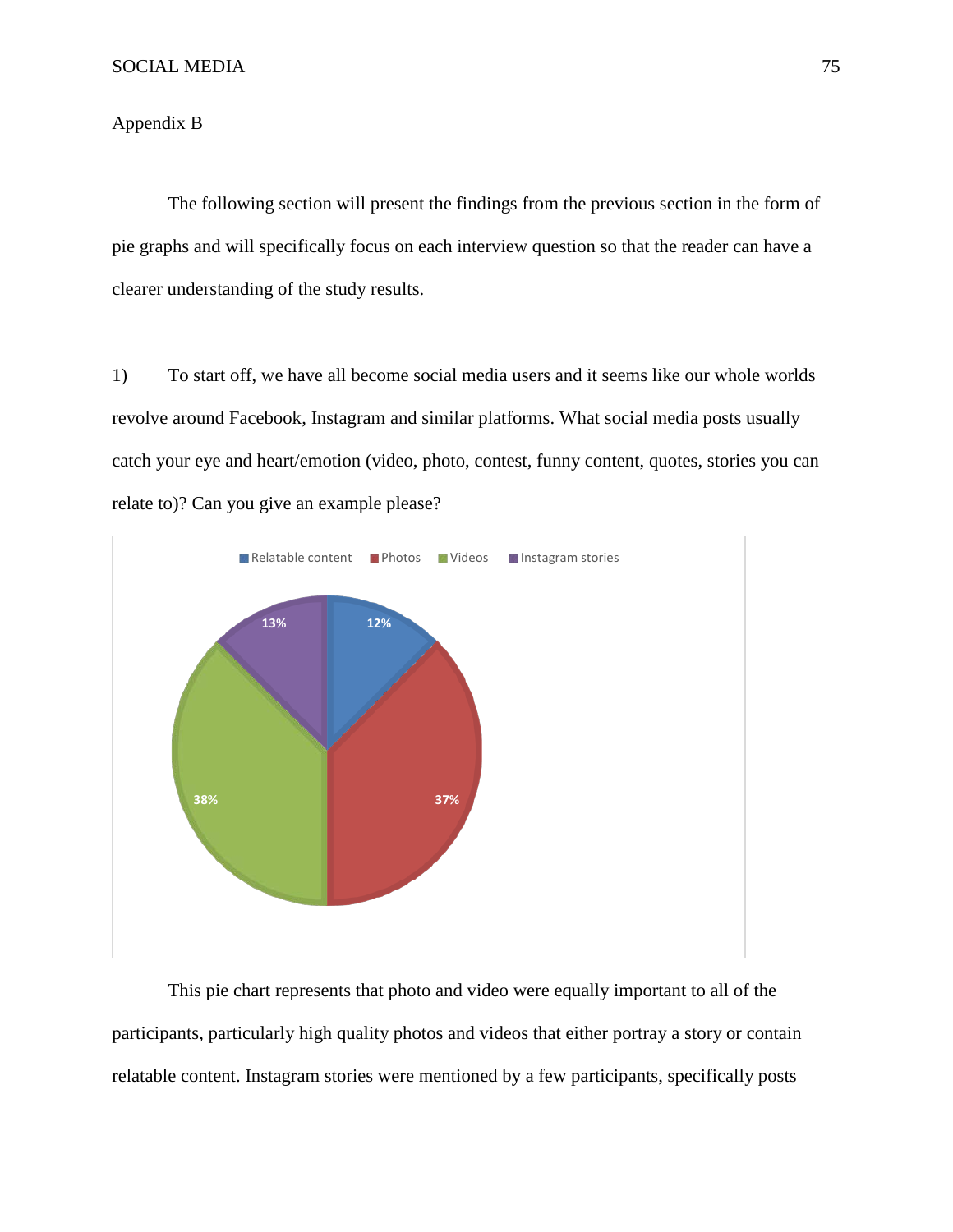Appendix B

The following section will present the findings from the previous section in the form of pie graphs and will specifically focus on each interview question so that the reader can have a clearer understanding of the study results.

1) To start off, we have all become social media users and it seems like our whole worlds revolve around Facebook, Instagram and similar platforms. What social media posts usually catch your eye and heart/emotion (video, photo, contest, funny content, quotes, stories you can relate to)? Can you give an example please?

| Category | Percentage |
|---|---|
| Relatable content | 12% |
| Photos | 37% |
| Videos | 38% |
| Instagram stories | 13% |

This pie chart represents that photo and video were equally important to all of the participants, particularly high quality photos and videos that either portray a story or contain relatable content. Instagram stories were mentioned by a few participants, specifically posts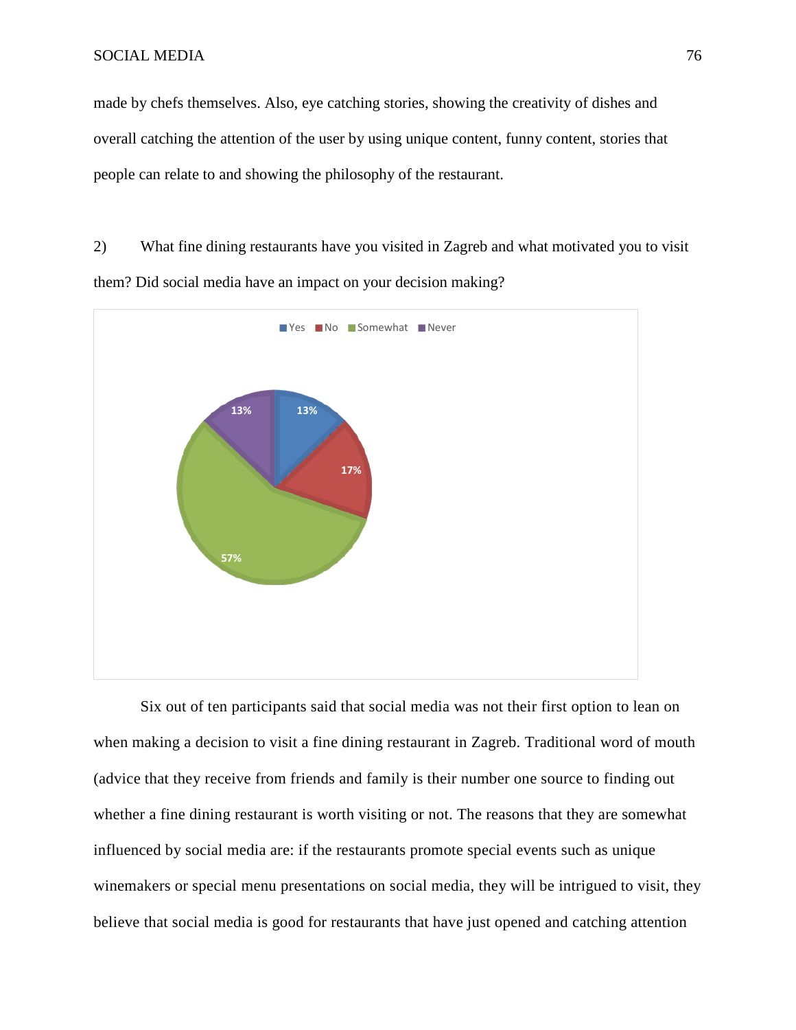made by chefs themselves. Also, eye catching stories, showing the creativity of dishes and overall catching the attention of the user by using unique content, funny content, stories that people can relate to and showing the philosophy of the restaurant.

2) What fine dining restaurants have you visited in Zagreb and what motivated you to visit them? Did social media have an impact on your decision making?

| Response | Percentage |
|---|---|
| Yes | 13% |
| No | 17% |
| Somewhat | 57% |
| Never | 13% |

Six out of ten participants said that social media was not their first option to lean on when making a decision to visit a fine dining restaurant in Zagreb. Traditional word of mouth (advice that they receive from friends and family is their number one source to finding out whether a fine dining restaurant is worth visiting or not. The reasons that they are somewhat influenced by social media are: if the restaurants promote special events such as unique winemakers or special menu presentations on social media, they will be intrigued to visit, they believe that social media is good for restaurants that have just opened and catching attention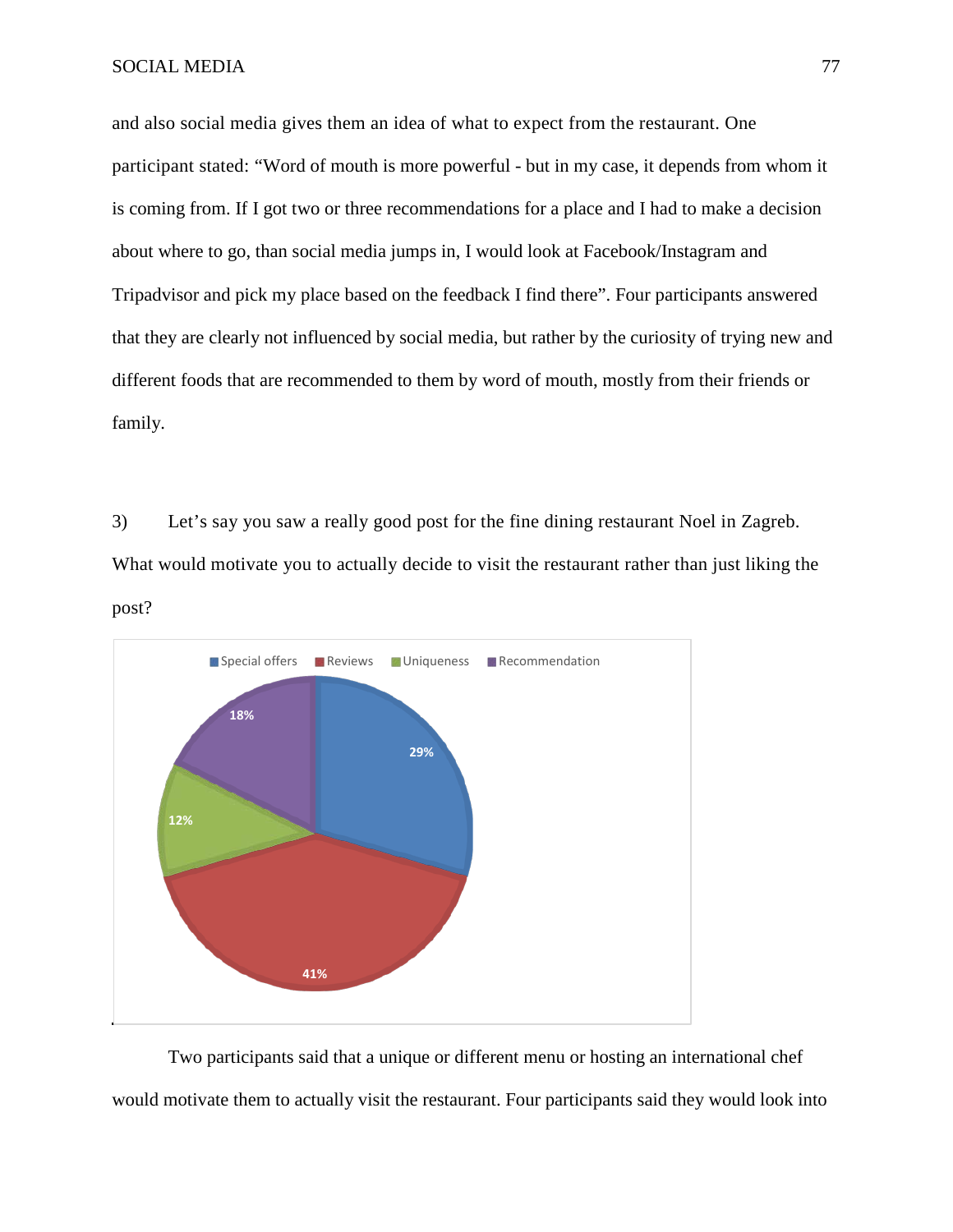and also social media gives them an idea of what to expect from the restaurant. One participant stated: “Word of mouth is more powerful - but in my case, it depends from whom it is coming from. If I got two or three recommendations for a place and I had to make a decision about where to go, than social media jumps in, I would look at Facebook/Instagram and Tripadvisor and pick my place based on the feedback I find there”. Four participants answered that they are clearly not influenced by social media, but rather by the curiosity of trying new and different foods that are recommended to them by word of mouth, mostly from their friends or family.

3) Let’s say you saw a really good post for the fine dining restaurant Noel in Zagreb. What would motivate you to actually decide to visit the restaurant rather than just liking the post?

| Category | Percentage |
| --- | --- |
| Special offers | 29% |
| Reviews | 41% |
| Uniqueness | 12% |
| Recommendation | 18% |

Two participants said that a unique or different menu or hosting an international chef would motivate them to actually visit the restaurant. Four participants said they would look into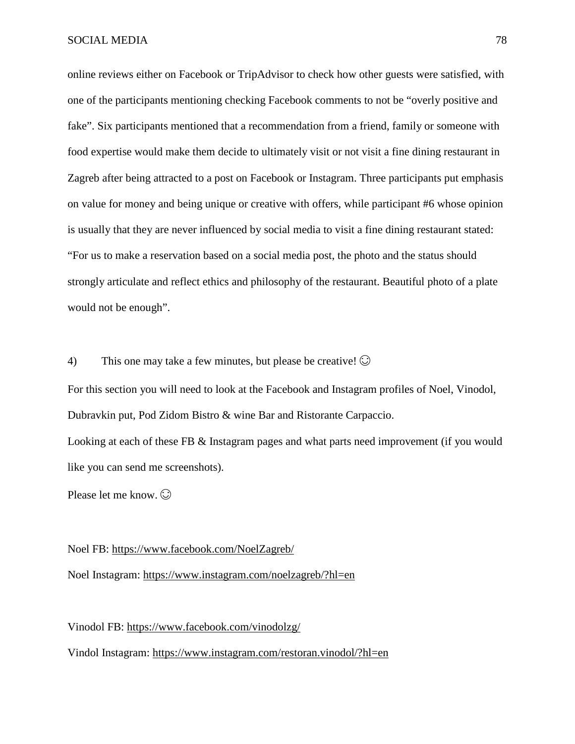online reviews either on Facebook or TripAdvisor to check how other guests were satisfied, with one of the participants mentioning checking Facebook comments to not be "overly positive and fake". Six participants mentioned that a recommendation from a friend, family or someone with food expertise would make them decide to ultimately visit or not visit a fine dining restaurant in Zagreb after being attracted to a post on Facebook or Instagram. Three participants put emphasis on value for money and being unique or creative with offers, while participant #6 whose opinion is usually that they are never influenced by social media to visit a fine dining restaurant stated: "For us to make a reservation based on a social media post, the photo and the status should strongly articulate and reflect ethics and philosophy of the restaurant. Beautiful photo of a plate would not be enough".

4) This one may take a few minutes, but please be creative! ☺

For this section you will need to look at the Facebook and Instagram profiles of Noel, Vinodol, Dubravkin put, Pod Zidom Bistro & wine Bar and Ristorante Carpaccio.

Looking at each of these FB & Instagram pages and what parts need improvement (if you would like you can send me screenshots).

Please let me know. ☺

Noel FB: https://www.facebook.com/NoelZagreb/

Noel Instagram: https://www.instagram.com/noelzagreb/?hl=en

Vinodol FB: https://www.facebook.com/vinodolzg/

Vindol Instagram: https://www.instagram.com/restoran.vinodol/?hl=en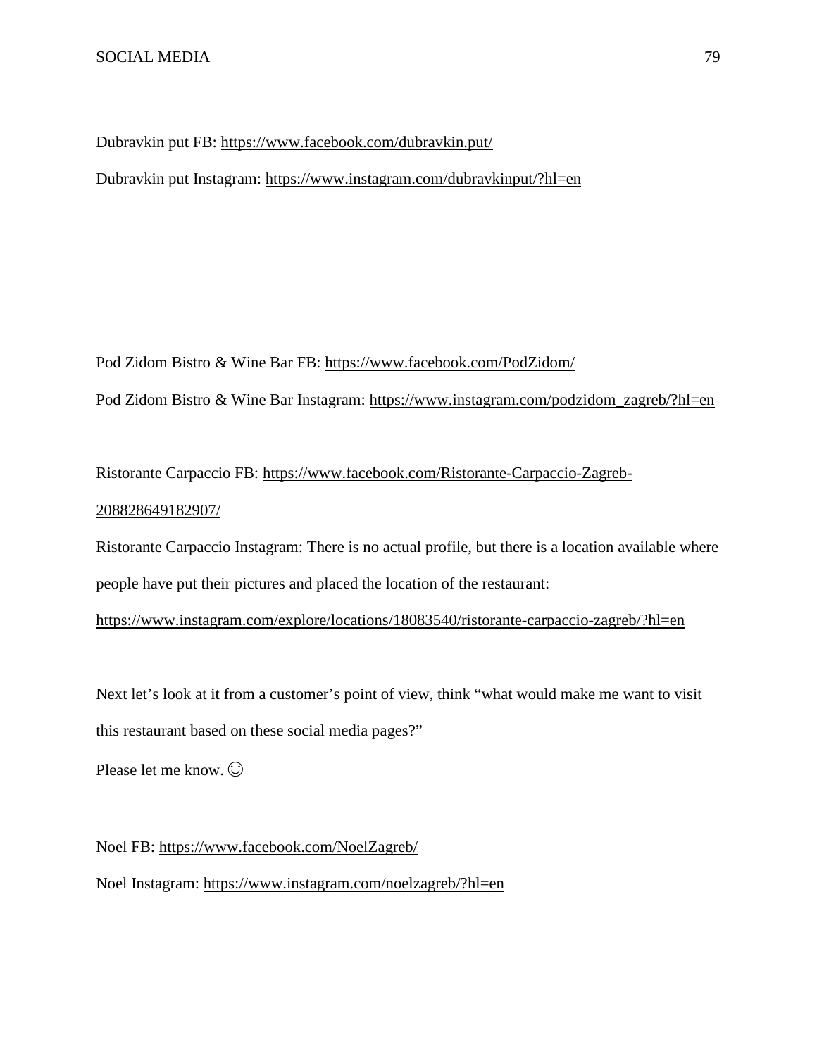Dubravkin put FB: https://www.facebook.com/dubravkin.put/

Dubravkin put Instagram: https://www.instagram.com/dubravkinput/?hl=en

Pod Zidom Bistro & Wine Bar FB: https://www.facebook.com/PodZidom/

Pod Zidom Bistro & Wine Bar Instagram: https://www.instagram.com/podzidom_zagreb/?hl=en

Ristorante Carpaccio FB: https://www.facebook.com/Ristorante-Carpaccio-Zagreb-208828649182907/

Ristorante Carpaccio Instagram: There is no actual profile, but there is a location available where people have put their pictures and placed the location of the restaurant: https://www.instagram.com/explore/locations/18083540/ristorante-carpaccio-zagreb/?hl=en

Next let's look at it from a customer's point of view, think "what would make me want to visit this restaurant based on these social media pages?"

Please let me know. ☺

Noel FB: https://www.facebook.com/NoelZagreb/

Noel Instagram: https://www.instagram.com/noelzagreb/?hl=en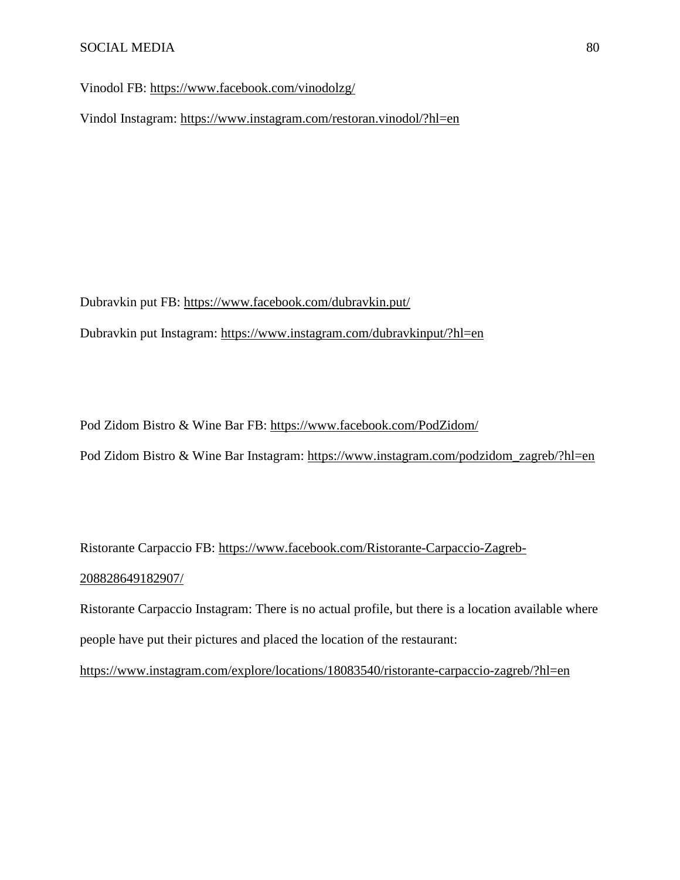Vinodol FB: https://www.facebook.com/vinodolzg/

Vindol Instagram: https://www.instagram.com/restoran.vinodol/?hl=en

Dubravkin put FB: https://www.facebook.com/dubravkin.put/

Dubravkin put Instagram: https://www.instagram.com/dubravkinput/?hl=en

Pod Zidom Bistro & Wine Bar FB: https://www.facebook.com/PodZidom/

Pod Zidom Bistro & Wine Bar Instagram: https://www.instagram.com/podzidom_zagreb/?hl=en

Ristorante Carpaccio FB: https://www.facebook.com/Ristorante-Carpaccio-Zagreb-208828649182907/

Ristorante Carpaccio Instagram: There is no actual profile, but there is a location available where people have put their pictures and placed the location of the restaurant: https://www.instagram.com/explore/locations/18083540/ristorante-carpaccio-zagreb/?hl=en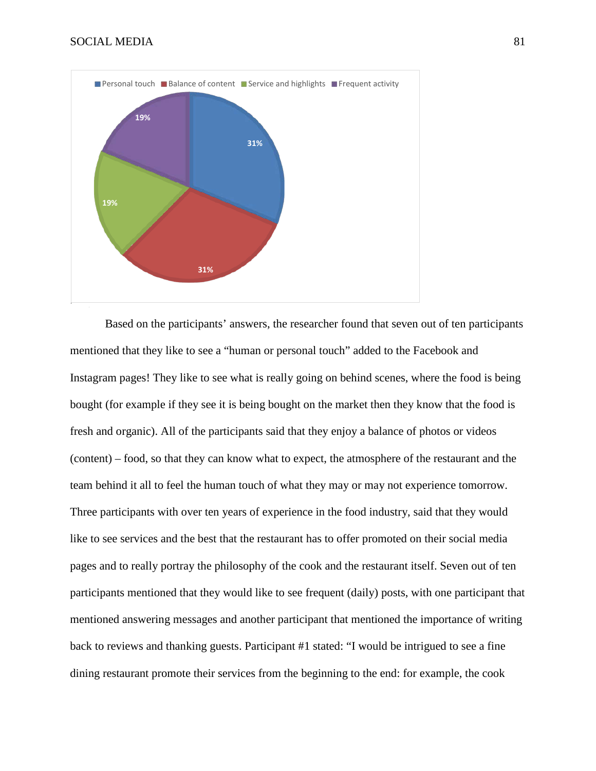Based on the participants' answers, the researcher found that seven out of ten participants mentioned that they like to see a "human or personal touch" added to the Facebook and Instagram pages! They like to see what is really going on behind scenes, where the food is being bought (for example if they see it is being bought on the market then they know that the food is fresh and organic). All of the participants said that they enjoy a balance of photos or videos (content) – food, so that they can know what to expect, the atmosphere of the restaurant and the team behind it all to feel the human touch of what they may or may not experience tomorrow. Three participants with over ten years of experience in the food industry, said that they would like to see services and the best that the restaurant has to offer promoted on their social media pages and to really portray the philosophy of the cook and the restaurant itself. Seven out of ten participants mentioned that they would like to see frequent (daily) posts, with one participant that mentioned answering messages and another participant that mentioned the importance of writing back to reviews and thanking guests. Participant #1 stated: "I would be intrigued to see a fine dining restaurant promote their services from the beginning to the end: for example, the cook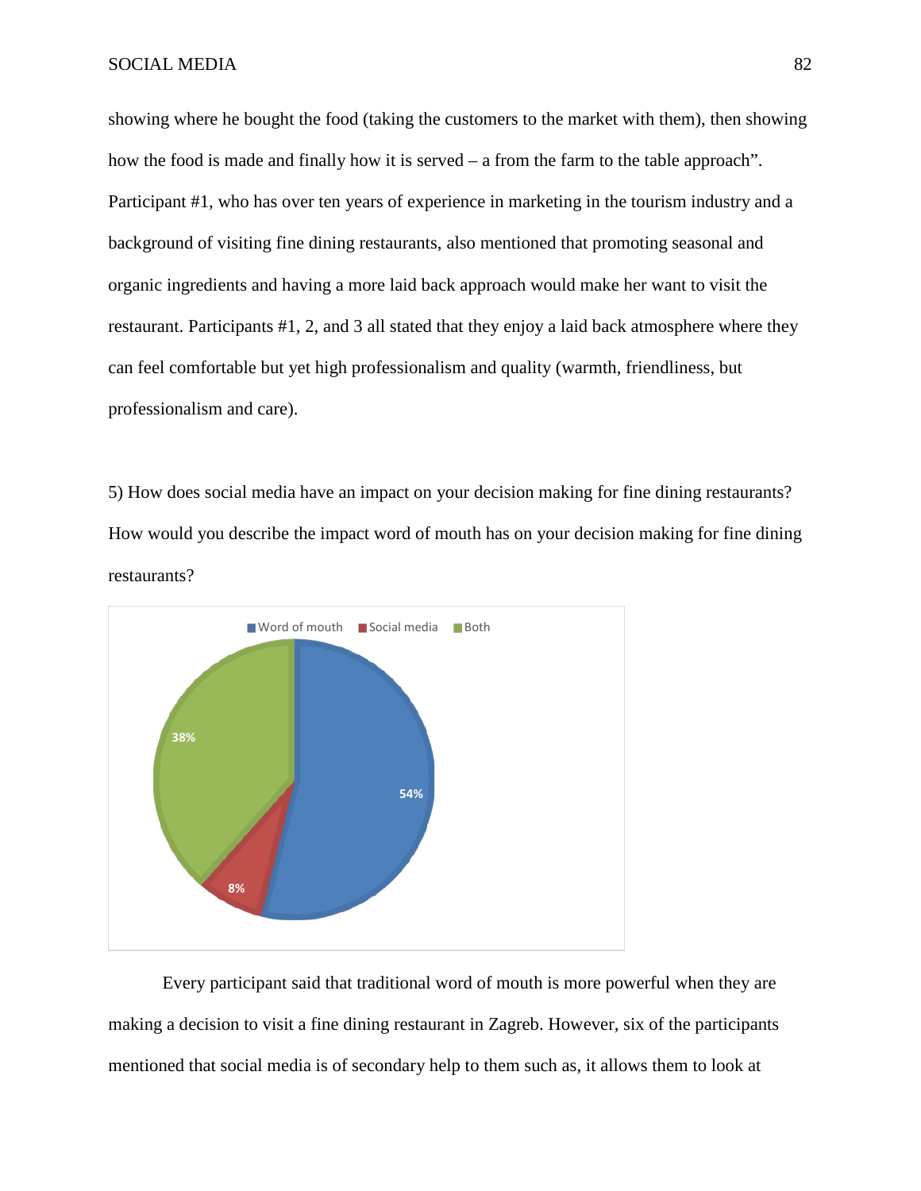showing where he bought the food (taking the customers to the market with them), then showing how the food is made and finally how it is served – a from the farm to the table approach". Participant #1, who has over ten years of experience in marketing in the tourism industry and a background of visiting fine dining restaurants, also mentioned that promoting seasonal and organic ingredients and having a more laid back approach would make her want to visit the restaurant. Participants #1, 2, and 3 all stated that they enjoy a laid back atmosphere where they can feel comfortable but yet high professionalism and quality (warmth, friendliness, but professionalism and care).

5) How does social media have an impact on your decision making for fine dining restaurants? How would you describe the impact word of mouth has on your decision making for fine dining restaurants?

| Response | Percentage |
|---|---|
| Word of mouth | 54% |
| Social media | 8% |
| Both | 38% |

Every participant said that traditional word of mouth is more powerful when they are making a decision to visit a fine dining restaurant in Zagreb. However, six of the participants mentioned that social media is of secondary help to them such as, it allows them to look at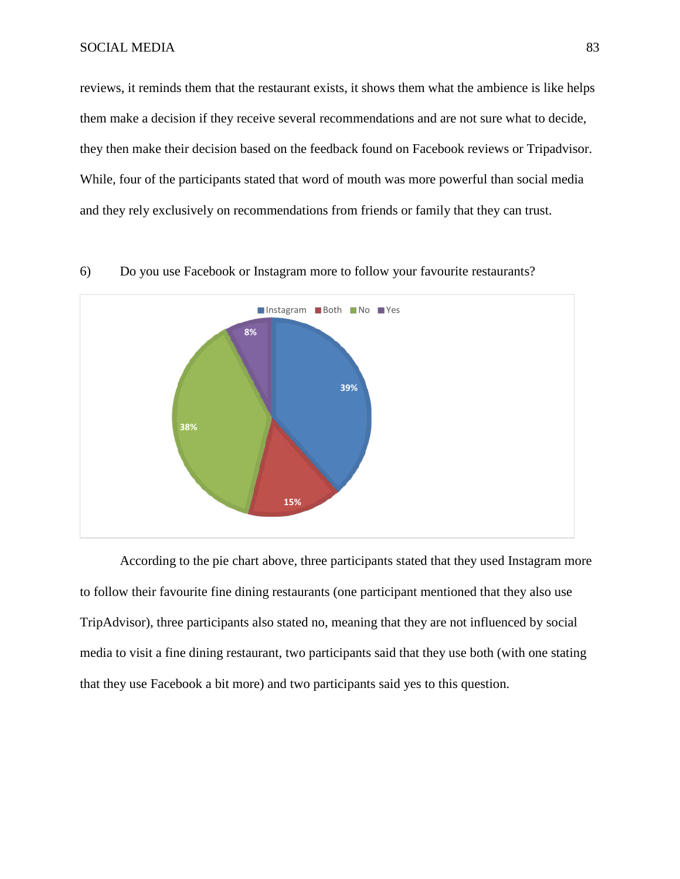reviews, it reminds them that the restaurant exists, it shows them what the ambience is like helps them make a decision if they receive several recommendations and are not sure what to decide, they then make their decision based on the feedback found on Facebook reviews or Tripadvisor. While, four of the participants stated that word of mouth was more powerful than social media and they rely exclusively on recommendations from friends or family that they can trust.

6) Do you use Facebook or Instagram more to follow your favourite restaurants?

According to the pie chart above, three participants stated that they used Instagram more to follow their favourite fine dining restaurants (one participant mentioned that they also use TripAdvisor), three participants also stated no, meaning that they are not influenced by social media to visit a fine dining restaurant, two participants said that they use both (with one stating that they use Facebook a bit more) and two participants said yes to this question.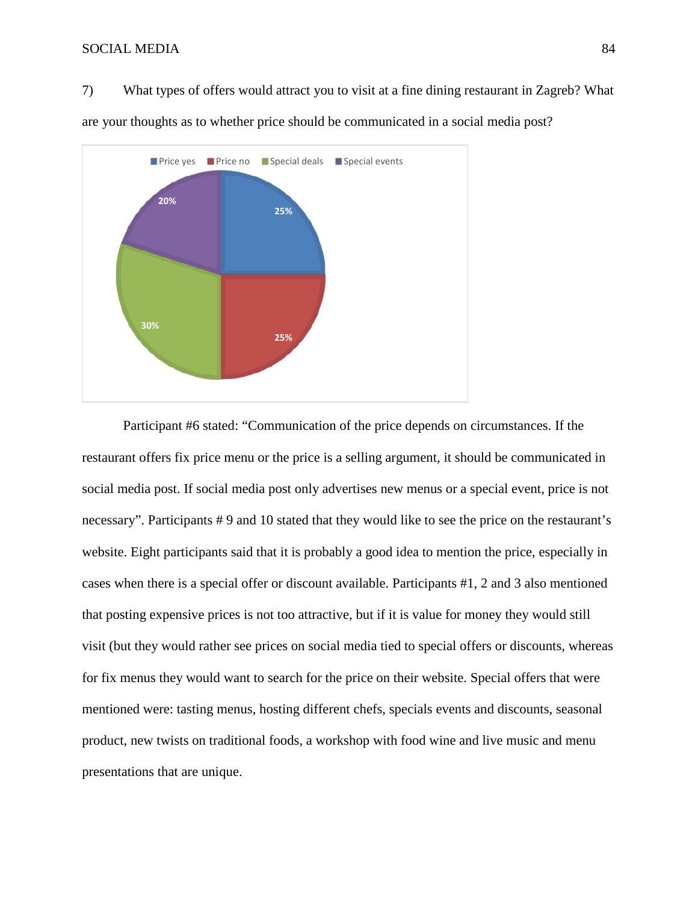7) What types of offers would attract you to visit at a fine dining restaurant in Zagreb? What are your thoughts as to whether price should be communicated in a social media post?

Participant #6 stated: “Communication of the price depends on circumstances. If the restaurant offers fix price menu or the price is a selling argument, it should be communicated in social media post. If social media post only advertises new menus or a special event, price is not necessary”. Participants # 9 and 10 stated that they would like to see the price on the restaurant’s website. Eight participants said that it is probably a good idea to mention the price, especially in cases when there is a special offer or discount available. Participants #1, 2 and 3 also mentioned that posting expensive prices is not too attractive, but if it is value for money they would still visit (but they would rather see prices on social media tied to special offers or discounts, whereas for fix menus they would want to search for the price on their website. Special offers that were mentioned were: tasting menus, hosting different chefs, specials events and discounts, seasonal product, new twists on traditional foods, a workshop with food wine and live music and menu presentations that are unique.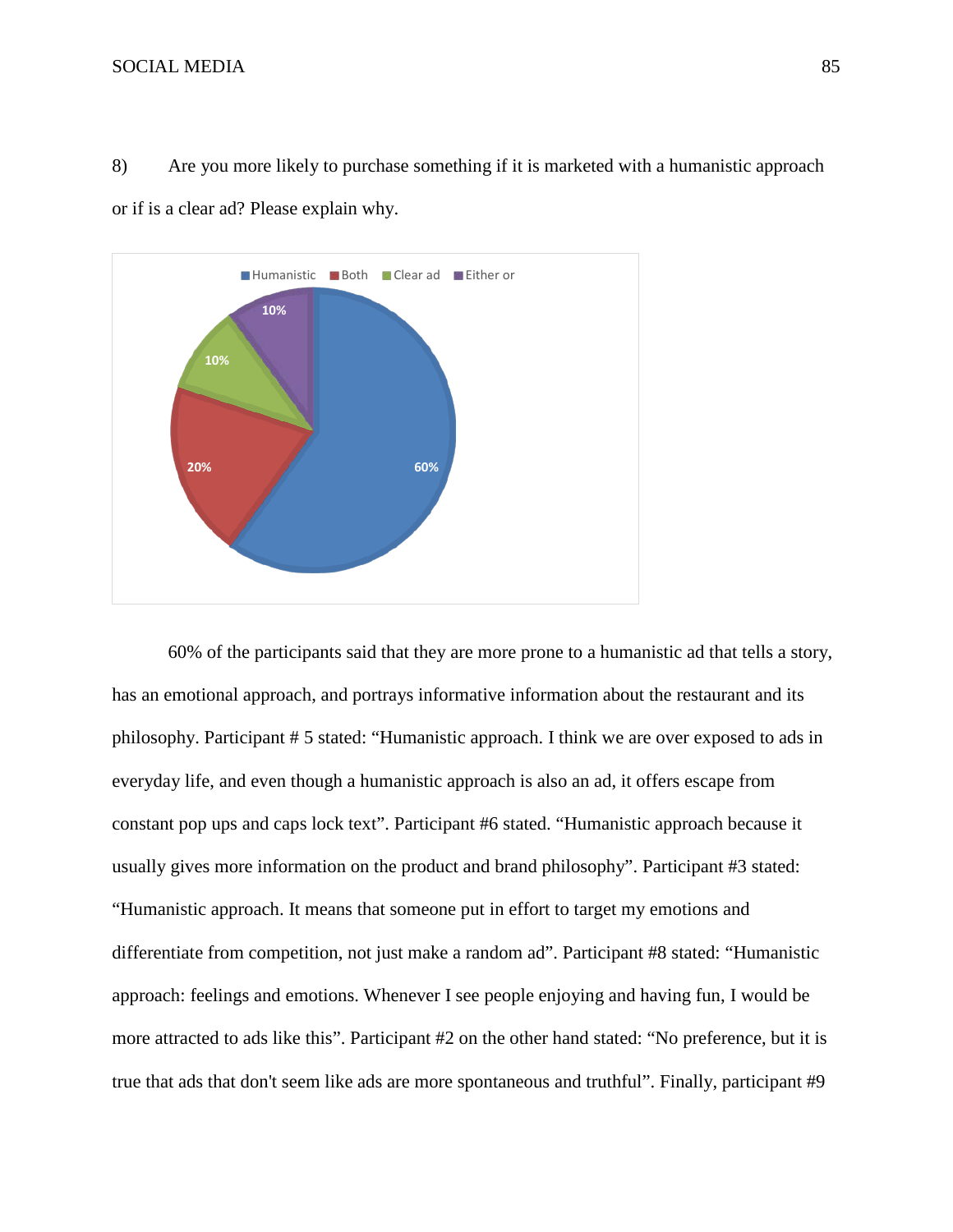8) Are you more likely to purchase something if it is marketed with a humanistic approach or if is a clear ad? Please explain why.

60% of the participants said that they are more prone to a humanistic ad that tells a story, has an emotional approach, and portrays informative information about the restaurant and its philosophy. Participant # 5 stated: "Humanistic approach. I think we are over exposed to ads in everyday life, and even though a humanistic approach is also an ad, it offers escape from constant pop ups and caps lock text". Participant #6 stated. "Humanistic approach because it usually gives more information on the product and brand philosophy". Participant #3 stated: "Humanistic approach. It means that someone put in effort to target my emotions and differentiate from competition, not just make a random ad". Participant #8 stated: "Humanistic approach: feelings and emotions. Whenever I see people enjoying and having fun, I would be more attracted to ads like this". Participant #2 on the other hand stated: "No preference, but it is true that ads that don't seem like ads are more spontaneous and truthful". Finally, participant #9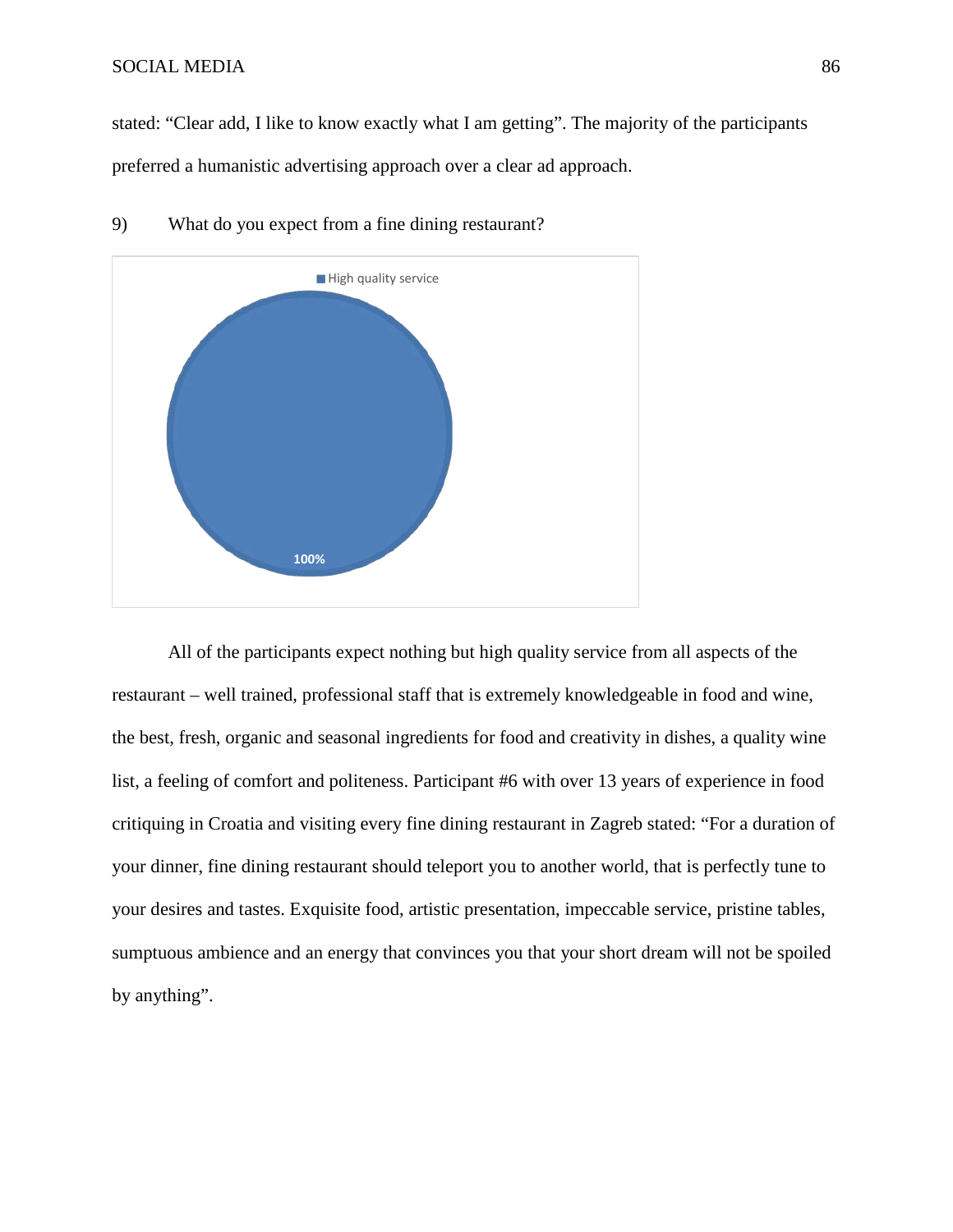stated: "Clear add, I like to know exactly what I am getting". The majority of the participants preferred a humanistic advertising approach over a clear ad approach.

9) What do you expect from a fine dining restaurant?

High quality service

100%

All of the participants expect nothing but high quality service from all aspects of the restaurant – well trained, professional staff that is extremely knowledgeable in food and wine, the best, fresh, organic and seasonal ingredients for food and creativity in dishes, a quality wine list, a feeling of comfort and politeness. Participant #6 with over 13 years of experience in food critiquing in Croatia and visiting every fine dining restaurant in Zagreb stated: "For a duration of your dinner, fine dining restaurant should teleport you to another world, that is perfectly tune to your desires and tastes. Exquisite food, artistic presentation, impeccable service, pristine tables, sumptuous ambience and an energy that convinces you that your short dream will not be spoiled by anything".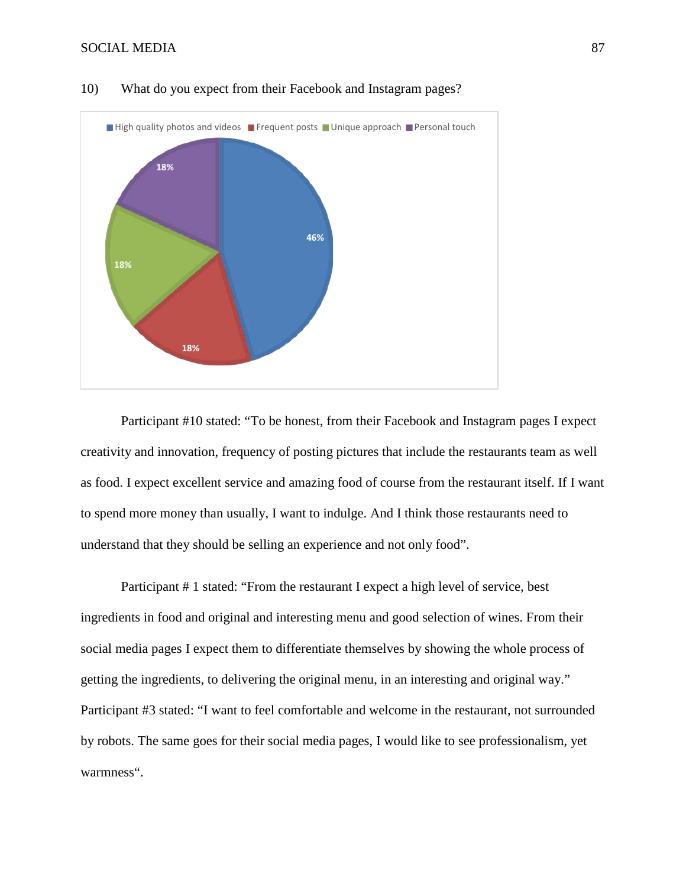10) What do you expect from their Facebook and Instagram pages?

Participant #10 stated: “To be honest, from their Facebook and Instagram pages I expect creativity and innovation, frequency of posting pictures that include the restaurants team as well as food. I expect excellent service and amazing food of course from the restaurant itself. If I want to spend more money than usually, I want to indulge. And I think those restaurants need to understand that they should be selling an experience and not only food”.

Participant # 1 stated: “From the restaurant I expect a high level of service, best ingredients in food and original and interesting menu and good selection of wines. From their social media pages I expect them to differentiate themselves by showing the whole process of getting the ingredients, to delivering the original menu, in an interesting and original way.” Participant #3 stated: “I want to feel comfortable and welcome in the restaurant, not surrounded by robots. The same goes for their social media pages, I would like to see professionalism, yet warmness“.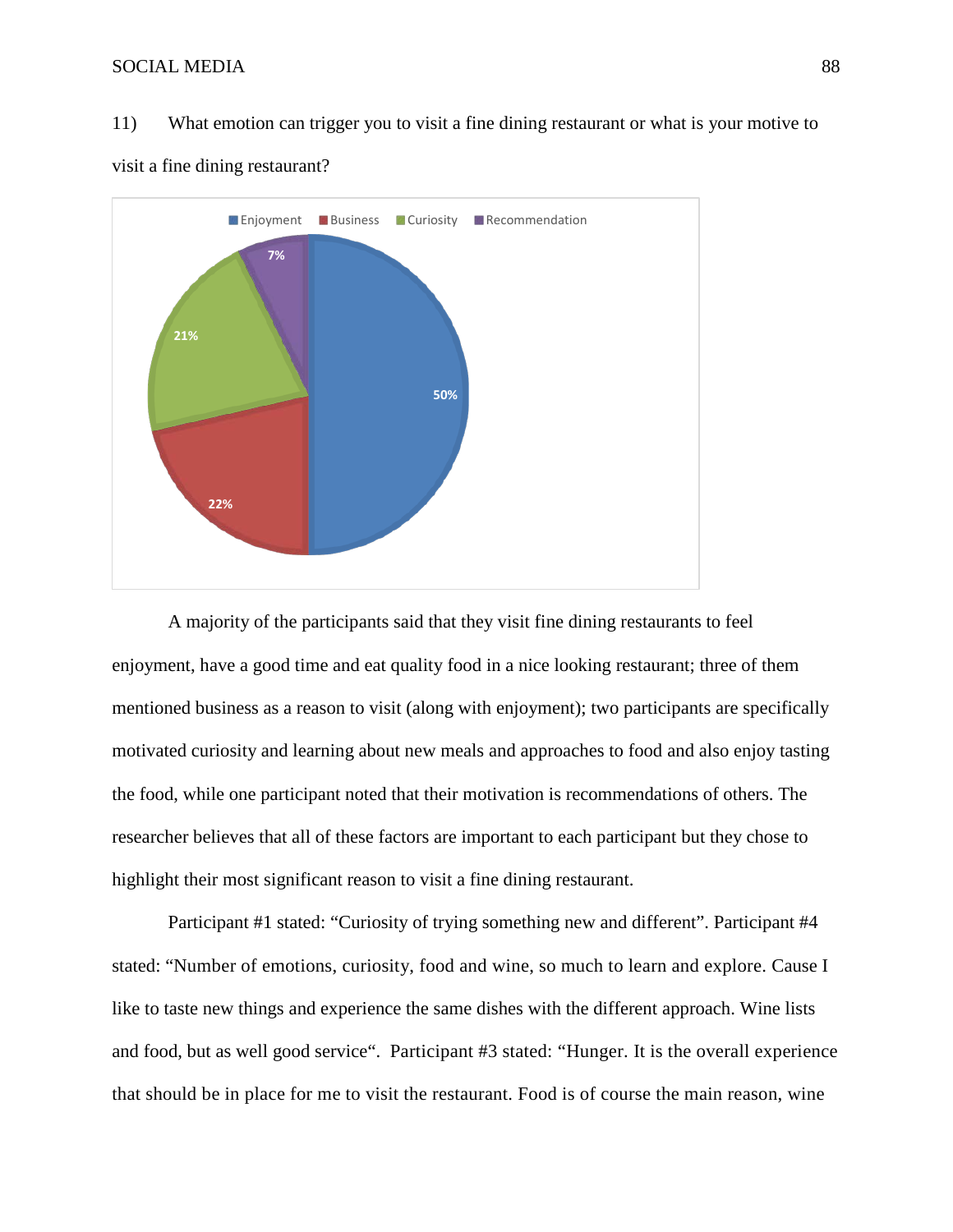11) What emotion can trigger you to visit a fine dining restaurant or what is your motive to visit a fine dining restaurant?

A majority of the participants said that they visit fine dining restaurants to feel enjoyment, have a good time and eat quality food in a nice looking restaurant; three of them mentioned business as a reason to visit (along with enjoyment); two participants are specifically motivated curiosity and learning about new meals and approaches to food and also enjoy tasting the food, while one participant noted that their motivation is recommendations of others. The researcher believes that all of these factors are important to each participant but they chose to highlight their most significant reason to visit a fine dining restaurant.

Participant #1 stated: “Curiosity of trying something new and different”. Participant #4 stated: “Number of emotions, curiosity, food and wine, so much to learn and explore. Cause I like to taste new things and experience the same dishes with the different approach. Wine lists and food, but as well good service“. Participant #3 stated: “Hunger. It is the overall experience that should be in place for me to visit the restaurant. Food is of course the main reason, wine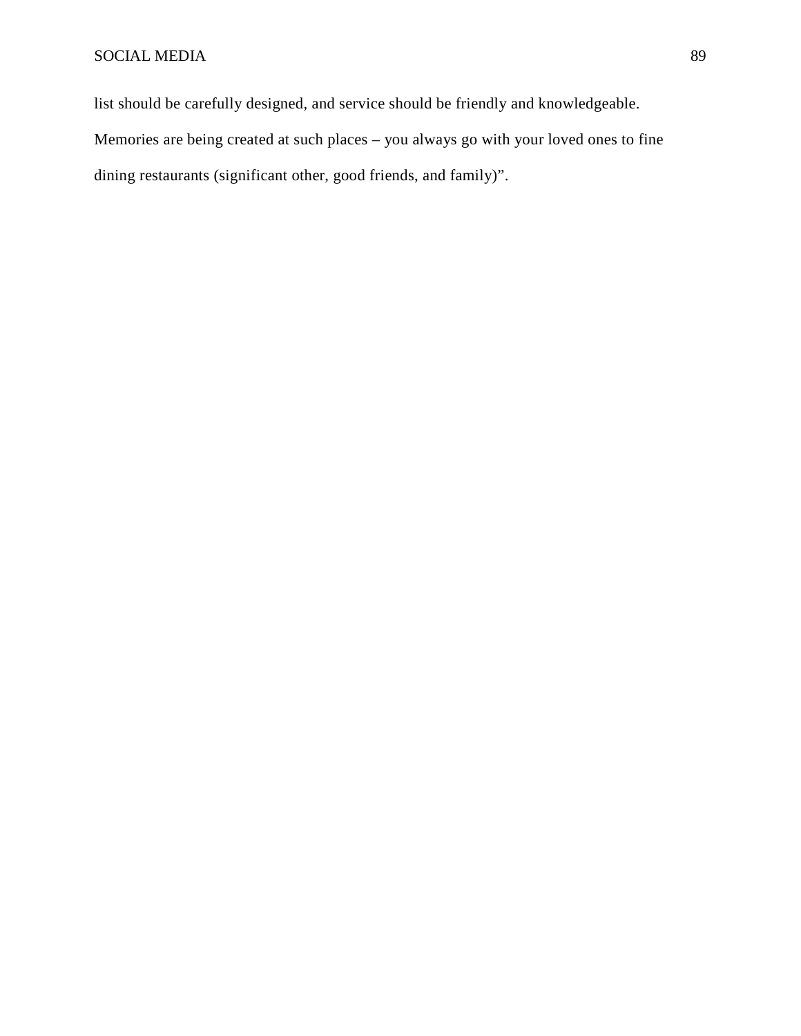list should be carefully designed, and service should be friendly and knowledgeable. Memories are being created at such places – you always go with your loved ones to fine dining restaurants (significant other, good friends, and family)".